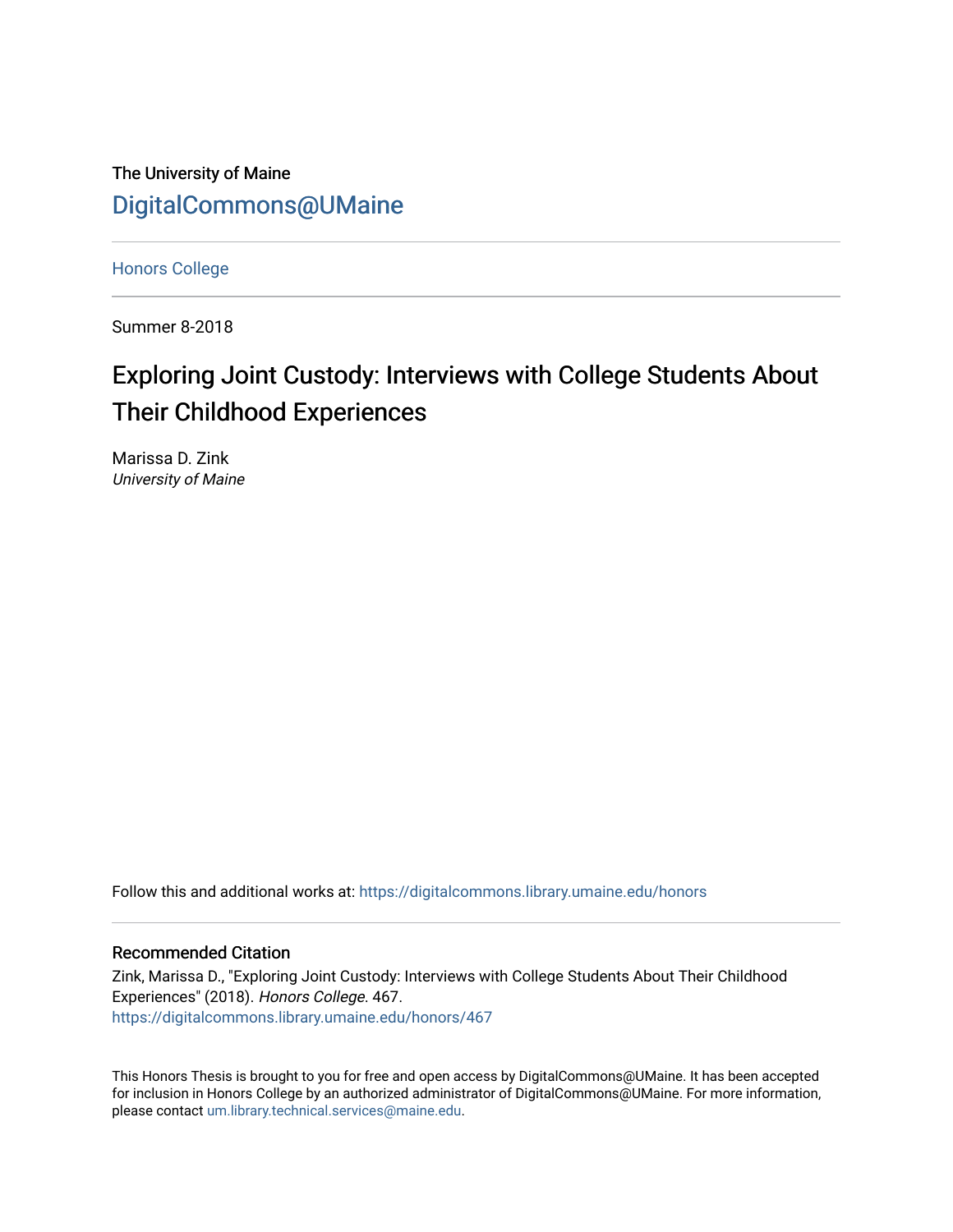The University of Maine

[DigitalCommons@UMaine](https://digitalcommons.library.umaine.edu/)

---

Honors College

---

Summer 8-2018

# Exploring Joint Custody: Interviews with College Students About Their Childhood Experiences

Marissa D. Zink
*University of Maine*

Follow this and additional works at: https://digitalcommons.library.umaine.edu/honors

---

## Recommended Citation

Zink, Marissa D., "Exploring Joint Custody: Interviews with College Students About Their Childhood Experiences" (2018). *Honors College*. 467.
https://digitalcommons.library.umaine.edu/honors/467

---

This Honors Thesis is brought to you for free and open access by DigitalCommons@UMaine. It has been accepted for inclusion in Honors College by an authorized administrator of DigitalCommons@UMaine. For more information, please contact um.library.technical.services@maine.edu.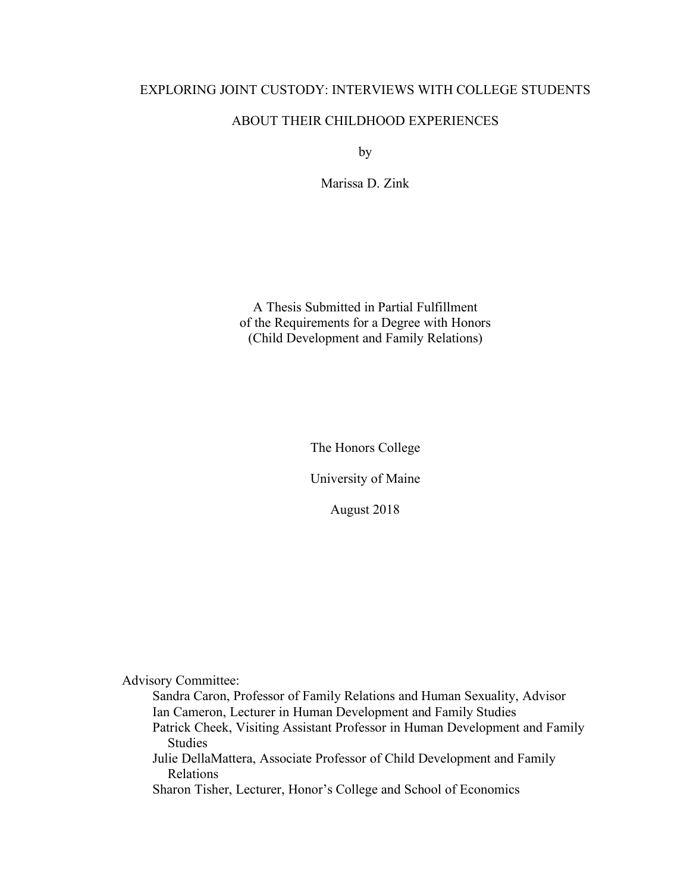# EXPLORING JOINT CUSTODY: INTERVIEWS WITH COLLEGE STUDENTS ABOUT THEIR CHILDHOOD EXPERIENCES

by

Marissa D. Zink

A Thesis Submitted in Partial Fulfillment
of the Requirements for a Degree with Honors
(Child Development and Family Relations)

The Honors College

University of Maine

August 2018

Advisory Committee:

- Sandra Caron, Professor of Family Relations and Human Sexuality, Advisor
- Ian Cameron, Lecturer in Human Development and Family Studies
- Patrick Cheek, Visiting Assistant Professor in Human Development and Family Studies
- Julie DellaMattera, Associate Professor of Child Development and Family Relations
- Sharon Tisher, Lecturer, Honor's College and School of Economics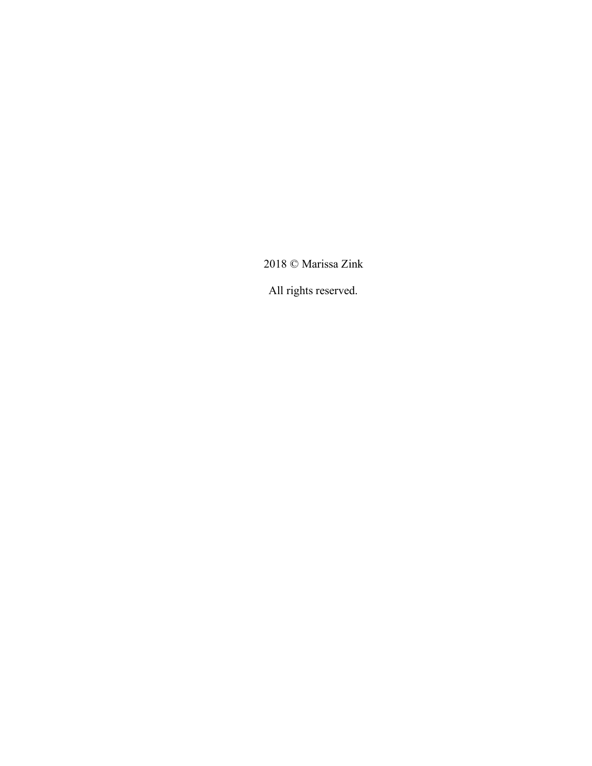2018 © Marissa Zink

All rights reserved.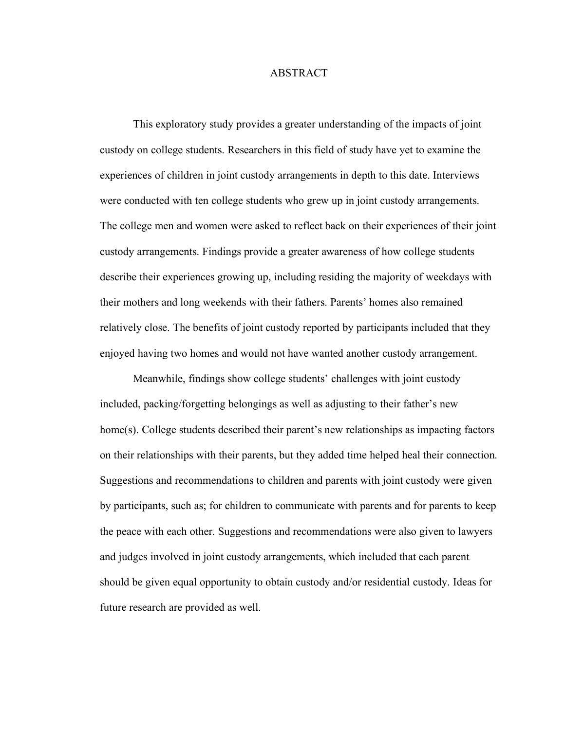# ABSTRACT

This exploratory study provides a greater understanding of the impacts of joint custody on college students. Researchers in this field of study have yet to examine the experiences of children in joint custody arrangements in depth to this date. Interviews were conducted with ten college students who grew up in joint custody arrangements. The college men and women were asked to reflect back on their experiences of their joint custody arrangements. Findings provide a greater awareness of how college students describe their experiences growing up, including residing the majority of weekdays with their mothers and long weekends with their fathers. Parents' homes also remained relatively close. The benefits of joint custody reported by participants included that they enjoyed having two homes and would not have wanted another custody arrangement.

Meanwhile, findings show college students' challenges with joint custody included, packing/forgetting belongings as well as adjusting to their father's new home(s). College students described their parent's new relationships as impacting factors on their relationships with their parents, but they added time helped heal their connection. Suggestions and recommendations to children and parents with joint custody were given by participants, such as; for children to communicate with parents and for parents to keep the peace with each other. Suggestions and recommendations were also given to lawyers and judges involved in joint custody arrangements, which included that each parent should be given equal opportunity to obtain custody and/or residential custody. Ideas for future research are provided as well.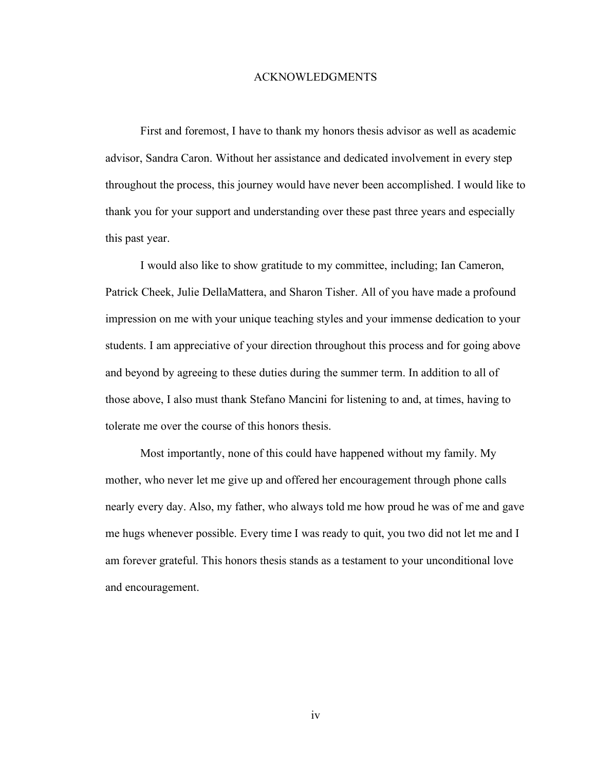# ACKNOWLEDGMENTS

First and foremost, I have to thank my honors thesis advisor as well as academic advisor, Sandra Caron. Without her assistance and dedicated involvement in every step throughout the process, this journey would have never been accomplished. I would like to thank you for your support and understanding over these past three years and especially this past year.

I would also like to show gratitude to my committee, including; Ian Cameron, Patrick Cheek, Julie DellaMattera, and Sharon Tisher. All of you have made a profound impression on me with your unique teaching styles and your immense dedication to your students. I am appreciative of your direction throughout this process and for going above and beyond by agreeing to these duties during the summer term. In addition to all of those above, I also must thank Stefano Mancini for listening to and, at times, having to tolerate me over the course of this honors thesis.

Most importantly, none of this could have happened without my family. My mother, who never let me give up and offered her encouragement through phone calls nearly every day. Also, my father, who always told me how proud he was of me and gave me hugs whenever possible. Every time I was ready to quit, you two did not let me and I am forever grateful. This honors thesis stands as a testament to your unconditional love and encouragement.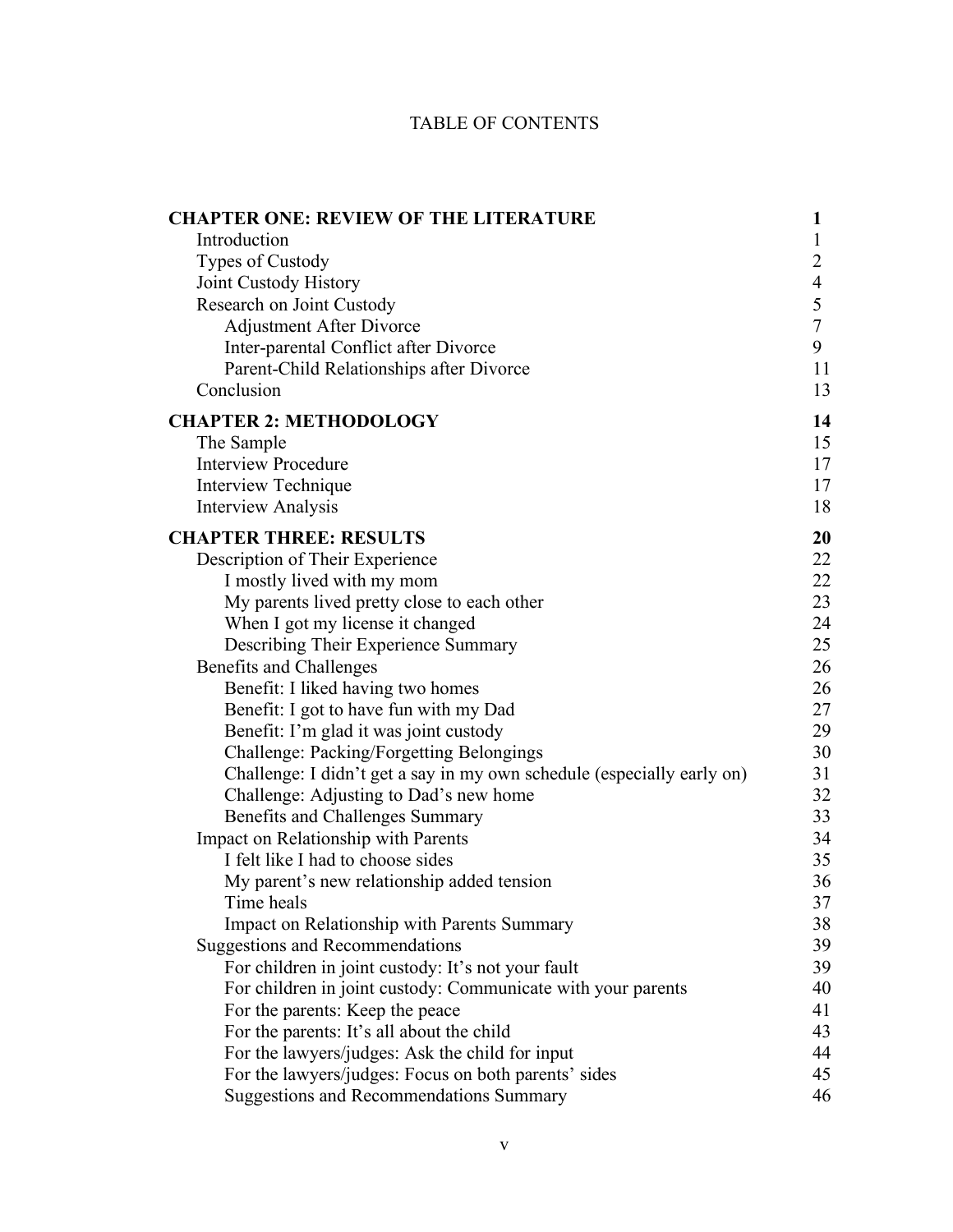# TABLE OF CONTENTS

| | |
|---|---|
| **CHAPTER ONE: REVIEW OF THE LITERATURE** | **1** |
| Introduction | 1 |
| Types of Custody | 2 |
| Joint Custody History | 4 |
| Research on Joint Custody | 5 |
| Adjustment After Divorce | 7 |
| Inter-parental Conflict after Divorce | 9 |
| Parent-Child Relationships after Divorce | 11 |
| Conclusion | 13 |
| **CHAPTER 2: METHODOLOGY** | **14** |
| The Sample | 15 |
| Interview Procedure | 17 |
| Interview Technique | 17 |
| Interview Analysis | 18 |
| **CHAPTER THREE: RESULTS** | **20** |
| Description of Their Experience | 22 |
| I mostly lived with my mom | 22 |
| My parents lived pretty close to each other | 23 |
| When I got my license it changed | 24 |
| Describing Their Experience Summary | 25 |
| Benefits and Challenges | 26 |
| Benefit: I liked having two homes | 26 |
| Benefit: I got to have fun with my Dad | 27 |
| Benefit: I'm glad it was joint custody | 29 |
| Challenge: Packing/Forgetting Belongings | 30 |
| Challenge: I didn't get a say in my own schedule (especially early on) | 31 |
| Challenge: Adjusting to Dad's new home | 32 |
| Benefits and Challenges Summary | 33 |
| Impact on Relationship with Parents | 34 |
| I felt like I had to choose sides | 35 |
| My parent's new relationship added tension | 36 |
| Time heals | 37 |
| Impact on Relationship with Parents Summary | 38 |
| Suggestions and Recommendations | 39 |
| For children in joint custody: It's not your fault | 39 |
| For children in joint custody: Communicate with your parents | 40 |
| For the parents: Keep the peace | 41 |
| For the parents: It's all about the child | 43 |
| For the lawyers/judges: Ask the child for input | 44 |
| For the lawyers/judges: Focus on both parents' sides | 45 |
| Suggestions and Recommendations Summary | 46 |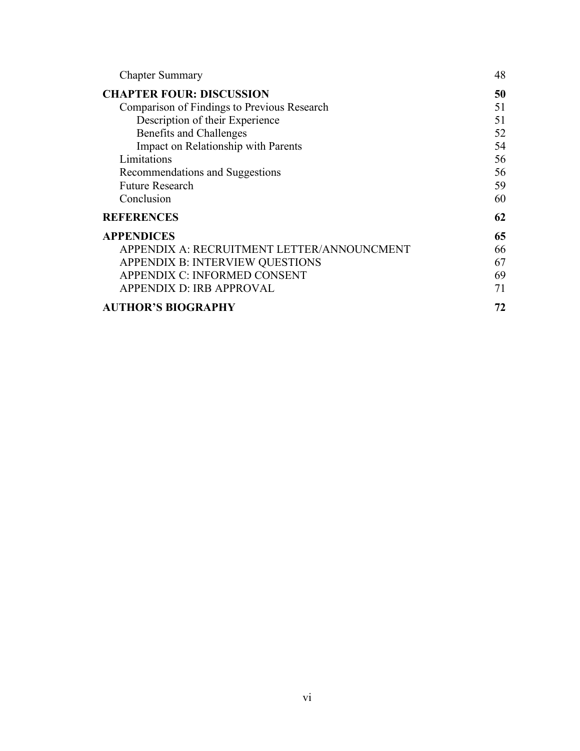| | |
|---|---|
| Chapter Summary | 48 |
| **CHAPTER FOUR: DISCUSSION** | **50** |
| Comparison of Findings to Previous Research | 51 |
| Description of their Experience | 51 |
| Benefits and Challenges | 52 |
| Impact on Relationship with Parents | 54 |
| Limitations | 56 |
| Recommendations and Suggestions | 56 |
| Future Research | 59 |
| Conclusion | 60 |
| **REFERENCES** | **62** |
| **APPENDICES** | **65** |
| APPENDIX A: RECRUITMENT LETTER/ANNOUNCMENT | 66 |
| APPENDIX B: INTERVIEW QUESTIONS | 67 |
| APPENDIX C: INFORMED CONSENT | 69 |
| APPENDIX D: IRB APPROVAL | 71 |
| **AUTHOR'S BIOGRAPHY** | **72** |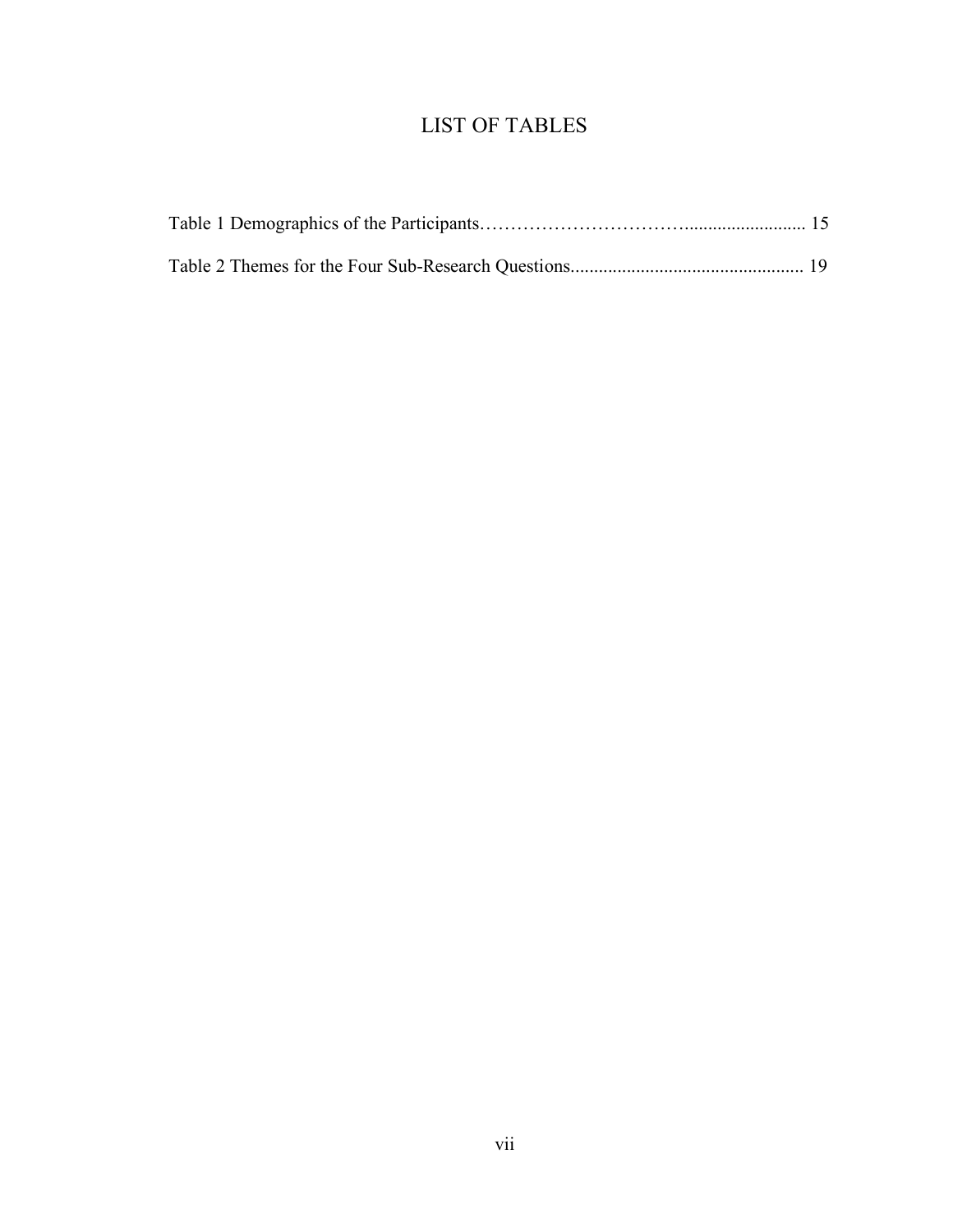# LIST OF TABLES

Table 1 Demographics of the Participants…………………………….......................... 15

Table 2 Themes for the Four Sub-Research Questions................................................. 19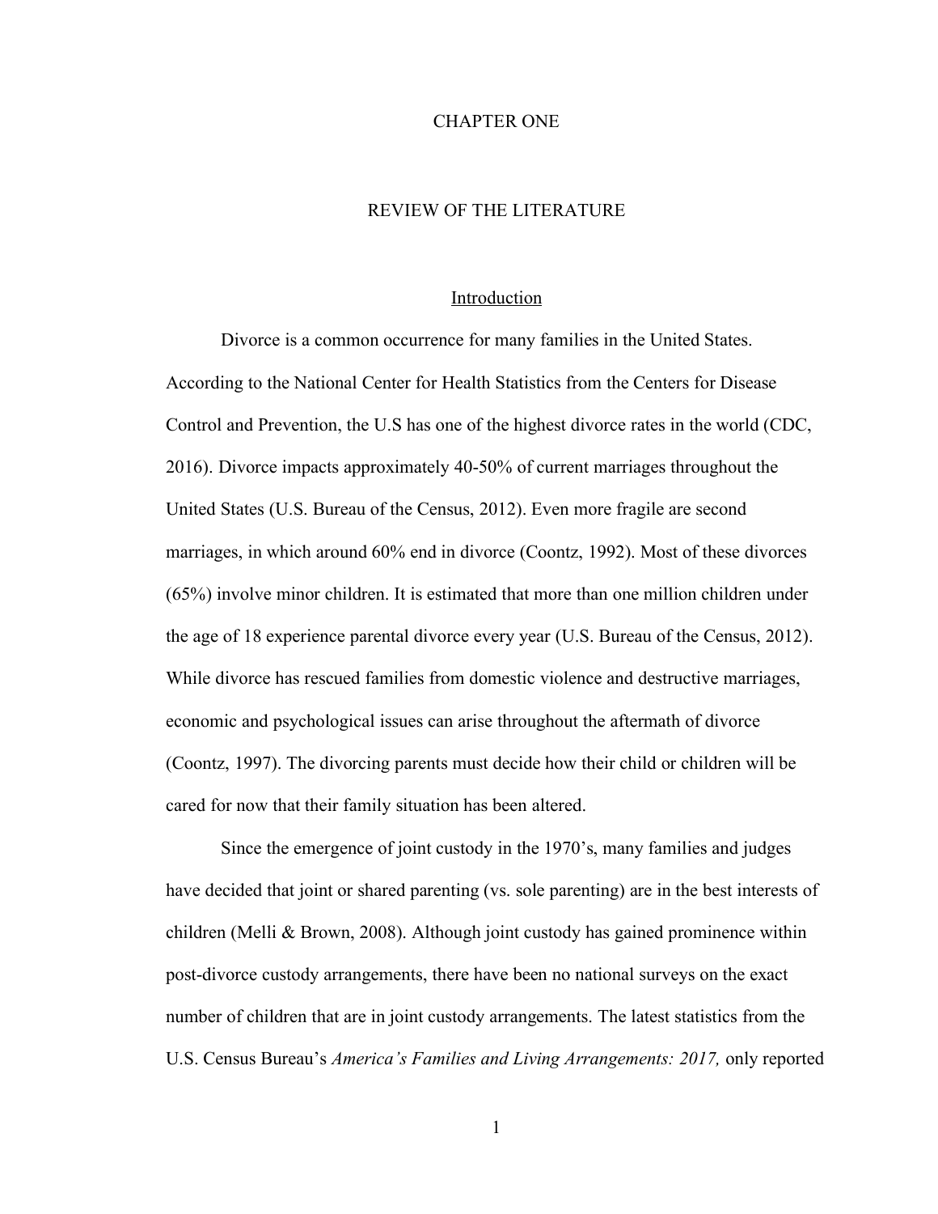# CHAPTER ONE

# REVIEW OF THE LITERATURE

## Introduction

Divorce is a common occurrence for many families in the United States. According to the National Center for Health Statistics from the Centers for Disease Control and Prevention, the U.S has one of the highest divorce rates in the world (CDC, 2016). Divorce impacts approximately 40-50% of current marriages throughout the United States (U.S. Bureau of the Census, 2012). Even more fragile are second marriages, in which around 60% end in divorce (Coontz, 1992). Most of these divorces (65%) involve minor children. It is estimated that more than one million children under the age of 18 experience parental divorce every year (U.S. Bureau of the Census, 2012). While divorce has rescued families from domestic violence and destructive marriages, economic and psychological issues can arise throughout the aftermath of divorce (Coontz, 1997). The divorcing parents must decide how their child or children will be cared for now that their family situation has been altered.

Since the emergence of joint custody in the 1970's, many families and judges have decided that joint or shared parenting (vs. sole parenting) are in the best interests of children (Melli & Brown, 2008). Although joint custody has gained prominence within post-divorce custody arrangements, there have been no national surveys on the exact number of children that are in joint custody arrangements. The latest statistics from the U.S. Census Bureau's *America's Families and Living Arrangements: 2017,* only reported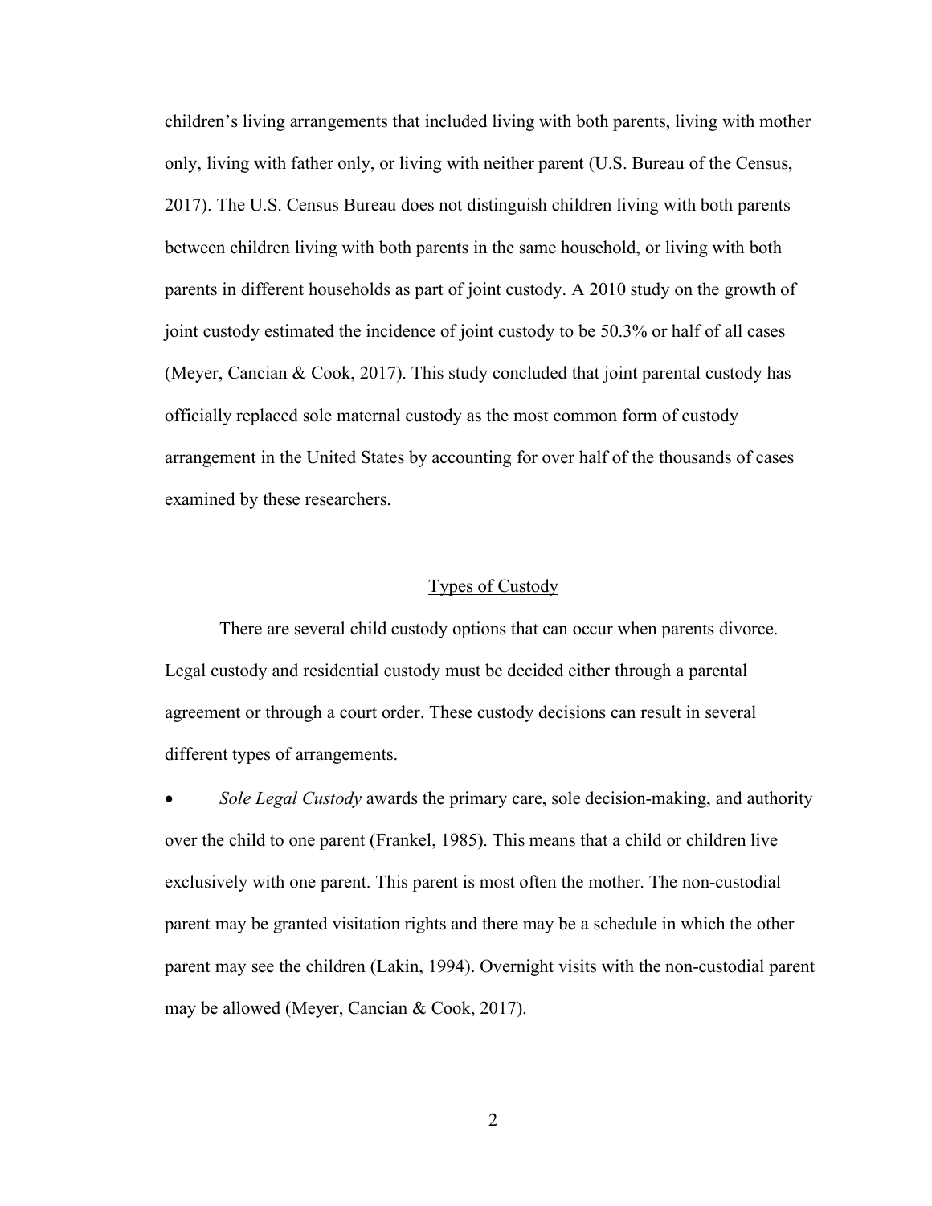children's living arrangements that included living with both parents, living with mother only, living with father only, or living with neither parent (U.S. Bureau of the Census, 2017). The U.S. Census Bureau does not distinguish children living with both parents between children living with both parents in the same household, or living with both parents in different households as part of joint custody. A 2010 study on the growth of joint custody estimated the incidence of joint custody to be 50.3% or half of all cases (Meyer, Cancian & Cook, 2017). This study concluded that joint parental custody has officially replaced sole maternal custody as the most common form of custody arrangement in the United States by accounting for over half of the thousands of cases examined by these researchers.

## Types of Custody

There are several child custody options that can occur when parents divorce. Legal custody and residential custody must be decided either through a parental agreement or through a court order. These custody decisions can result in several different types of arrangements.

- *Sole Legal Custody* awards the primary care, sole decision-making, and authority over the child to one parent (Frankel, 1985). This means that a child or children live exclusively with one parent. This parent is most often the mother. The non-custodial parent may be granted visitation rights and there may be a schedule in which the other parent may see the children (Lakin, 1994). Overnight visits with the non-custodial parent may be allowed (Meyer, Cancian & Cook, 2017).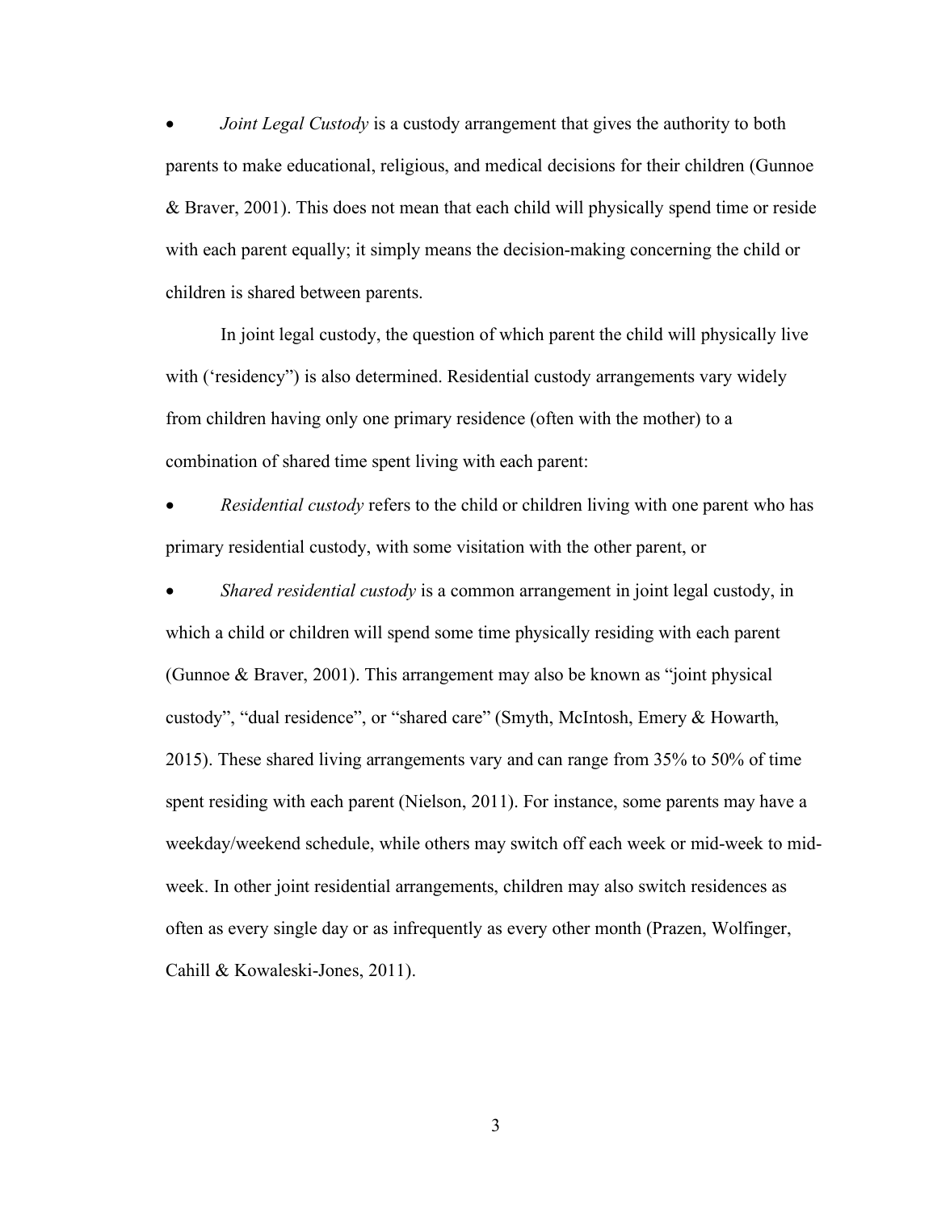- *Joint Legal Custody* is a custody arrangement that gives the authority to both parents to make educational, religious, and medical decisions for their children (Gunnoe & Braver, 2001). This does not mean that each child will physically spend time or reside with each parent equally; it simply means the decision-making concerning the child or children is shared between parents.

In joint legal custody, the question of which parent the child will physically live with ('residency") is also determined. Residential custody arrangements vary widely from children having only one primary residence (often with the mother) to a combination of shared time spent living with each parent:

- *Residential custody* refers to the child or children living with one parent who has primary residential custody, with some visitation with the other parent, or

- *Shared residential custody* is a common arrangement in joint legal custody, in which a child or children will spend some time physically residing with each parent (Gunnoe & Braver, 2001). This arrangement may also be known as "joint physical custody", "dual residence", or "shared care" (Smyth, McIntosh, Emery & Howarth, 2015). These shared living arrangements vary and can range from 35% to 50% of time spent residing with each parent (Nielson, 2011). For instance, some parents may have a weekday/weekend schedule, while others may switch off each week or mid-week to mid-week. In other joint residential arrangements, children may also switch residences as often as every single day or as infrequently as every other month (Prazen, Wolfinger, Cahill & Kowaleski-Jones, 2011).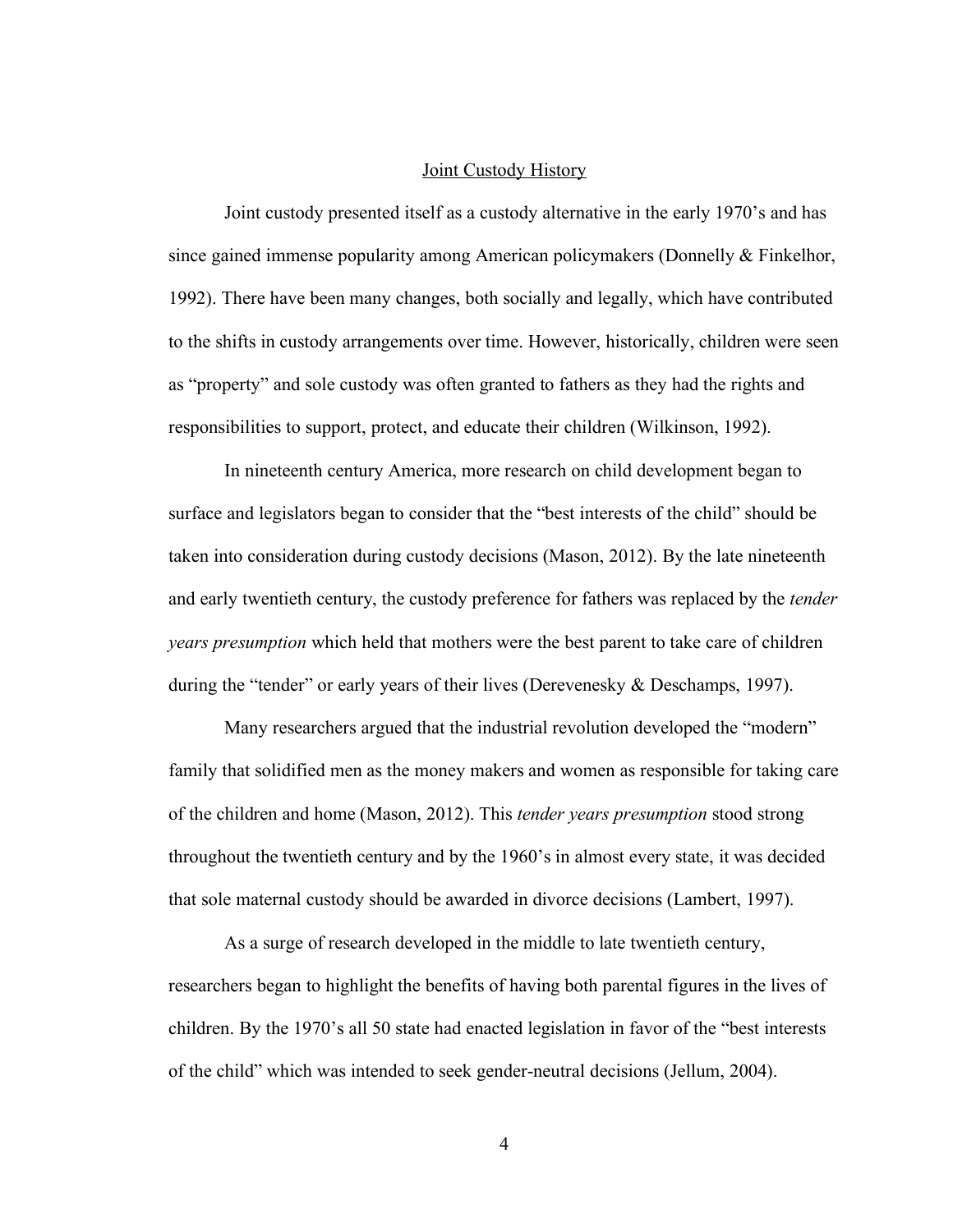## Joint Custody History

Joint custody presented itself as a custody alternative in the early 1970's and has since gained immense popularity among American policymakers (Donnelly & Finkelhor, 1992). There have been many changes, both socially and legally, which have contributed to the shifts in custody arrangements over time. However, historically, children were seen as "property" and sole custody was often granted to fathers as they had the rights and responsibilities to support, protect, and educate their children (Wilkinson, 1992).

In nineteenth century America, more research on child development began to surface and legislators began to consider that the "best interests of the child" should be taken into consideration during custody decisions (Mason, 2012). By the late nineteenth and early twentieth century, the custody preference for fathers was replaced by the *tender years presumption* which held that mothers were the best parent to take care of children during the "tender" or early years of their lives (Derevenesky & Deschamps, 1997).

Many researchers argued that the industrial revolution developed the "modern" family that solidified men as the money makers and women as responsible for taking care of the children and home (Mason, 2012). This *tender years presumption* stood strong throughout the twentieth century and by the 1960's in almost every state, it was decided that sole maternal custody should be awarded in divorce decisions (Lambert, 1997).

As a surge of research developed in the middle to late twentieth century, researchers began to highlight the benefits of having both parental figures in the lives of children. By the 1970's all 50 state had enacted legislation in favor of the "best interests of the child" which was intended to seek gender-neutral decisions (Jellum, 2004).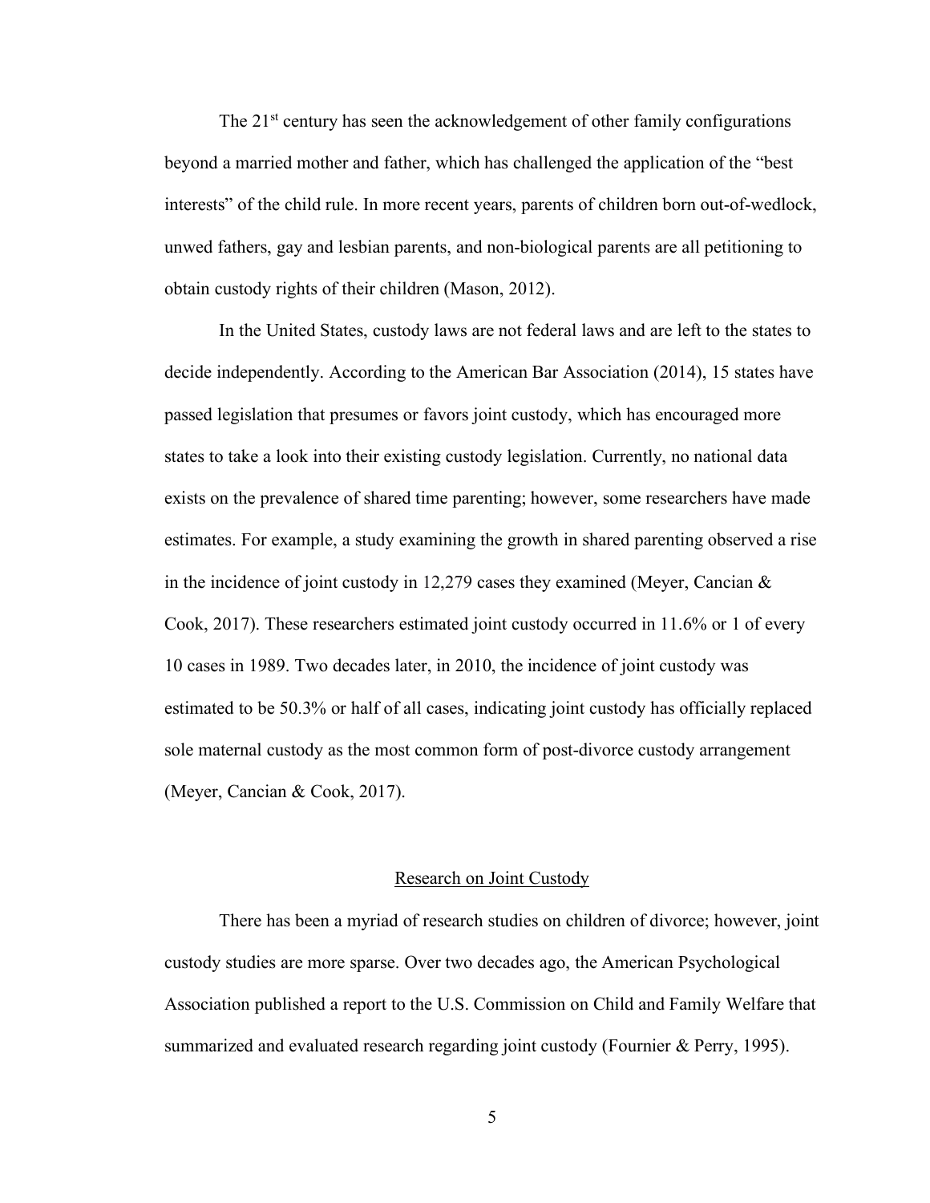The 21st century has seen the acknowledgement of other family configurations beyond a married mother and father, which has challenged the application of the "best interests" of the child rule. In more recent years, parents of children born out-of-wedlock, unwed fathers, gay and lesbian parents, and non-biological parents are all petitioning to obtain custody rights of their children (Mason, 2012).

In the United States, custody laws are not federal laws and are left to the states to decide independently. According to the American Bar Association (2014), 15 states have passed legislation that presumes or favors joint custody, which has encouraged more states to take a look into their existing custody legislation. Currently, no national data exists on the prevalence of shared time parenting; however, some researchers have made estimates. For example, a study examining the growth in shared parenting observed a rise in the incidence of joint custody in 12,279 cases they examined (Meyer, Cancian & Cook, 2017). These researchers estimated joint custody occurred in 11.6% or 1 of every 10 cases in 1989. Two decades later, in 2010, the incidence of joint custody was estimated to be 50.3% or half of all cases, indicating joint custody has officially replaced sole maternal custody as the most common form of post-divorce custody arrangement (Meyer, Cancian & Cook, 2017).

## Research on Joint Custody

There has been a myriad of research studies on children of divorce; however, joint custody studies are more sparse. Over two decades ago, the American Psychological Association published a report to the U.S. Commission on Child and Family Welfare that summarized and evaluated research regarding joint custody (Fournier & Perry, 1995).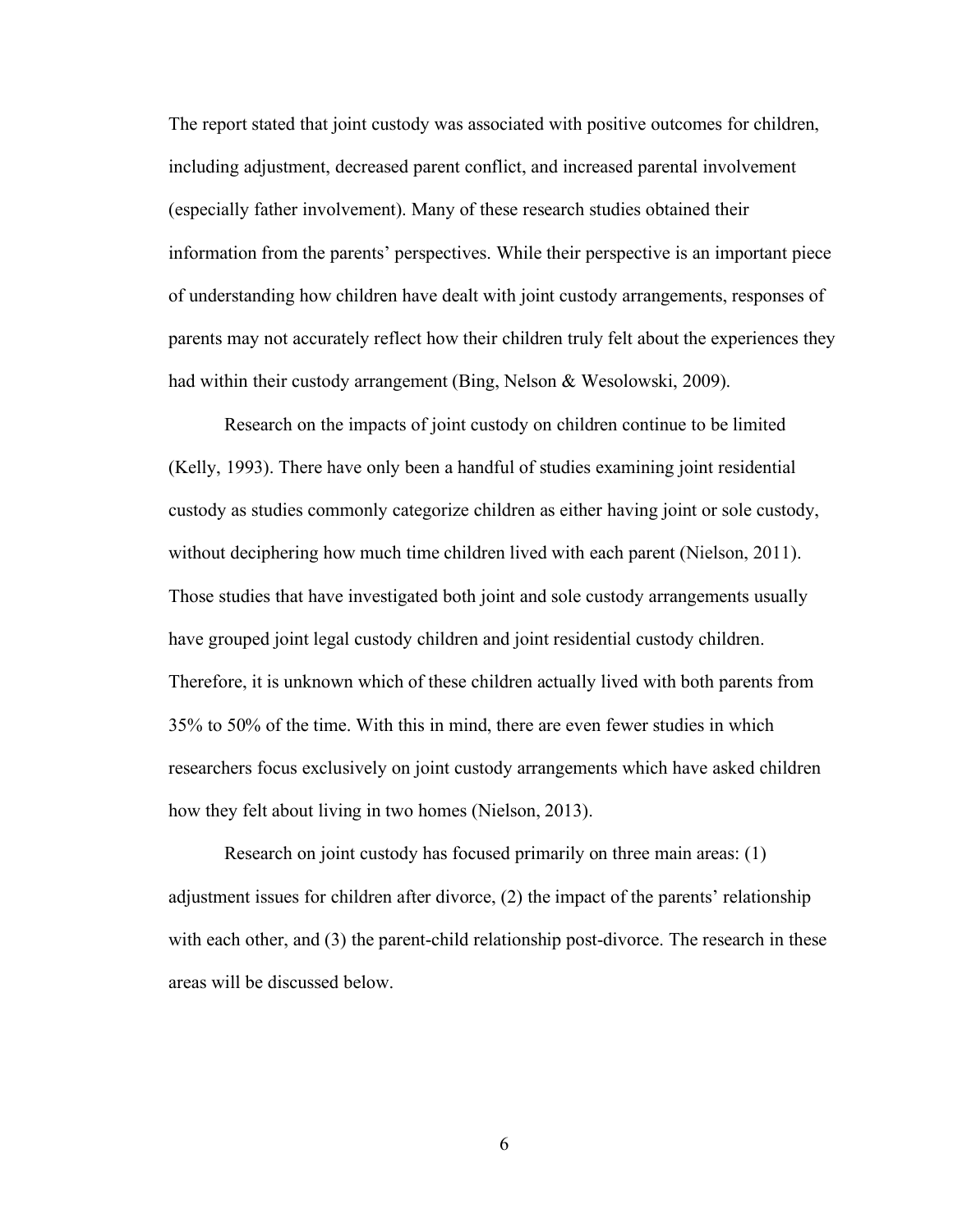The report stated that joint custody was associated with positive outcomes for children, including adjustment, decreased parent conflict, and increased parental involvement (especially father involvement). Many of these research studies obtained their information from the parents' perspectives. While their perspective is an important piece of understanding how children have dealt with joint custody arrangements, responses of parents may not accurately reflect how their children truly felt about the experiences they had within their custody arrangement (Bing, Nelson & Wesolowski, 2009).

Research on the impacts of joint custody on children continue to be limited (Kelly, 1993). There have only been a handful of studies examining joint residential custody as studies commonly categorize children as either having joint or sole custody, without deciphering how much time children lived with each parent (Nielson, 2011). Those studies that have investigated both joint and sole custody arrangements usually have grouped joint legal custody children and joint residential custody children. Therefore, it is unknown which of these children actually lived with both parents from 35% to 50% of the time. With this in mind, there are even fewer studies in which researchers focus exclusively on joint custody arrangements which have asked children how they felt about living in two homes (Nielson, 2013).

Research on joint custody has focused primarily on three main areas: (1) adjustment issues for children after divorce, (2) the impact of the parents' relationship with each other, and (3) the parent-child relationship post-divorce. The research in these areas will be discussed below.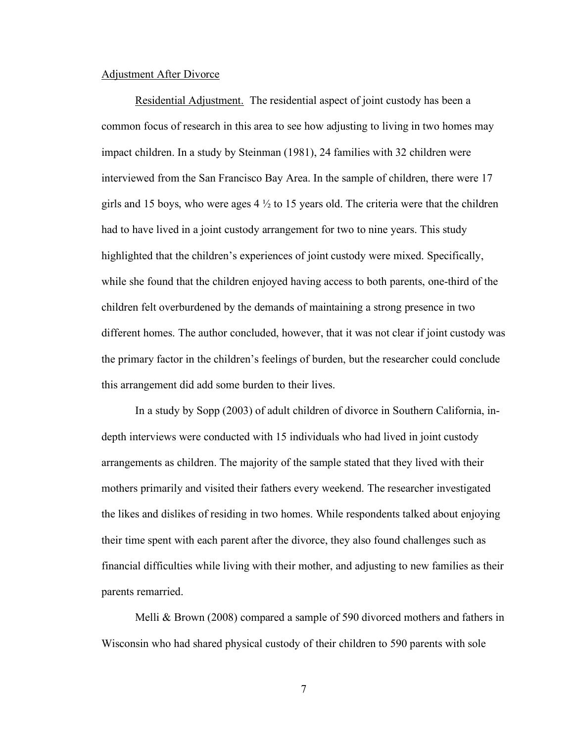## Adjustment After Divorce

### Residential Adjustment.

The residential aspect of joint custody has been a common focus of research in this area to see how adjusting to living in two homes may impact children. In a study by Steinman (1981), 24 families with 32 children were interviewed from the San Francisco Bay Area. In the sample of children, there were 17 girls and 15 boys, who were ages 4 ½ to 15 years old. The criteria were that the children had to have lived in a joint custody arrangement for two to nine years. This study highlighted that the children's experiences of joint custody were mixed. Specifically, while she found that the children enjoyed having access to both parents, one-third of the children felt overburdened by the demands of maintaining a strong presence in two different homes. The author concluded, however, that it was not clear if joint custody was the primary factor in the children's feelings of burden, but the researcher could conclude this arrangement did add some burden to their lives.

In a study by Sopp (2003) of adult children of divorce in Southern California, in-depth interviews were conducted with 15 individuals who had lived in joint custody arrangements as children. The majority of the sample stated that they lived with their mothers primarily and visited their fathers every weekend. The researcher investigated the likes and dislikes of residing in two homes. While respondents talked about enjoying their time spent with each parent after the divorce, they also found challenges such as financial difficulties while living with their mother, and adjusting to new families as their parents remarried.

Melli & Brown (2008) compared a sample of 590 divorced mothers and fathers in Wisconsin who had shared physical custody of their children to 590 parents with sole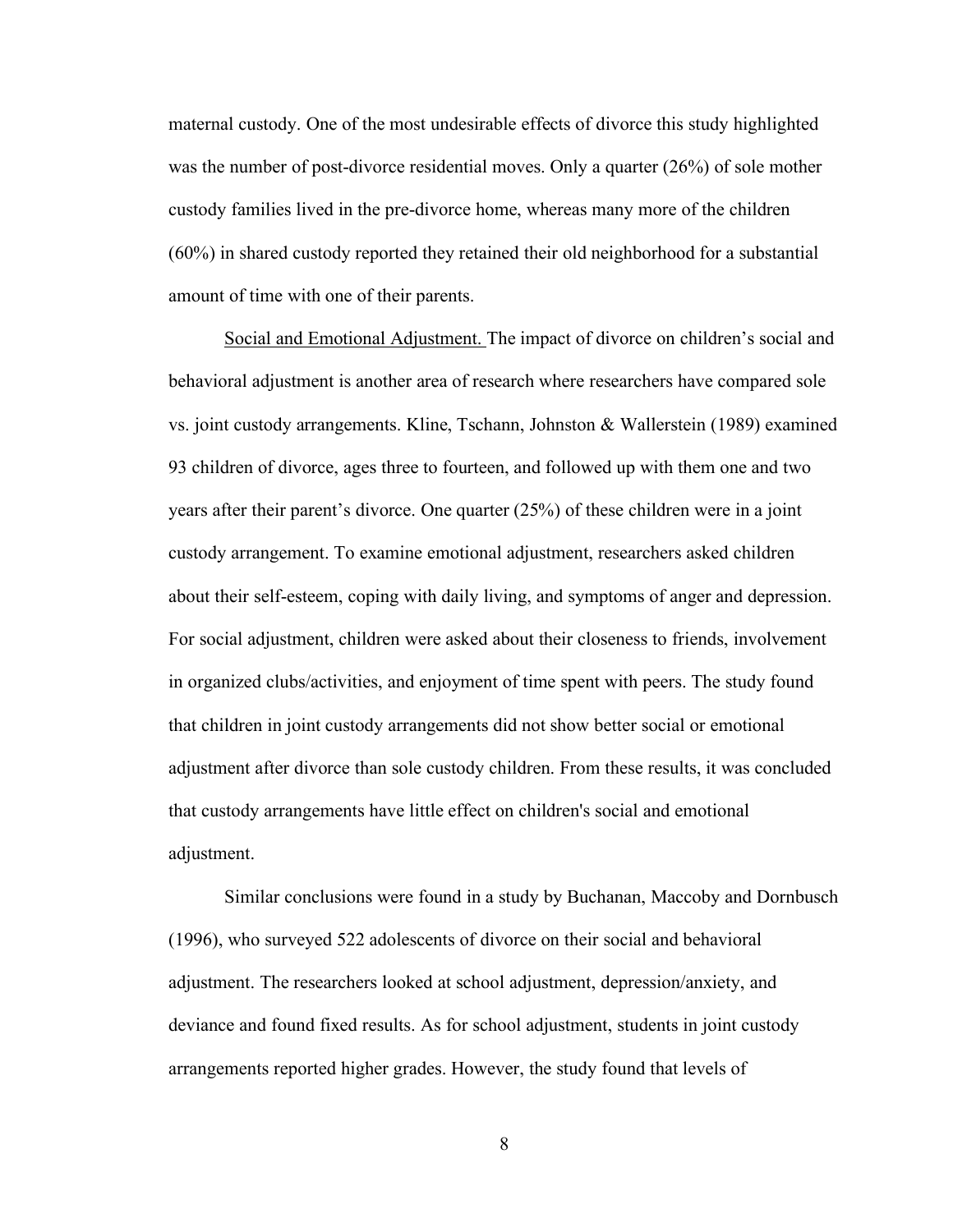maternal custody. One of the most undesirable effects of divorce this study highlighted was the number of post-divorce residential moves. Only a quarter (26%) of sole mother custody families lived in the pre-divorce home, whereas many more of the children (60%) in shared custody reported they retained their old neighborhood for a substantial amount of time with one of their parents.

Social and Emotional Adjustment. The impact of divorce on children's social and behavioral adjustment is another area of research where researchers have compared sole vs. joint custody arrangements. Kline, Tschann, Johnston & Wallerstein (1989) examined 93 children of divorce, ages three to fourteen, and followed up with them one and two years after their parent's divorce. One quarter (25%) of these children were in a joint custody arrangement. To examine emotional adjustment, researchers asked children about their self-esteem, coping with daily living, and symptoms of anger and depression. For social adjustment, children were asked about their closeness to friends, involvement in organized clubs/activities, and enjoyment of time spent with peers. The study found that children in joint custody arrangements did not show better social or emotional adjustment after divorce than sole custody children. From these results, it was concluded that custody arrangements have little effect on children's social and emotional adjustment.

Similar conclusions were found in a study by Buchanan, Maccoby and Dornbusch (1996), who surveyed 522 adolescents of divorce on their social and behavioral adjustment. The researchers looked at school adjustment, depression/anxiety, and deviance and found fixed results. As for school adjustment, students in joint custody arrangements reported higher grades. However, the study found that levels of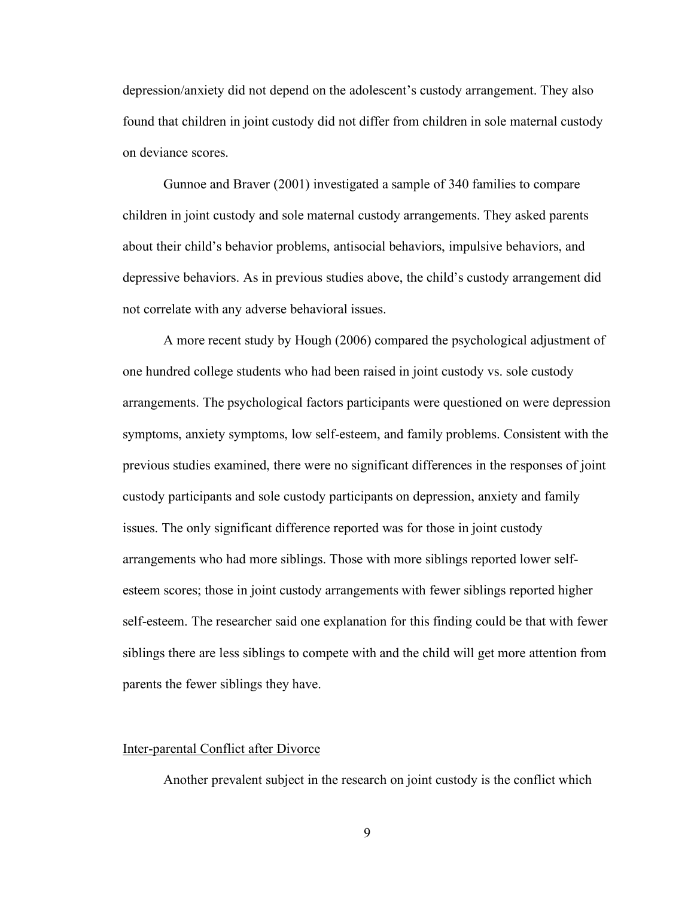depression/anxiety did not depend on the adolescent's custody arrangement. They also found that children in joint custody did not differ from children in sole maternal custody on deviance scores.

Gunnoe and Braver (2001) investigated a sample of 340 families to compare children in joint custody and sole maternal custody arrangements. They asked parents about their child's behavior problems, antisocial behaviors, impulsive behaviors, and depressive behaviors. As in previous studies above, the child's custody arrangement did not correlate with any adverse behavioral issues.

A more recent study by Hough (2006) compared the psychological adjustment of one hundred college students who had been raised in joint custody vs. sole custody arrangements. The psychological factors participants were questioned on were depression symptoms, anxiety symptoms, low self-esteem, and family problems. Consistent with the previous studies examined, there were no significant differences in the responses of joint custody participants and sole custody participants on depression, anxiety and family issues. The only significant difference reported was for those in joint custody arrangements who had more siblings. Those with more siblings reported lower self-esteem scores; those in joint custody arrangements with fewer siblings reported higher self-esteem. The researcher said one explanation for this finding could be that with fewer siblings there are less siblings to compete with and the child will get more attention from parents the fewer siblings they have.

<u>Inter-parental Conflict after Divorce</u>

Another prevalent subject in the research on joint custody is the conflict which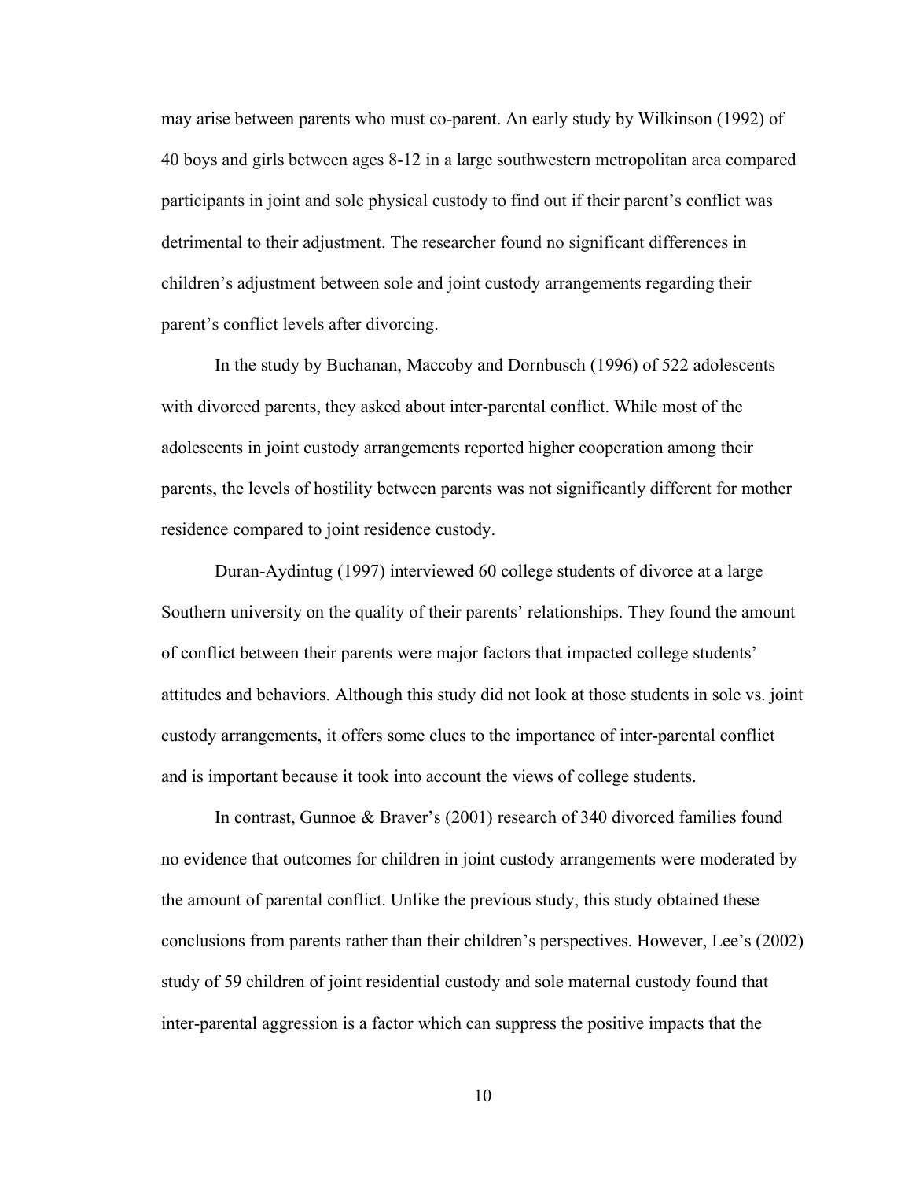may arise between parents who must co-parent. An early study by Wilkinson (1992) of 40 boys and girls between ages 8-12 in a large southwestern metropolitan area compared participants in joint and sole physical custody to find out if their parent's conflict was detrimental to their adjustment. The researcher found no significant differences in children's adjustment between sole and joint custody arrangements regarding their parent's conflict levels after divorcing.

In the study by Buchanan, Maccoby and Dornbusch (1996) of 522 adolescents with divorced parents, they asked about inter-parental conflict. While most of the adolescents in joint custody arrangements reported higher cooperation among their parents, the levels of hostility between parents was not significantly different for mother residence compared to joint residence custody.

Duran-Aydintug (1997) interviewed 60 college students of divorce at a large Southern university on the quality of their parents' relationships. They found the amount of conflict between their parents were major factors that impacted college students' attitudes and behaviors. Although this study did not look at those students in sole vs. joint custody arrangements, it offers some clues to the importance of inter-parental conflict and is important because it took into account the views of college students.

In contrast, Gunnoe & Braver's (2001) research of 340 divorced families found no evidence that outcomes for children in joint custody arrangements were moderated by the amount of parental conflict. Unlike the previous study, this study obtained these conclusions from parents rather than their children's perspectives. However, Lee's (2002) study of 59 children of joint residential custody and sole maternal custody found that inter-parental aggression is a factor which can suppress the positive impacts that the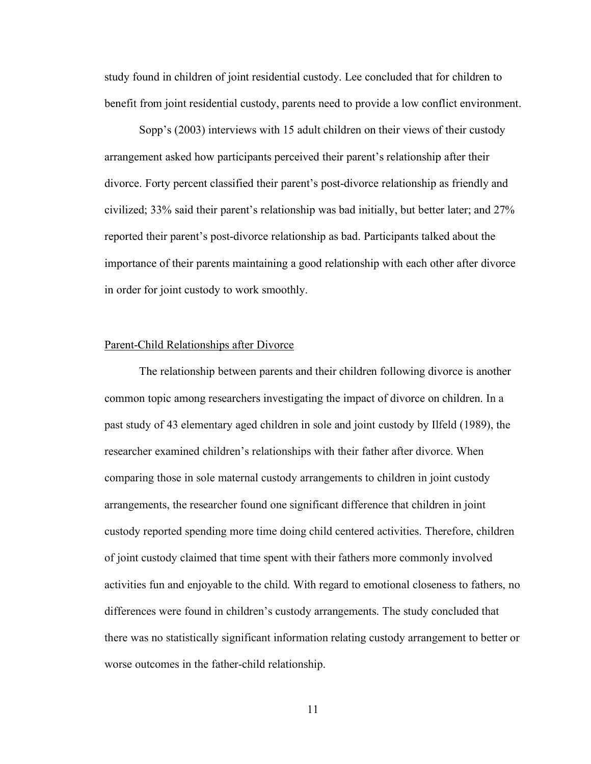study found in children of joint residential custody. Lee concluded that for children to benefit from joint residential custody, parents need to provide a low conflict environment.

Sopp's (2003) interviews with 15 adult children on their views of their custody arrangement asked how participants perceived their parent's relationship after their divorce. Forty percent classified their parent's post-divorce relationship as friendly and civilized; 33% said their parent's relationship was bad initially, but better later; and 27% reported their parent's post-divorce relationship as bad. Participants talked about the importance of their parents maintaining a good relationship with each other after divorce in order for joint custody to work smoothly.

<u>Parent-Child Relationships after Divorce</u>

The relationship between parents and their children following divorce is another common topic among researchers investigating the impact of divorce on children. In a past study of 43 elementary aged children in sole and joint custody by Ilfeld (1989), the researcher examined children's relationships with their father after divorce. When comparing those in sole maternal custody arrangements to children in joint custody arrangements, the researcher found one significant difference that children in joint custody reported spending more time doing child centered activities. Therefore, children of joint custody claimed that time spent with their fathers more commonly involved activities fun and enjoyable to the child. With regard to emotional closeness to fathers, no differences were found in children's custody arrangements. The study concluded that there was no statistically significant information relating custody arrangement to better or worse outcomes in the father-child relationship.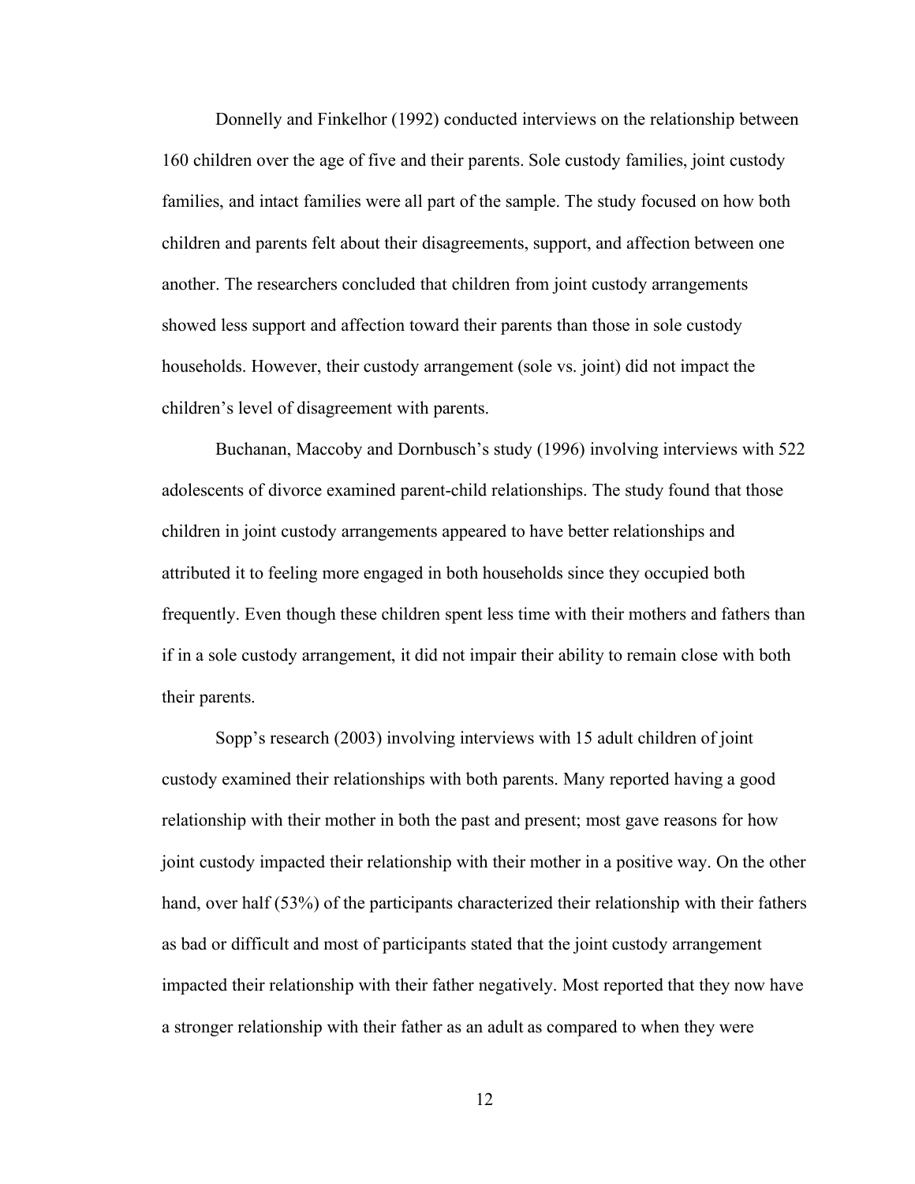Donnelly and Finkelhor (1992) conducted interviews on the relationship between 160 children over the age of five and their parents. Sole custody families, joint custody families, and intact families were all part of the sample. The study focused on how both children and parents felt about their disagreements, support, and affection between one another. The researchers concluded that children from joint custody arrangements showed less support and affection toward their parents than those in sole custody households. However, their custody arrangement (sole vs. joint) did not impact the children's level of disagreement with parents.

Buchanan, Maccoby and Dornbusch's study (1996) involving interviews with 522 adolescents of divorce examined parent-child relationships. The study found that those children in joint custody arrangements appeared to have better relationships and attributed it to feeling more engaged in both households since they occupied both frequently. Even though these children spent less time with their mothers and fathers than if in a sole custody arrangement, it did not impair their ability to remain close with both their parents.

Sopp's research (2003) involving interviews with 15 adult children of joint custody examined their relationships with both parents. Many reported having a good relationship with their mother in both the past and present; most gave reasons for how joint custody impacted their relationship with their mother in a positive way. On the other hand, over half (53%) of the participants characterized their relationship with their fathers as bad or difficult and most of participants stated that the joint custody arrangement impacted their relationship with their father negatively. Most reported that they now have a stronger relationship with their father as an adult as compared to when they were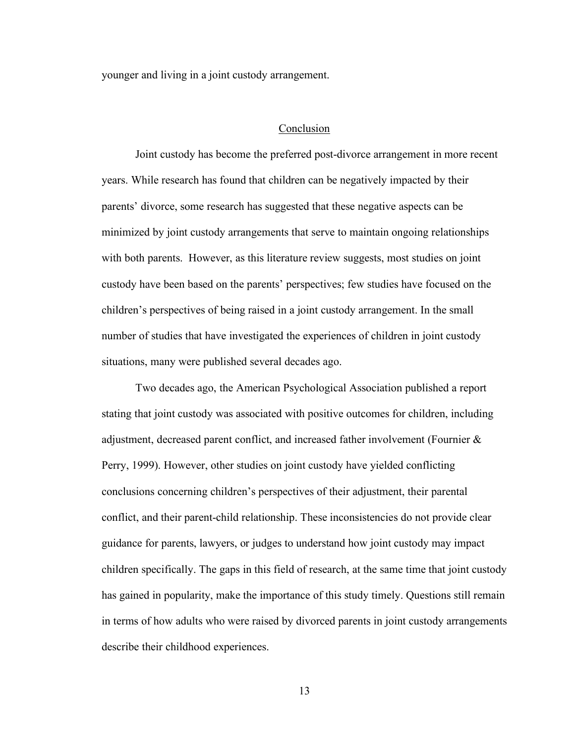younger and living in a joint custody arrangement.

## Conclusion

Joint custody has become the preferred post-divorce arrangement in more recent years. While research has found that children can be negatively impacted by their parents' divorce, some research has suggested that these negative aspects can be minimized by joint custody arrangements that serve to maintain ongoing relationships with both parents. However, as this literature review suggests, most studies on joint custody have been based on the parents' perspectives; few studies have focused on the children's perspectives of being raised in a joint custody arrangement. In the small number of studies that have investigated the experiences of children in joint custody situations, many were published several decades ago.

Two decades ago, the American Psychological Association published a report stating that joint custody was associated with positive outcomes for children, including adjustment, decreased parent conflict, and increased father involvement (Fournier & Perry, 1999). However, other studies on joint custody have yielded conflicting conclusions concerning children's perspectives of their adjustment, their parental conflict, and their parent-child relationship. These inconsistencies do not provide clear guidance for parents, lawyers, or judges to understand how joint custody may impact children specifically. The gaps in this field of research, at the same time that joint custody has gained in popularity, make the importance of this study timely. Questions still remain in terms of how adults who were raised by divorced parents in joint custody arrangements describe their childhood experiences.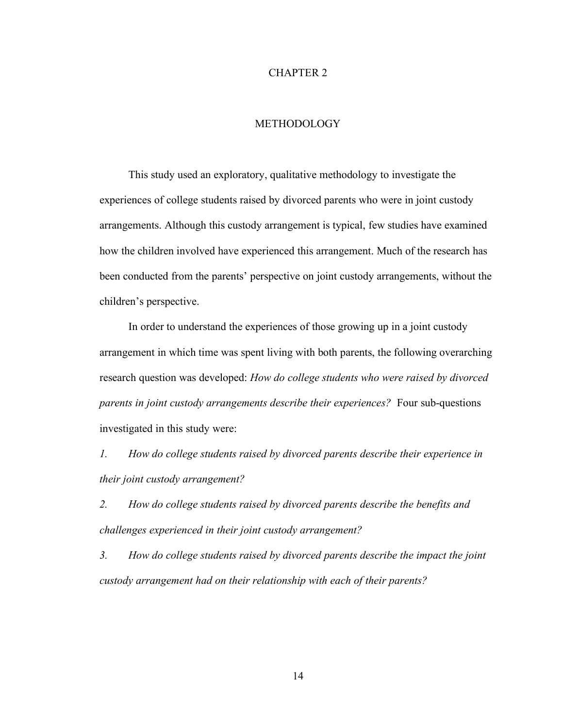# CHAPTER 2

# METHODOLOGY

This study used an exploratory, qualitative methodology to investigate the experiences of college students raised by divorced parents who were in joint custody arrangements. Although this custody arrangement is typical, few studies have examined how the children involved have experienced this arrangement. Much of the research has been conducted from the parents' perspective on joint custody arrangements, without the children's perspective.

In order to understand the experiences of those growing up in a joint custody arrangement in which time was spent living with both parents, the following overarching research question was developed: *How do college students who were raised by divorced parents in joint custody arrangements describe their experiences?* Four sub-questions investigated in this study were:

*1. How do college students raised by divorced parents describe their experience in their joint custody arrangement?*

*2. How do college students raised by divorced parents describe the benefits and challenges experienced in their joint custody arrangement?*

*3. How do college students raised by divorced parents describe the impact the joint custody arrangement had on their relationship with each of their parents?*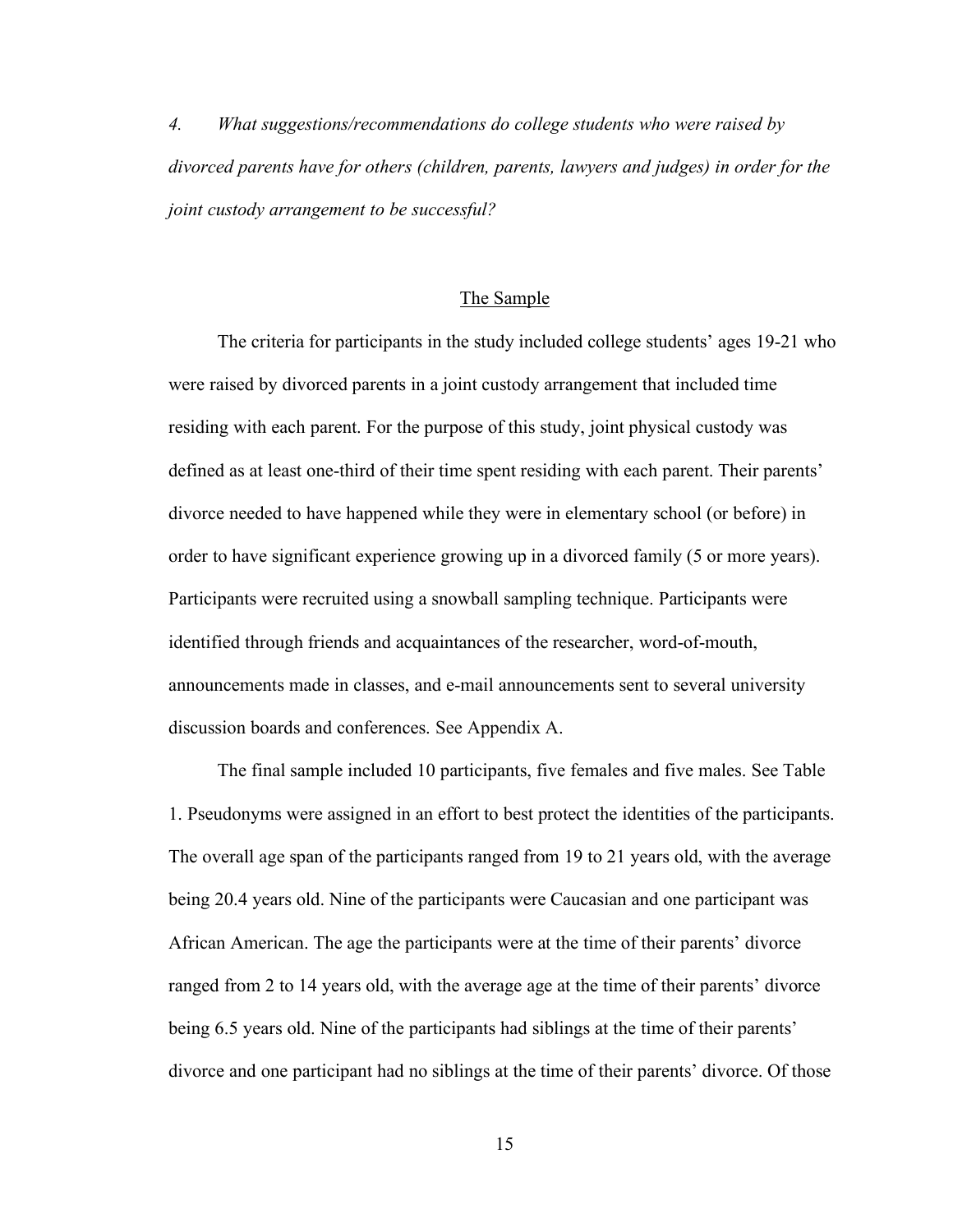*4. What suggestions/recommendations do college students who were raised by divorced parents have for others (children, parents, lawyers and judges) in order for the joint custody arrangement to be successful?*

## The Sample

The criteria for participants in the study included college students' ages 19-21 who were raised by divorced parents in a joint custody arrangement that included time residing with each parent. For the purpose of this study, joint physical custody was defined as at least one-third of their time spent residing with each parent. Their parents' divorce needed to have happened while they were in elementary school (or before) in order to have significant experience growing up in a divorced family (5 or more years). Participants were recruited using a snowball sampling technique. Participants were identified through friends and acquaintances of the researcher, word-of-mouth, announcements made in classes, and e-mail announcements sent to several university discussion boards and conferences. See Appendix A.

The final sample included 10 participants, five females and five males. See Table 1. Pseudonyms were assigned in an effort to best protect the identities of the participants. The overall age span of the participants ranged from 19 to 21 years old, with the average being 20.4 years old. Nine of the participants were Caucasian and one participant was African American. The age the participants were at the time of their parents' divorce ranged from 2 to 14 years old, with the average age at the time of their parents' divorce being 6.5 years old. Nine of the participants had siblings at the time of their parents' divorce and one participant had no siblings at the time of their parents' divorce. Of those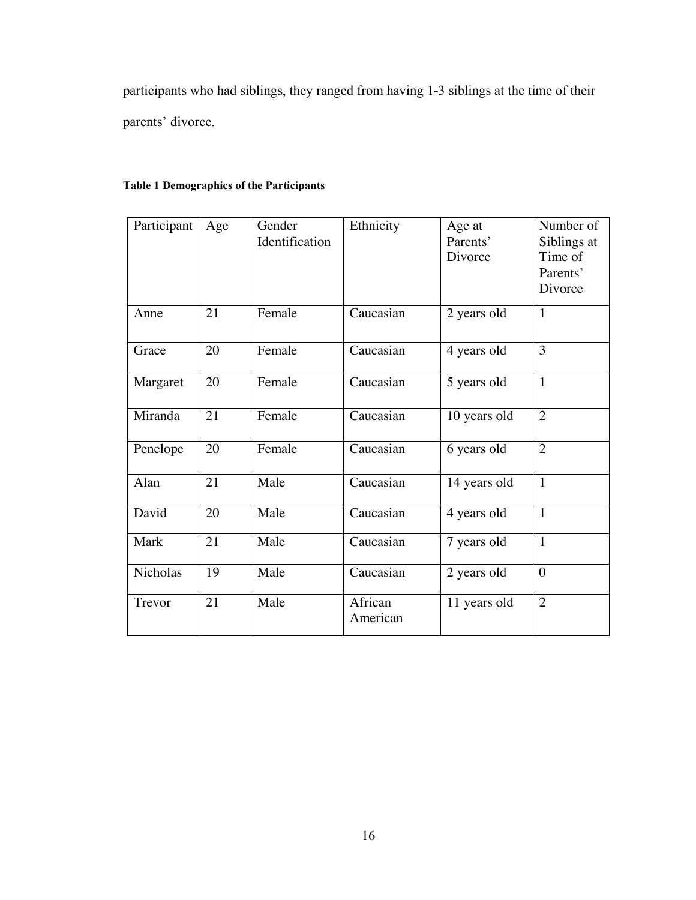participants who had siblings, they ranged from having 1-3 siblings at the time of their parents' divorce.

**Table 1 Demographics of the Participants**

| Participant | Age | Gender Identification | Ethnicity | Age at Parents' Divorce | Number of Siblings at Time of Parents' Divorce |
|---|---|---|---|---|---|
| Anne | 21 | Female | Caucasian | 2 years old | 1 |
| Grace | 20 | Female | Caucasian | 4 years old | 3 |
| Margaret | 20 | Female | Caucasian | 5 years old | 1 |
| Miranda | 21 | Female | Caucasian | 10 years old | 2 |
| Penelope | 20 | Female | Caucasian | 6 years old | 2 |
| Alan | 21 | Male | Caucasian | 14 years old | 1 |
| David | 20 | Male | Caucasian | 4 years old | 1 |
| Mark | 21 | Male | Caucasian | 7 years old | 1 |
| Nicholas | 19 | Male | Caucasian | 2 years old | 0 |
| Trevor | 21 | Male | African American | 11 years old | 2 |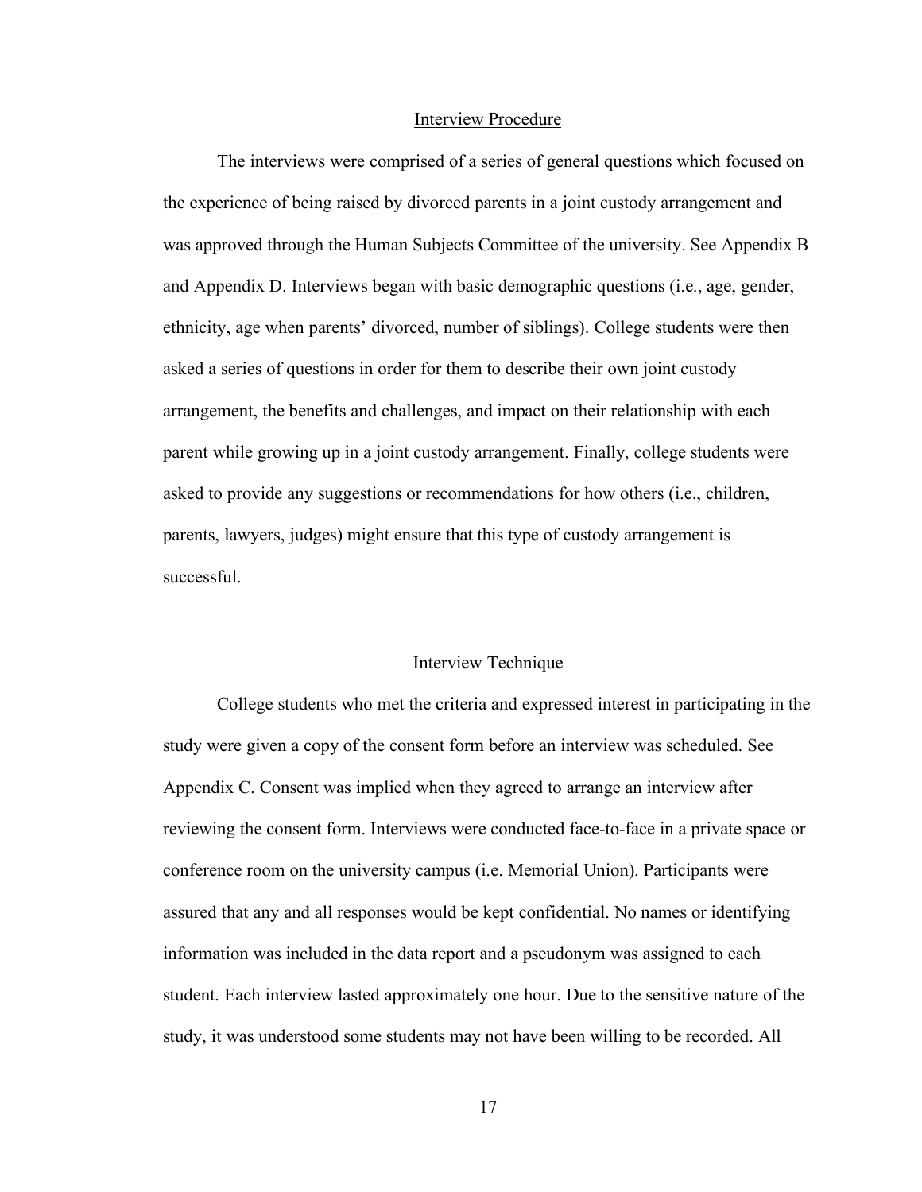## Interview Procedure

The interviews were comprised of a series of general questions which focused on the experience of being raised by divorced parents in a joint custody arrangement and was approved through the Human Subjects Committee of the university. See Appendix B and Appendix D. Interviews began with basic demographic questions (i.e., age, gender, ethnicity, age when parents' divorced, number of siblings). College students were then asked a series of questions in order for them to describe their own joint custody arrangement, the benefits and challenges, and impact on their relationship with each parent while growing up in a joint custody arrangement. Finally, college students were asked to provide any suggestions or recommendations for how others (i.e., children, parents, lawyers, judges) might ensure that this type of custody arrangement is successful.

## Interview Technique

College students who met the criteria and expressed interest in participating in the study were given a copy of the consent form before an interview was scheduled. See Appendix C. Consent was implied when they agreed to arrange an interview after reviewing the consent form. Interviews were conducted face-to-face in a private space or conference room on the university campus (i.e. Memorial Union). Participants were assured that any and all responses would be kept confidential. No names or identifying information was included in the data report and a pseudonym was assigned to each student. Each interview lasted approximately one hour. Due to the sensitive nature of the study, it was understood some students may not have been willing to be recorded. All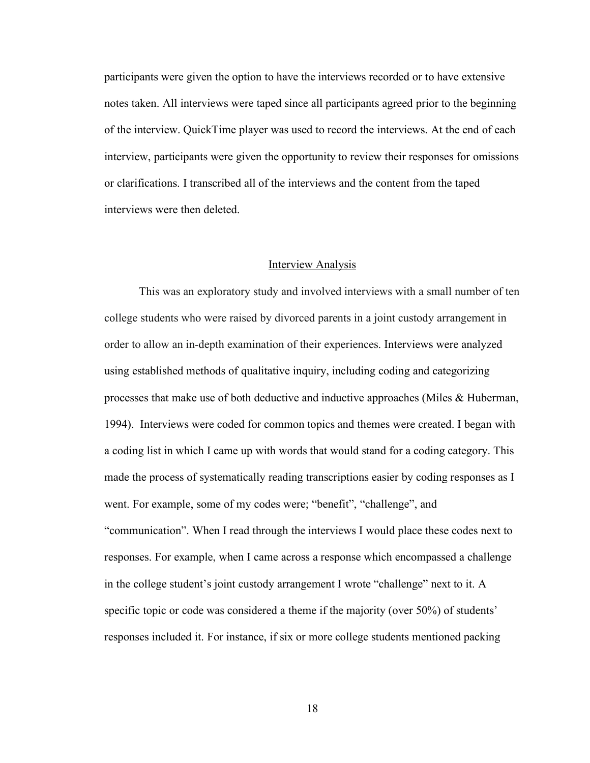participants were given the option to have the interviews recorded or to have extensive notes taken. All interviews were taped since all participants agreed prior to the beginning of the interview. QuickTime player was used to record the interviews. At the end of each interview, participants were given the opportunity to review their responses for omissions or clarifications. I transcribed all of the interviews and the content from the taped interviews were then deleted.

## Interview Analysis

This was an exploratory study and involved interviews with a small number of ten college students who were raised by divorced parents in a joint custody arrangement in order to allow an in-depth examination of their experiences. Interviews were analyzed using established methods of qualitative inquiry, including coding and categorizing processes that make use of both deductive and inductive approaches (Miles & Huberman, 1994). Interviews were coded for common topics and themes were created. I began with a coding list in which I came up with words that would stand for a coding category. This made the process of systematically reading transcriptions easier by coding responses as I went. For example, some of my codes were; "benefit", "challenge", and "communication". When I read through the interviews I would place these codes next to responses. For example, when I came across a response which encompassed a challenge in the college student's joint custody arrangement I wrote "challenge" next to it. A specific topic or code was considered a theme if the majority (over 50%) of students' responses included it. For instance, if six or more college students mentioned packing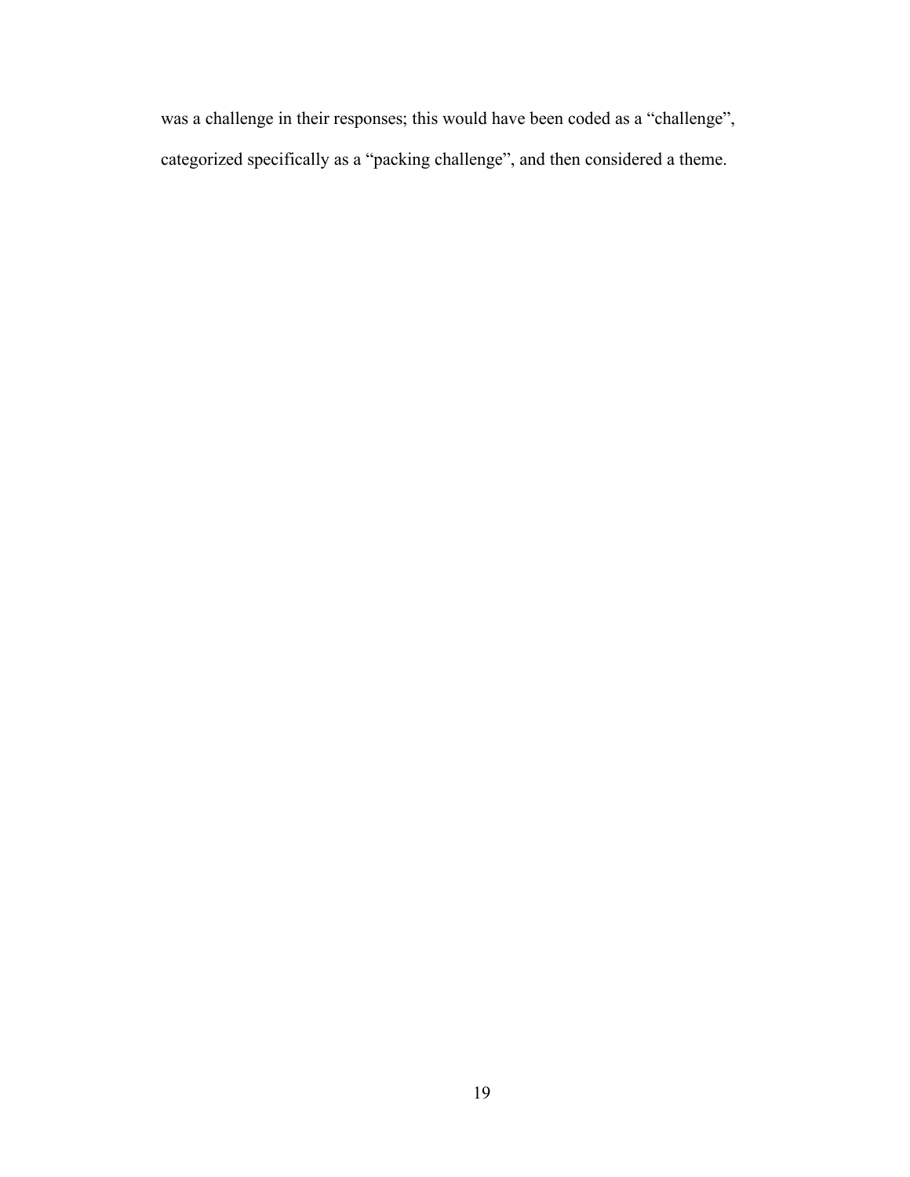was a challenge in their responses; this would have been coded as a “challenge”, categorized specifically as a “packing challenge”, and then considered a theme.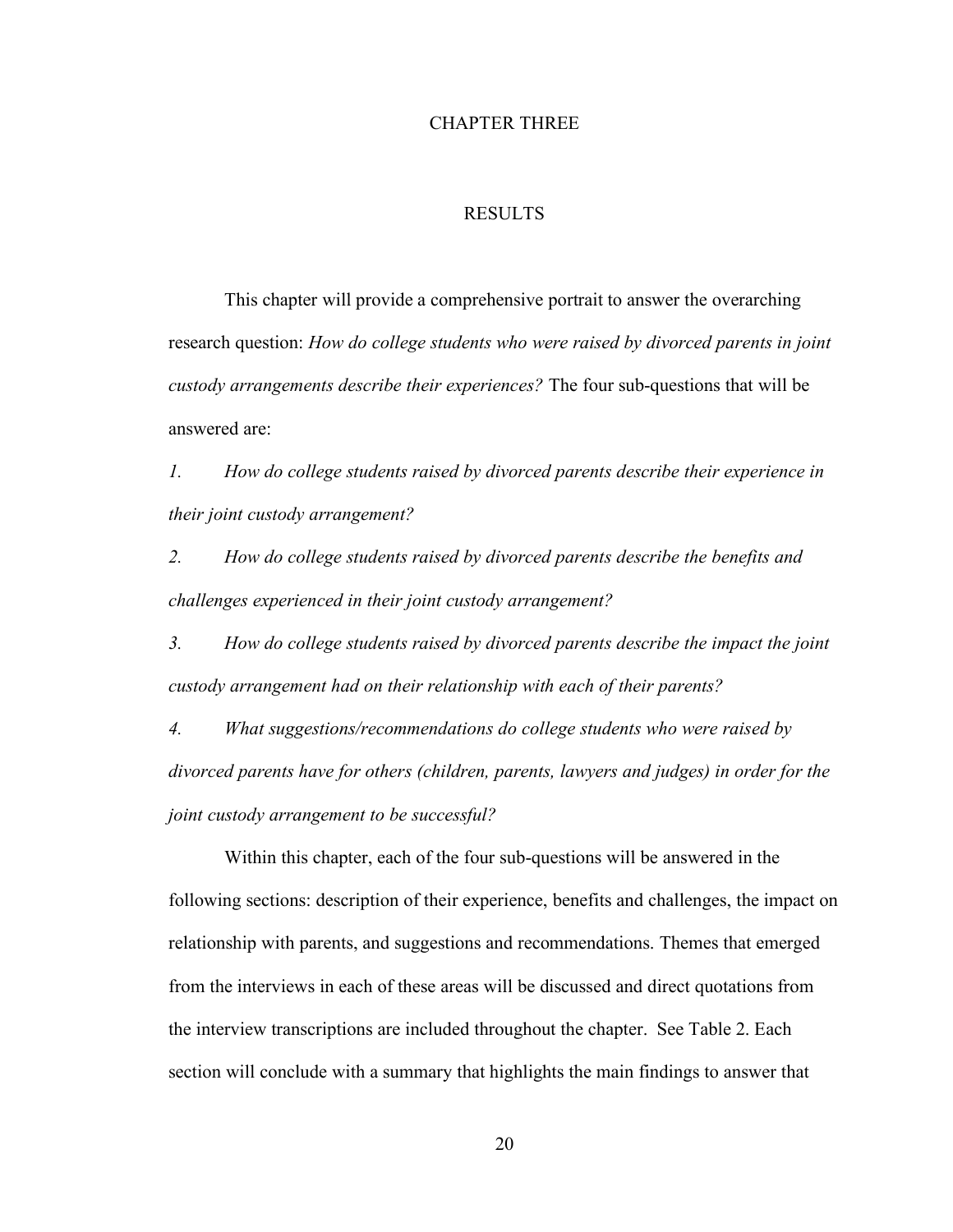# CHAPTER THREE

## RESULTS

This chapter will provide a comprehensive portrait to answer the overarching research question: *How do college students who were raised by divorced parents in joint custody arrangements describe their experiences?* The four sub-questions that will be answered are:

*1. How do college students raised by divorced parents describe their experience in their joint custody arrangement?*

*2. How do college students raised by divorced parents describe the benefits and challenges experienced in their joint custody arrangement?*

*3. How do college students raised by divorced parents describe the impact the joint custody arrangement had on their relationship with each of their parents?*

*4. What suggestions/recommendations do college students who were raised by divorced parents have for others (children, parents, lawyers and judges) in order for the joint custody arrangement to be successful?*

Within this chapter, each of the four sub-questions will be answered in the following sections: description of their experience, benefits and challenges, the impact on relationship with parents, and suggestions and recommendations. Themes that emerged from the interviews in each of these areas will be discussed and direct quotations from the interview transcriptions are included throughout the chapter. See Table 2. Each section will conclude with a summary that highlights the main findings to answer that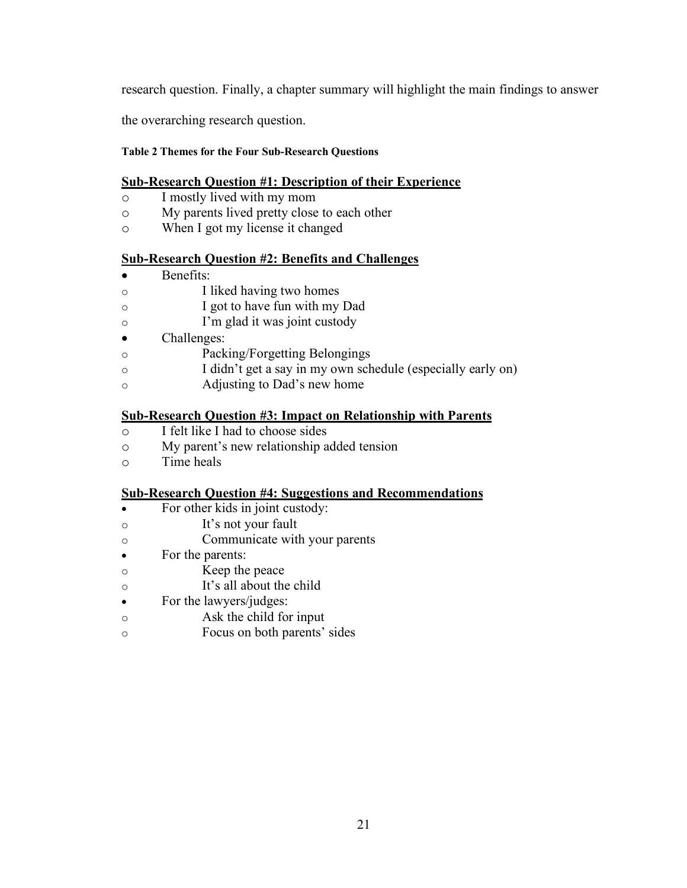research question. Finally, a chapter summary will highlight the main findings to answer the overarching research question.

**Table 2 Themes for the Four Sub-Research Questions**

**<u>Sub-Research Question #1: Description of their Experience</u>**

- I mostly lived with my mom
- My parents lived pretty close to each other
- When I got my license it changed

**<u>Sub-Research Question #2: Benefits and Challenges</u>**

- Benefits:
  - I liked having two homes
  - I got to have fun with my Dad
  - I'm glad it was joint custody
- Challenges:
  - Packing/Forgetting Belongings
  - I didn't get a say in my own schedule (especially early on)
  - Adjusting to Dad's new home

**<u>Sub-Research Question #3: Impact on Relationship with Parents</u>**

- I felt like I had to choose sides
- My parent's new relationship added tension
- Time heals

**<u>Sub-Research Question #4: Suggestions and Recommendations</u>**

- For other kids in joint custody:
  - It's not your fault
  - Communicate with your parents
- For the parents:
  - Keep the peace
  - It's all about the child
- For the lawyers/judges:
  - Ask the child for input
  - Focus on both parents' sides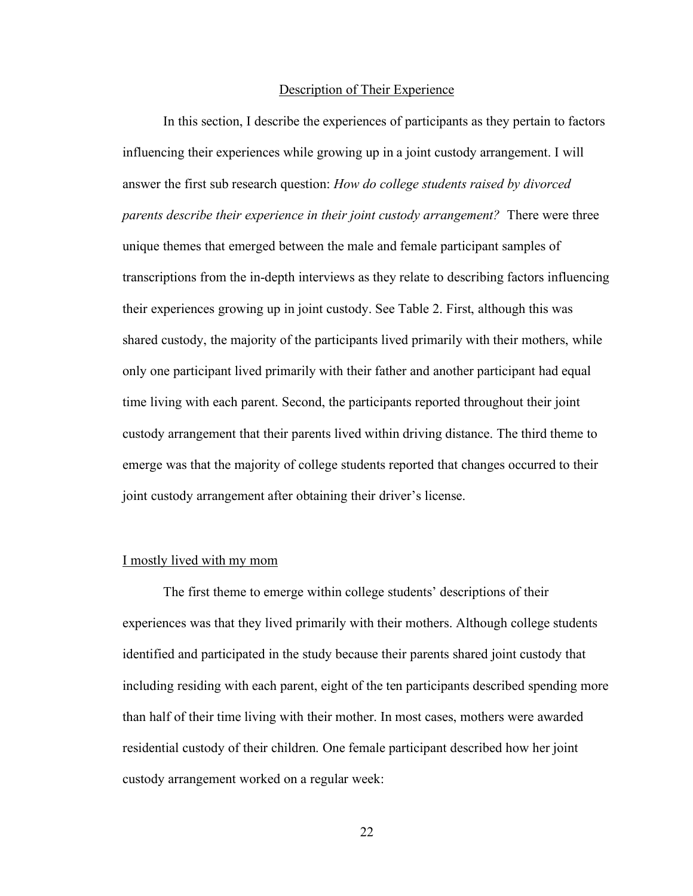## Description of Their Experience

In this section, I describe the experiences of participants as they pertain to factors influencing their experiences while growing up in a joint custody arrangement. I will answer the first sub research question: *How do college students raised by divorced parents describe their experience in their joint custody arrangement?* There were three unique themes that emerged between the male and female participant samples of transcriptions from the in-depth interviews as they relate to describing factors influencing their experiences growing up in joint custody. See Table 2. First, although this was shared custody, the majority of the participants lived primarily with their mothers, while only one participant lived primarily with their father and another participant had equal time living with each parent. Second, the participants reported throughout their joint custody arrangement that their parents lived within driving distance. The third theme to emerge was that the majority of college students reported that changes occurred to their joint custody arrangement after obtaining their driver's license.

### I mostly lived with my mom

The first theme to emerge within college students' descriptions of their experiences was that they lived primarily with their mothers. Although college students identified and participated in the study because their parents shared joint custody that including residing with each parent, eight of the ten participants described spending more than half of their time living with their mother. In most cases, mothers were awarded residential custody of their children. One female participant described how her joint custody arrangement worked on a regular week: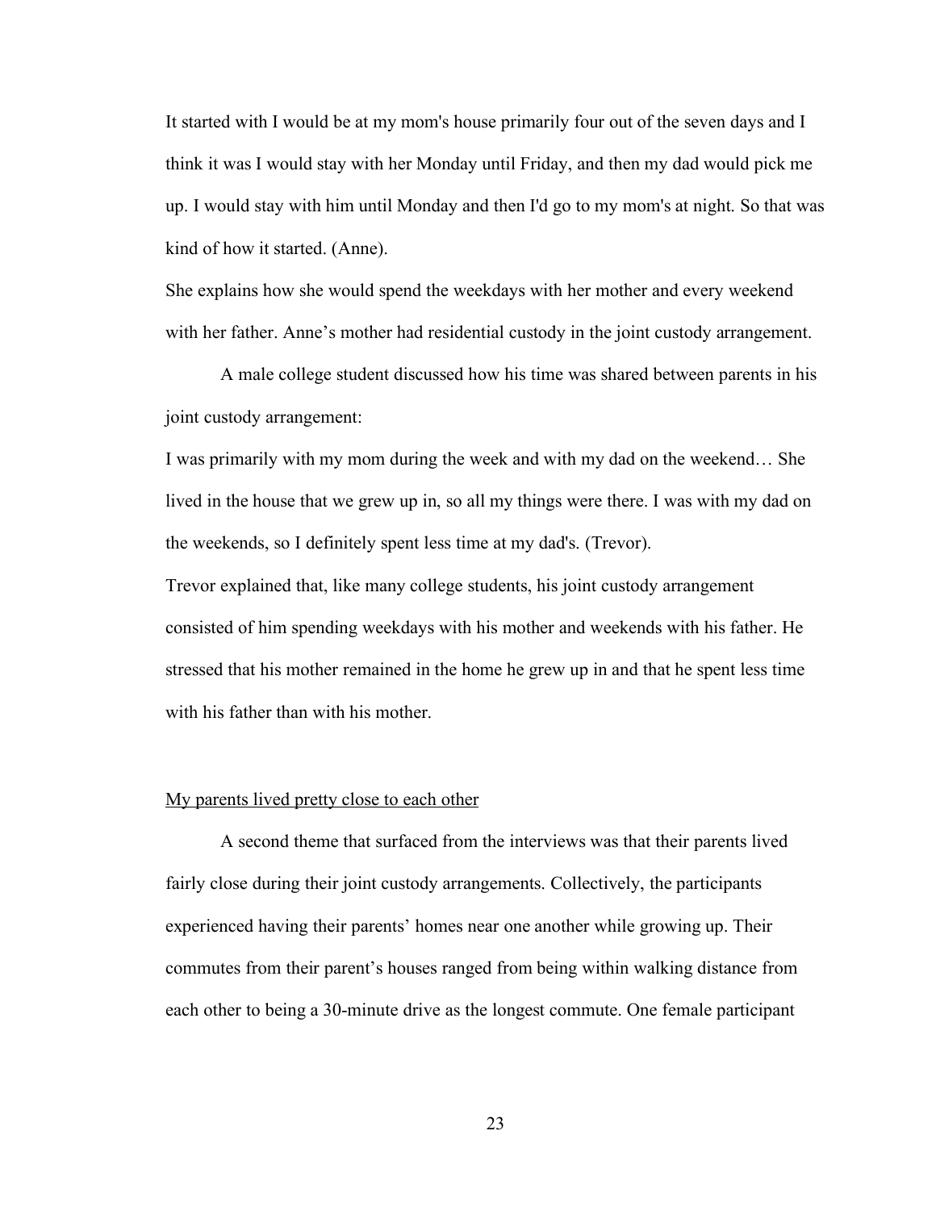It started with I would be at my mom's house primarily four out of the seven days and I think it was I would stay with her Monday until Friday, and then my dad would pick me up. I would stay with him until Monday and then I'd go to my mom's at night. So that was kind of how it started. (Anne).

She explains how she would spend the weekdays with her mother and every weekend with her father. Anne's mother had residential custody in the joint custody arrangement.

A male college student discussed how his time was shared between parents in his joint custody arrangement:

I was primarily with my mom during the week and with my dad on the weekend… She lived in the house that we grew up in, so all my things were there. I was with my dad on the weekends, so I definitely spent less time at my dad's. (Trevor).

Trevor explained that, like many college students, his joint custody arrangement consisted of him spending weekdays with his mother and weekends with his father. He stressed that his mother remained in the home he grew up in and that he spent less time with his father than with his mother.

<u>My parents lived pretty close to each other</u>

A second theme that surfaced from the interviews was that their parents lived fairly close during their joint custody arrangements. Collectively, the participants experienced having their parents' homes near one another while growing up. Their commutes from their parent's houses ranged from being within walking distance from each other to being a 30-minute drive as the longest commute. One female participant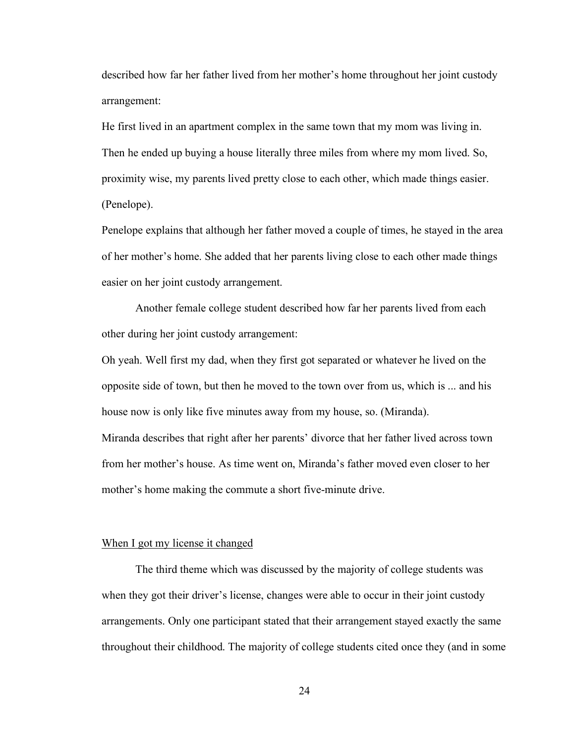described how far her father lived from her mother's home throughout her joint custody arrangement:

He first lived in an apartment complex in the same town that my mom was living in. Then he ended up buying a house literally three miles from where my mom lived. So, proximity wise, my parents lived pretty close to each other, which made things easier. (Penelope).

Penelope explains that although her father moved a couple of times, he stayed in the area of her mother's home. She added that her parents living close to each other made things easier on her joint custody arrangement.

Another female college student described how far her parents lived from each other during her joint custody arrangement:

Oh yeah. Well first my dad, when they first got separated or whatever he lived on the opposite side of town, but then he moved to the town over from us, which is ... and his house now is only like five minutes away from my house, so. (Miranda).

Miranda describes that right after her parents' divorce that her father lived across town from her mother's house. As time went on, Miranda's father moved even closer to her mother's home making the commute a short five-minute drive.

<u>When I got my license it changed</u>

The third theme which was discussed by the majority of college students was when they got their driver's license, changes were able to occur in their joint custody arrangements. Only one participant stated that their arrangement stayed exactly the same throughout their childhood. The majority of college students cited once they (and in some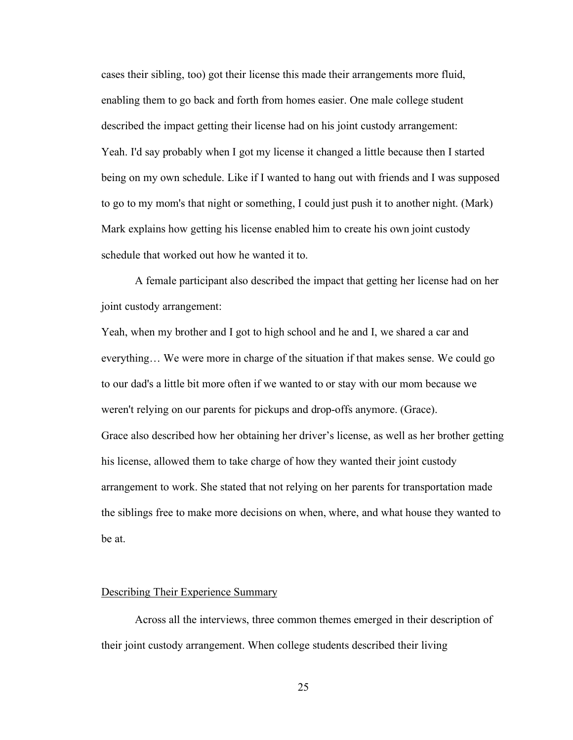cases their sibling, too) got their license this made their arrangements more fluid, enabling them to go back and forth from homes easier. One male college student described the impact getting their license had on his joint custody arrangement:

Yeah. I'd say probably when I got my license it changed a little because then I started being on my own schedule. Like if I wanted to hang out with friends and I was supposed to go to my mom's that night or something, I could just push it to another night. (Mark)

Mark explains how getting his license enabled him to create his own joint custody schedule that worked out how he wanted it to.

A female participant also described the impact that getting her license had on her joint custody arrangement:

Yeah, when my brother and I got to high school and he and I, we shared a car and everything… We were more in charge of the situation if that makes sense. We could go to our dad's a little bit more often if we wanted to or stay with our mom because we weren't relying on our parents for pickups and drop-offs anymore. (Grace).

Grace also described how her obtaining her driver's license, as well as her brother getting his license, allowed them to take charge of how they wanted their joint custody arrangement to work. She stated that not relying on her parents for transportation made the siblings free to make more decisions on when, where, and what house they wanted to be at.

## Describing Their Experience Summary

Across all the interviews, three common themes emerged in their description of their joint custody arrangement. When college students described their living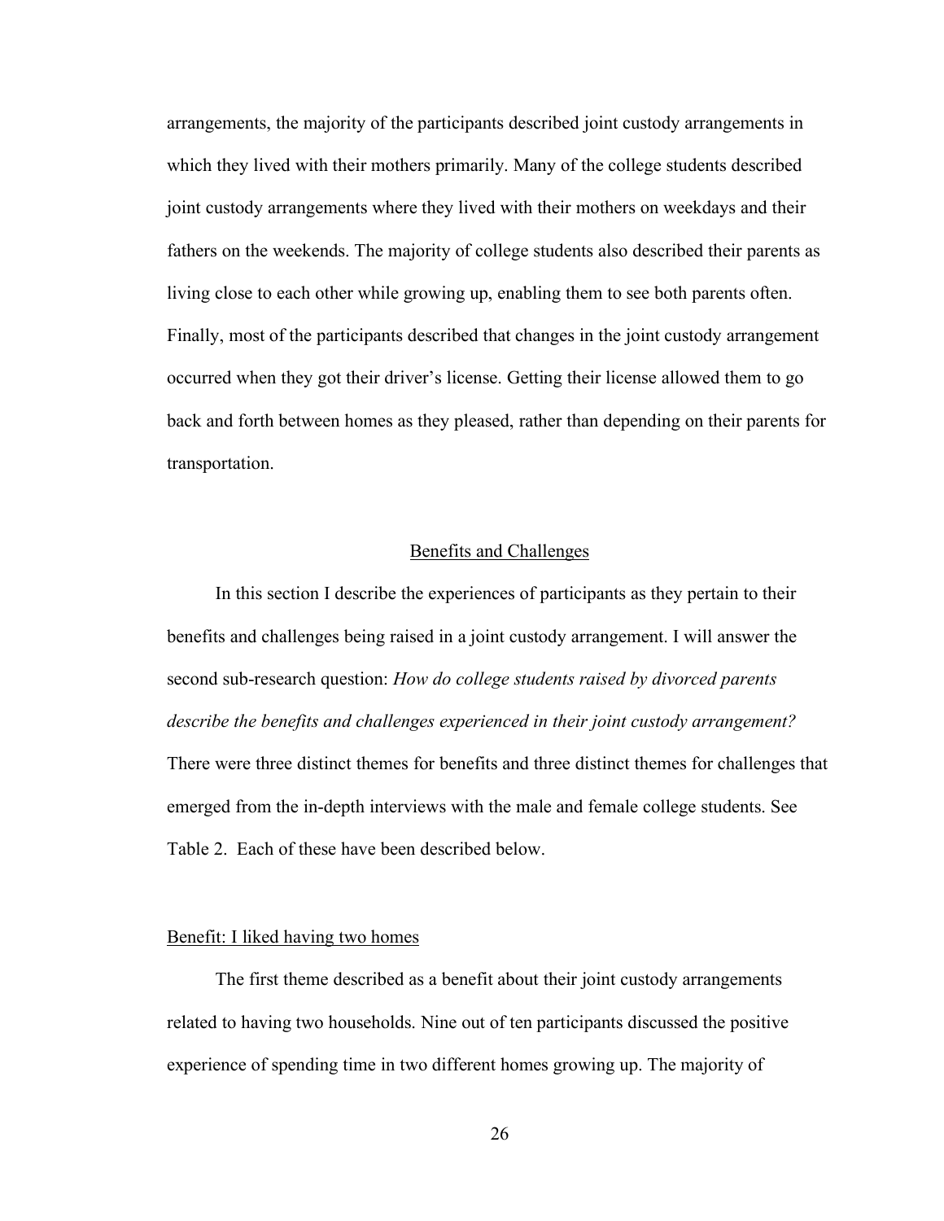arrangements, the majority of the participants described joint custody arrangements in which they lived with their mothers primarily. Many of the college students described joint custody arrangements where they lived with their mothers on weekdays and their fathers on the weekends. The majority of college students also described their parents as living close to each other while growing up, enabling them to see both parents often. Finally, most of the participants described that changes in the joint custody arrangement occurred when they got their driver's license. Getting their license allowed them to go back and forth between homes as they pleased, rather than depending on their parents for transportation.

## Benefits and Challenges

In this section I describe the experiences of participants as they pertain to their benefits and challenges being raised in a joint custody arrangement. I will answer the second sub-research question: *How do college students raised by divorced parents describe the benefits and challenges experienced in their joint custody arrangement?* There were three distinct themes for benefits and three distinct themes for challenges that emerged from the in-depth interviews with the male and female college students. See Table 2. Each of these have been described below.

### Benefit: I liked having two homes

The first theme described as a benefit about their joint custody arrangements related to having two households. Nine out of ten participants discussed the positive experience of spending time in two different homes growing up. The majority of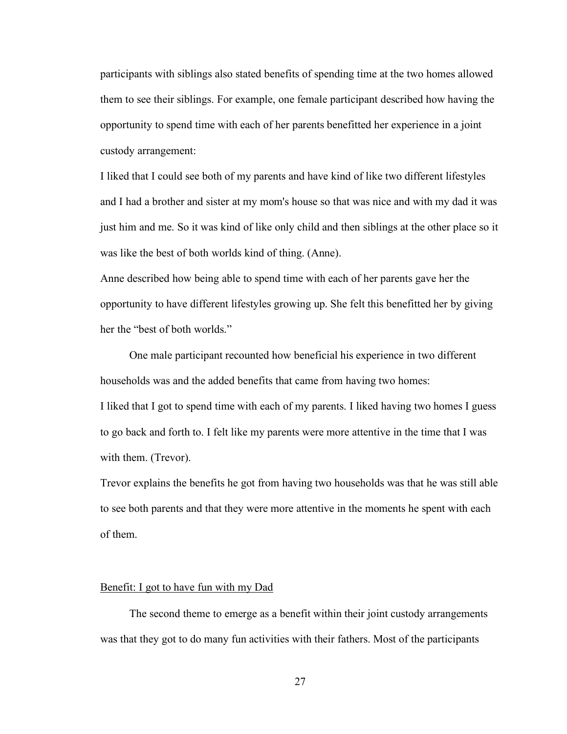participants with siblings also stated benefits of spending time at the two homes allowed them to see their siblings. For example, one female participant described how having the opportunity to spend time with each of her parents benefitted her experience in a joint custody arrangement:

I liked that I could see both of my parents and have kind of like two different lifestyles and I had a brother and sister at my mom's house so that was nice and with my dad it was just him and me. So it was kind of like only child and then siblings at the other place so it was like the best of both worlds kind of thing. (Anne).

Anne described how being able to spend time with each of her parents gave her the opportunity to have different lifestyles growing up. She felt this benefitted her by giving her the "best of both worlds."

One male participant recounted how beneficial his experience in two different households was and the added benefits that came from having two homes:

I liked that I got to spend time with each of my parents. I liked having two homes I guess to go back and forth to. I felt like my parents were more attentive in the time that I was with them. (Trevor).

Trevor explains the benefits he got from having two households was that he was still able to see both parents and that they were more attentive in the moments he spent with each of them.

<u>Benefit: I got to have fun with my Dad</u>

The second theme to emerge as a benefit within their joint custody arrangements was that they got to do many fun activities with their fathers. Most of the participants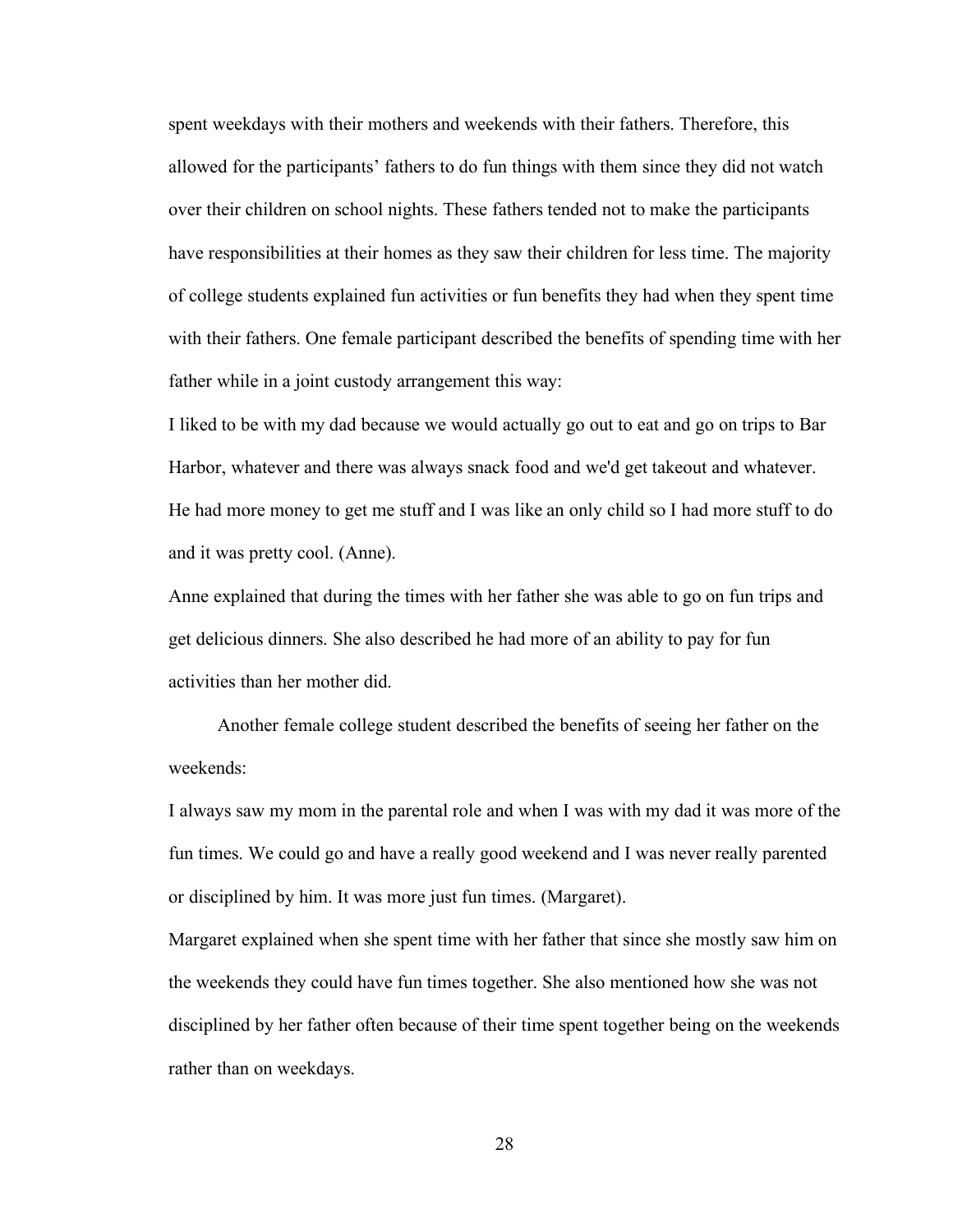spent weekdays with their mothers and weekends with their fathers. Therefore, this allowed for the participants' fathers to do fun things with them since they did not watch over their children on school nights. These fathers tended not to make the participants have responsibilities at their homes as they saw their children for less time. The majority of college students explained fun activities or fun benefits they had when they spent time with their fathers. One female participant described the benefits of spending time with her father while in a joint custody arrangement this way:

I liked to be with my dad because we would actually go out to eat and go on trips to Bar Harbor, whatever and there was always snack food and we'd get takeout and whatever. He had more money to get me stuff and I was like an only child so I had more stuff to do and it was pretty cool. (Anne).

Anne explained that during the times with her father she was able to go on fun trips and get delicious dinners. She also described he had more of an ability to pay for fun activities than her mother did.

Another female college student described the benefits of seeing her father on the weekends:

I always saw my mom in the parental role and when I was with my dad it was more of the fun times. We could go and have a really good weekend and I was never really parented or disciplined by him. It was more just fun times. (Margaret).

Margaret explained when she spent time with her father that since she mostly saw him on the weekends they could have fun times together. She also mentioned how she was not disciplined by her father often because of their time spent together being on the weekends rather than on weekdays.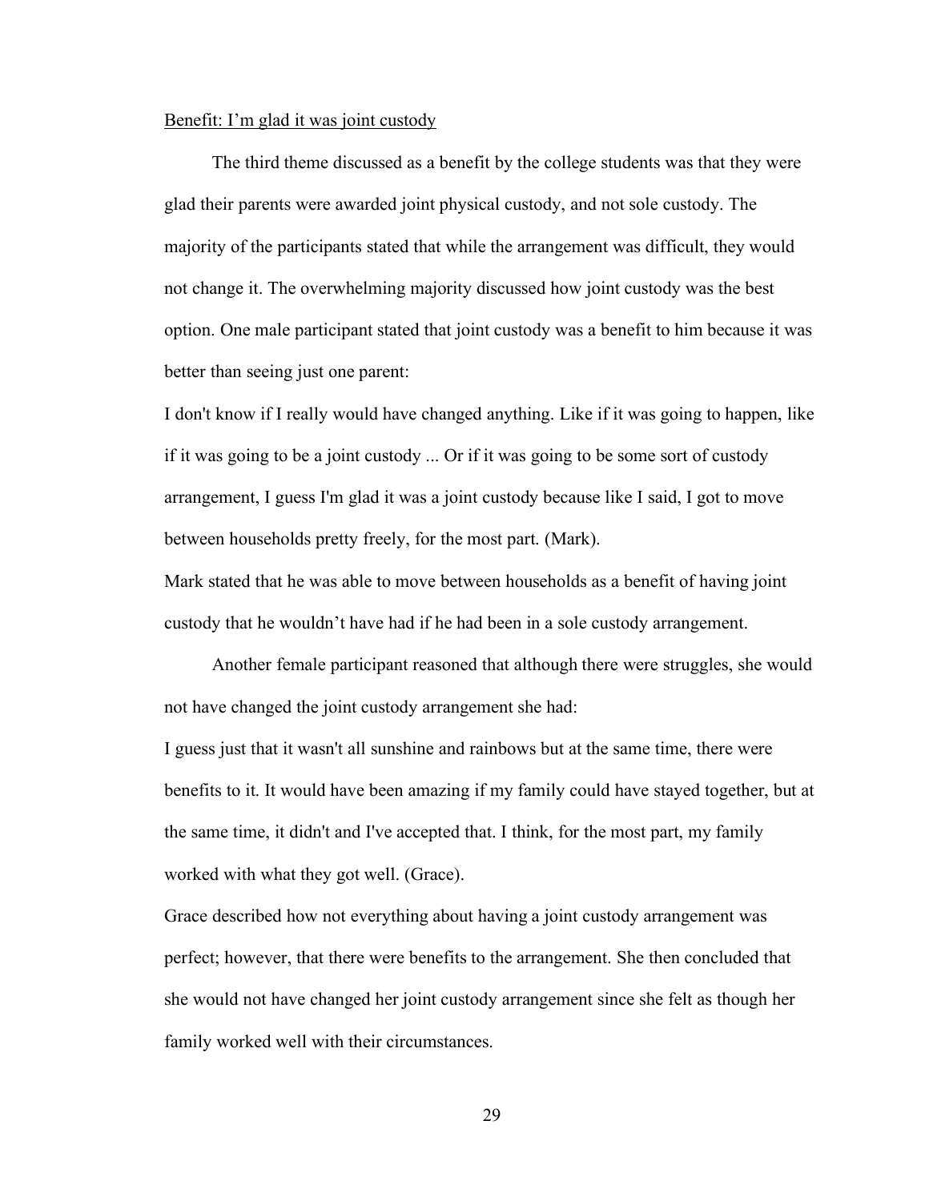<u>Benefit: I'm glad it was joint custody</u>

The third theme discussed as a benefit by the college students was that they were glad their parents were awarded joint physical custody, and not sole custody. The majority of the participants stated that while the arrangement was difficult, they would not change it. The overwhelming majority discussed how joint custody was the best option. One male participant stated that joint custody was a benefit to him because it was better than seeing just one parent:

I don't know if I really would have changed anything. Like if it was going to happen, like if it was going to be a joint custody ... Or if it was going to be some sort of custody arrangement, I guess I'm glad it was a joint custody because like I said, I got to move between households pretty freely, for the most part. (Mark).

Mark stated that he was able to move between households as a benefit of having joint custody that he wouldn't have had if he had been in a sole custody arrangement.

Another female participant reasoned that although there were struggles, she would not have changed the joint custody arrangement she had:

I guess just that it wasn't all sunshine and rainbows but at the same time, there were benefits to it. It would have been amazing if my family could have stayed together, but at the same time, it didn't and I've accepted that. I think, for the most part, my family worked with what they got well. (Grace).

Grace described how not everything about having a joint custody arrangement was perfect; however, that there were benefits to the arrangement. She then concluded that she would not have changed her joint custody arrangement since she felt as though her family worked well with their circumstances.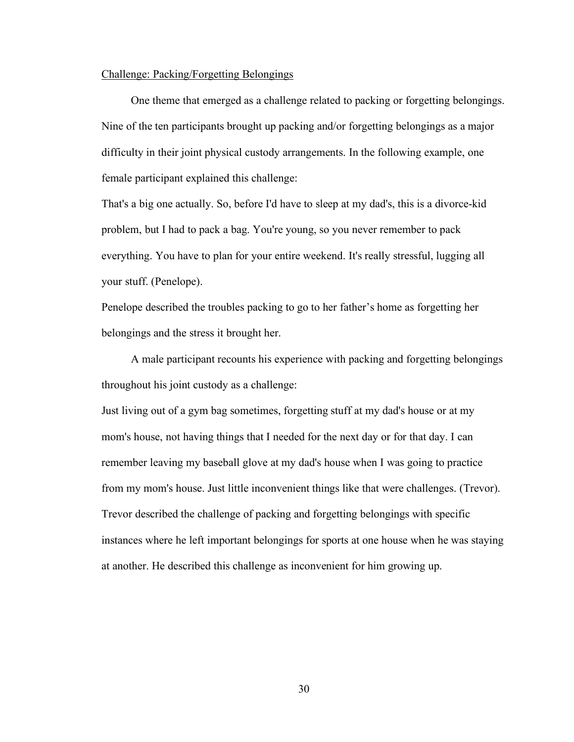Challenge: Packing/Forgetting Belongings

One theme that emerged as a challenge related to packing or forgetting belongings. Nine of the ten participants brought up packing and/or forgetting belongings as a major difficulty in their joint physical custody arrangements. In the following example, one female participant explained this challenge:

That's a big one actually. So, before I'd have to sleep at my dad's, this is a divorce-kid problem, but I had to pack a bag. You're young, so you never remember to pack everything. You have to plan for your entire weekend. It's really stressful, lugging all your stuff. (Penelope).

Penelope described the troubles packing to go to her father's home as forgetting her belongings and the stress it brought her.

A male participant recounts his experience with packing and forgetting belongings throughout his joint custody as a challenge:

Just living out of a gym bag sometimes, forgetting stuff at my dad's house or at my mom's house, not having things that I needed for the next day or for that day. I can remember leaving my baseball glove at my dad's house when I was going to practice from my mom's house. Just little inconvenient things like that were challenges. (Trevor).

Trevor described the challenge of packing and forgetting belongings with specific instances where he left important belongings for sports at one house when he was staying at another. He described this challenge as inconvenient for him growing up.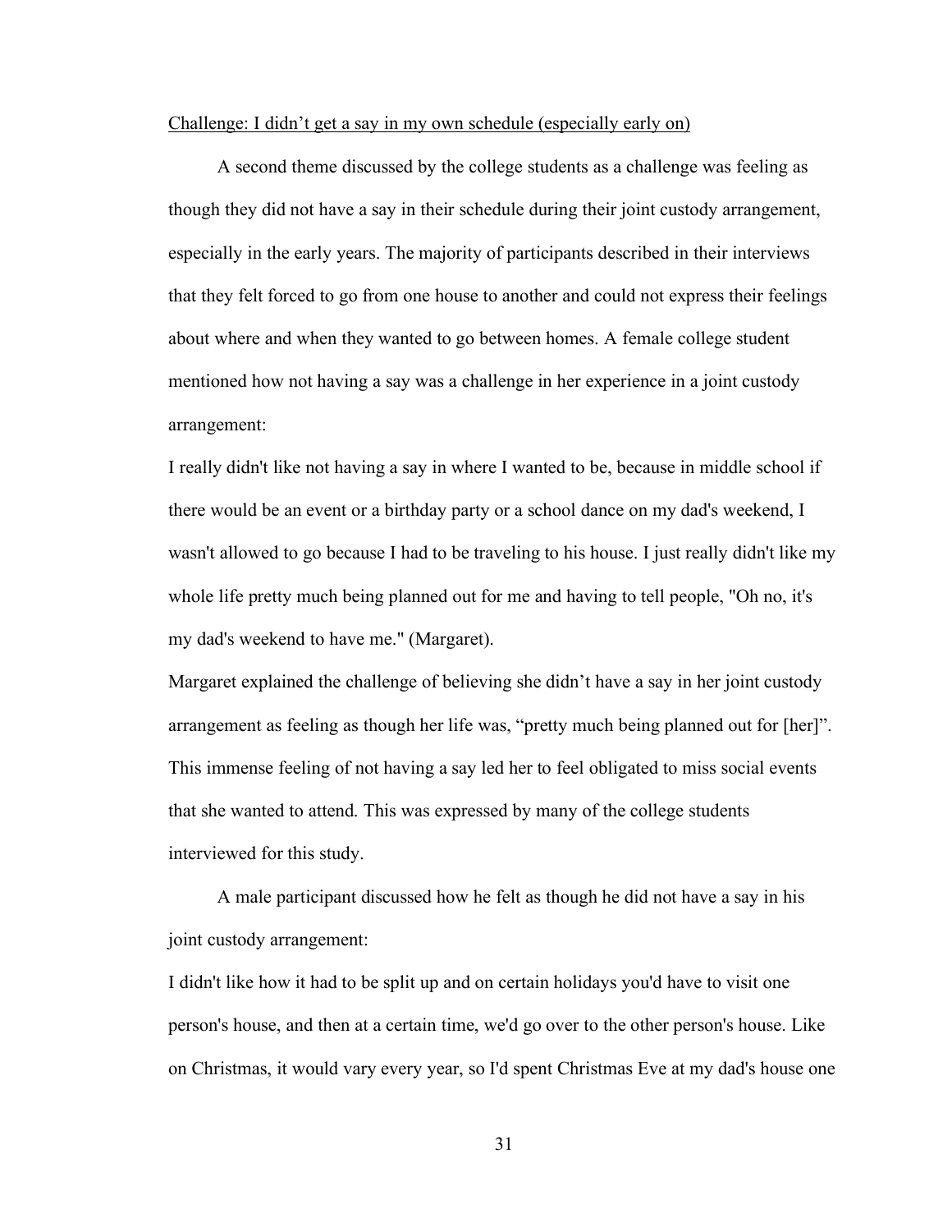<u>Challenge: I didn't get a say in my own schedule (especially early on)</u>

A second theme discussed by the college students as a challenge was feeling as though they did not have a say in their schedule during their joint custody arrangement, especially in the early years. The majority of participants described in their interviews that they felt forced to go from one house to another and could not express their feelings about where and when they wanted to go between homes. A female college student mentioned how not having a say was a challenge in her experience in a joint custody arrangement:

I really didn't like not having a say in where I wanted to be, because in middle school if there would be an event or a birthday party or a school dance on my dad's weekend, I wasn't allowed to go because I had to be traveling to his house. I just really didn't like my whole life pretty much being planned out for me and having to tell people, "Oh no, it's my dad's weekend to have me." (Margaret).

Margaret explained the challenge of believing she didn't have a say in her joint custody arrangement as feeling as though her life was, "pretty much being planned out for [her]". This immense feeling of not having a say led her to feel obligated to miss social events that she wanted to attend. This was expressed by many of the college students interviewed for this study.

A male participant discussed how he felt as though he did not have a say in his joint custody arrangement:

I didn't like how it had to be split up and on certain holidays you'd have to visit one person's house, and then at a certain time, we'd go over to the other person's house. Like on Christmas, it would vary every year, so I'd spent Christmas Eve at my dad's house one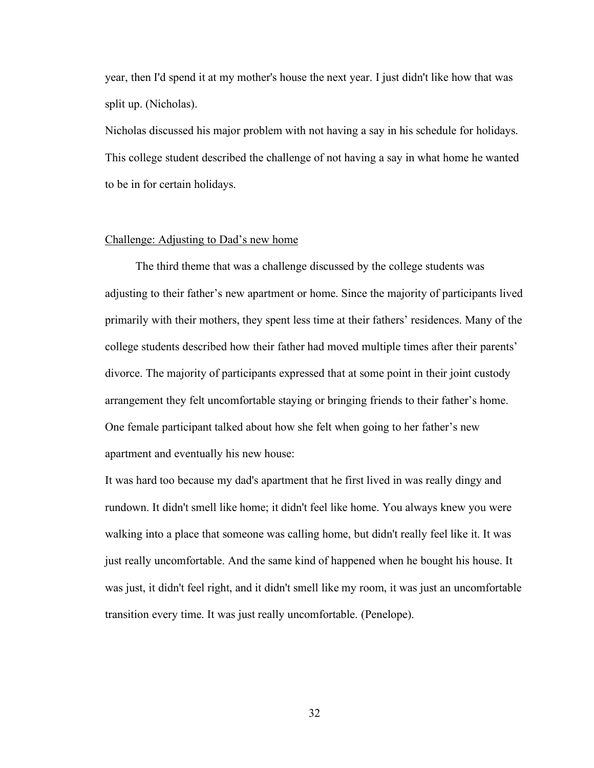year, then I'd spend it at my mother's house the next year. I just didn't like how that was split up. (Nicholas).

Nicholas discussed his major problem with not having a say in his schedule for holidays. This college student described the challenge of not having a say in what home he wanted to be in for certain holidays.

<u>Challenge: Adjusting to Dad's new home</u>

The third theme that was a challenge discussed by the college students was adjusting to their father's new apartment or home. Since the majority of participants lived primarily with their mothers, they spent less time at their fathers' residences. Many of the college students described how their father had moved multiple times after their parents' divorce. The majority of participants expressed that at some point in their joint custody arrangement they felt uncomfortable staying or bringing friends to their father's home. One female participant talked about how she felt when going to her father's new apartment and eventually his new house:

It was hard too because my dad's apartment that he first lived in was really dingy and rundown. It didn't smell like home; it didn't feel like home. You always knew you were walking into a place that someone was calling home, but didn't really feel like it. It was just really uncomfortable. And the same kind of happened when he bought his house. It was just, it didn't feel right, and it didn't smell like my room, it was just an uncomfortable transition every time. It was just really uncomfortable. (Penelope).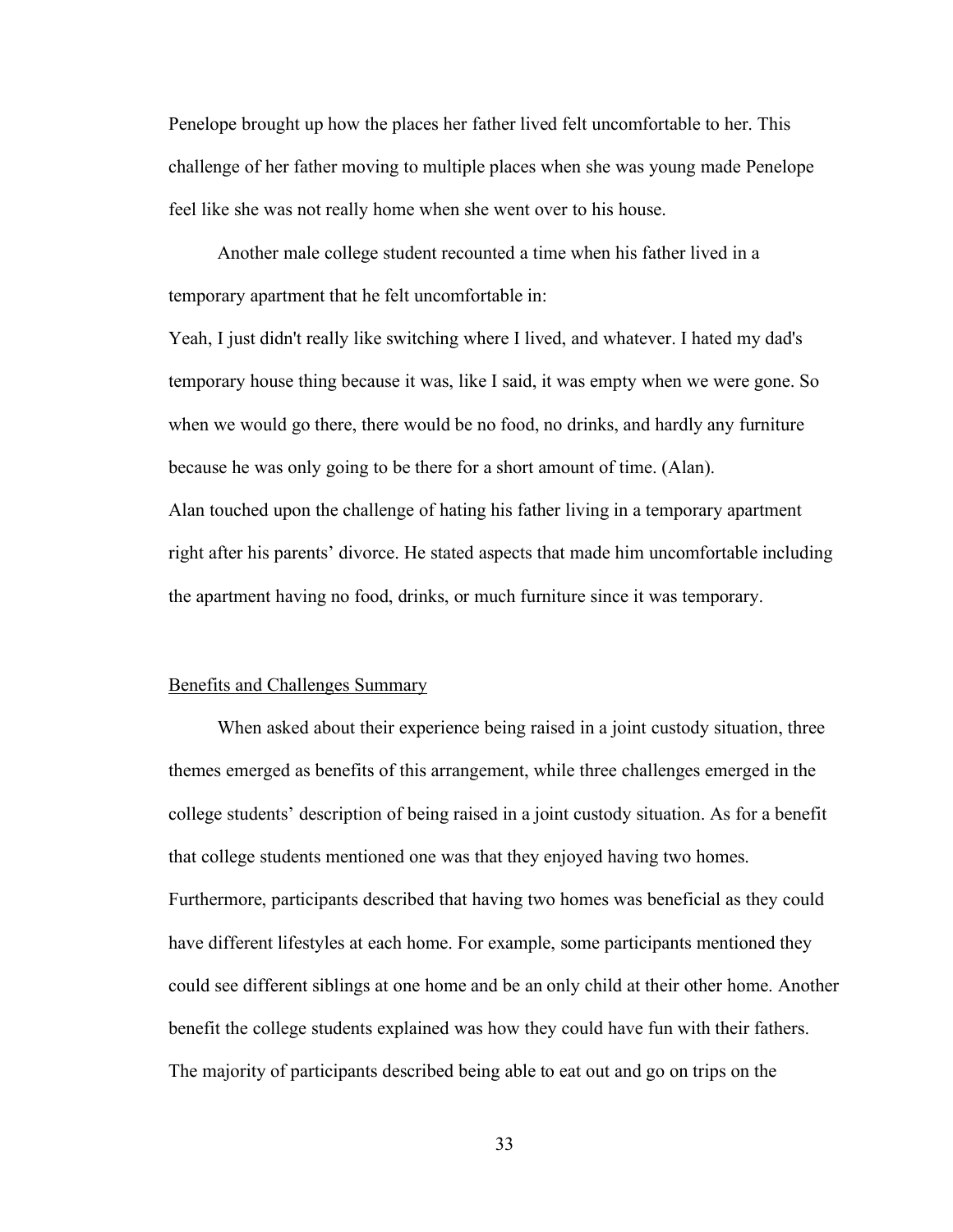Penelope brought up how the places her father lived felt uncomfortable to her. This challenge of her father moving to multiple places when she was young made Penelope feel like she was not really home when she went over to his house.

Another male college student recounted a time when his father lived in a temporary apartment that he felt uncomfortable in:

Yeah, I just didn't really like switching where I lived, and whatever. I hated my dad's temporary house thing because it was, like I said, it was empty when we were gone. So when we would go there, there would be no food, no drinks, and hardly any furniture because he was only going to be there for a short amount of time. (Alan).

Alan touched upon the challenge of hating his father living in a temporary apartment right after his parents' divorce. He stated aspects that made him uncomfortable including the apartment having no food, drinks, or much furniture since it was temporary.

<u>Benefits and Challenges Summary</u>

When asked about their experience being raised in a joint custody situation, three themes emerged as benefits of this arrangement, while three challenges emerged in the college students' description of being raised in a joint custody situation. As for a benefit that college students mentioned one was that they enjoyed having two homes. Furthermore, participants described that having two homes was beneficial as they could have different lifestyles at each home. For example, some participants mentioned they could see different siblings at one home and be an only child at their other home. Another benefit the college students explained was how they could have fun with their fathers. The majority of participants described being able to eat out and go on trips on the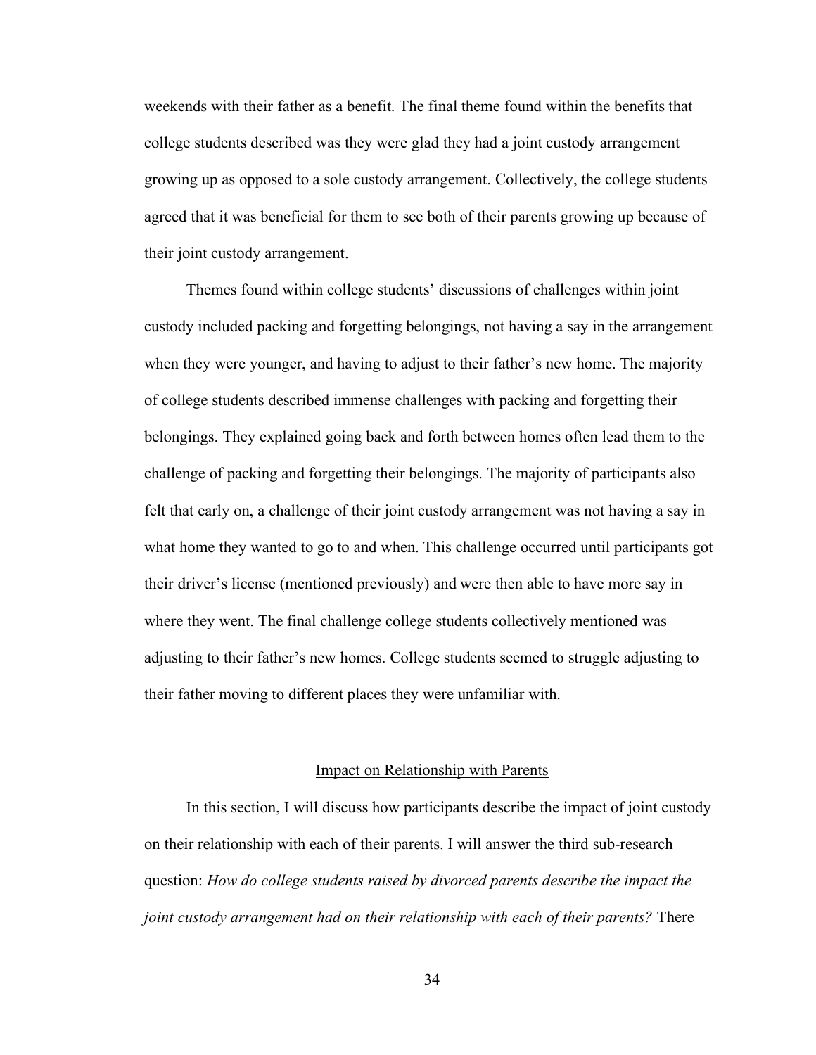weekends with their father as a benefit. The final theme found within the benefits that college students described was they were glad they had a joint custody arrangement growing up as opposed to a sole custody arrangement. Collectively, the college students agreed that it was beneficial for them to see both of their parents growing up because of their joint custody arrangement.

Themes found within college students' discussions of challenges within joint custody included packing and forgetting belongings, not having a say in the arrangement when they were younger, and having to adjust to their father's new home. The majority of college students described immense challenges with packing and forgetting their belongings. They explained going back and forth between homes often lead them to the challenge of packing and forgetting their belongings. The majority of participants also felt that early on, a challenge of their joint custody arrangement was not having a say in what home they wanted to go to and when. This challenge occurred until participants got their driver's license (mentioned previously) and were then able to have more say in where they went. The final challenge college students collectively mentioned was adjusting to their father's new homes. College students seemed to struggle adjusting to their father moving to different places they were unfamiliar with.

## Impact on Relationship with Parents

In this section, I will discuss how participants describe the impact of joint custody on their relationship with each of their parents. I will answer the third sub-research question: *How do college students raised by divorced parents describe the impact the joint custody arrangement had on their relationship with each of their parents?* There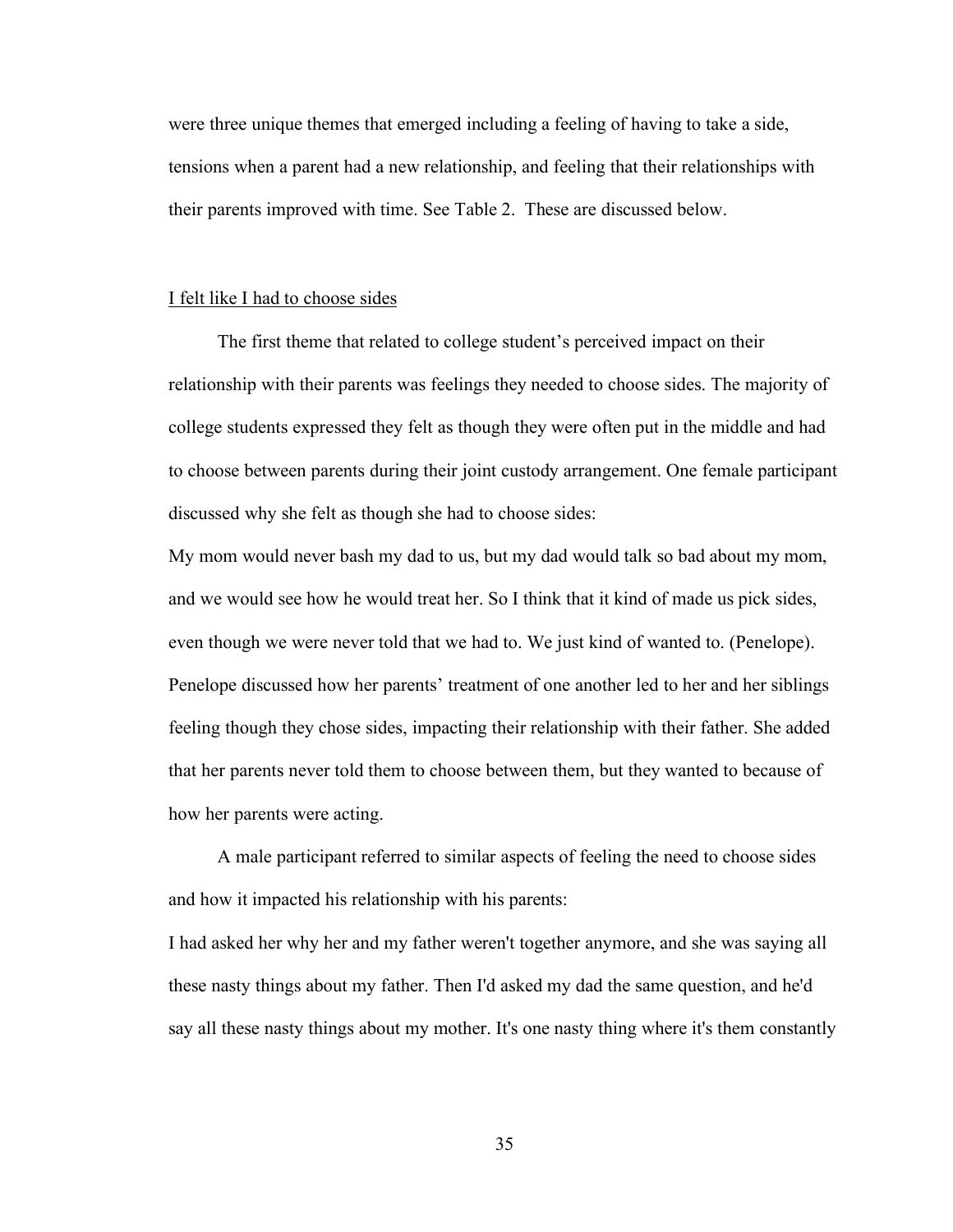were three unique themes that emerged including a feeling of having to take a side, tensions when a parent had a new relationship, and feeling that their relationships with their parents improved with time. See Table 2. These are discussed below.

<u>I felt like I had to choose sides</u>

The first theme that related to college student's perceived impact on their relationship with their parents was feelings they needed to choose sides. The majority of college students expressed they felt as though they were often put in the middle and had to choose between parents during their joint custody arrangement. One female participant discussed why she felt as though she had to choose sides:

My mom would never bash my dad to us, but my dad would talk so bad about my mom, and we would see how he would treat her. So I think that it kind of made us pick sides, even though we were never told that we had to. We just kind of wanted to. (Penelope).

Penelope discussed how her parents' treatment of one another led to her and her siblings feeling though they chose sides, impacting their relationship with their father. She added that her parents never told them to choose between them, but they wanted to because of how her parents were acting.

A male participant referred to similar aspects of feeling the need to choose sides and how it impacted his relationship with his parents:

I had asked her why her and my father weren't together anymore, and she was saying all these nasty things about my father. Then I'd asked my dad the same question, and he'd say all these nasty things about my mother. It's one nasty thing where it's them constantly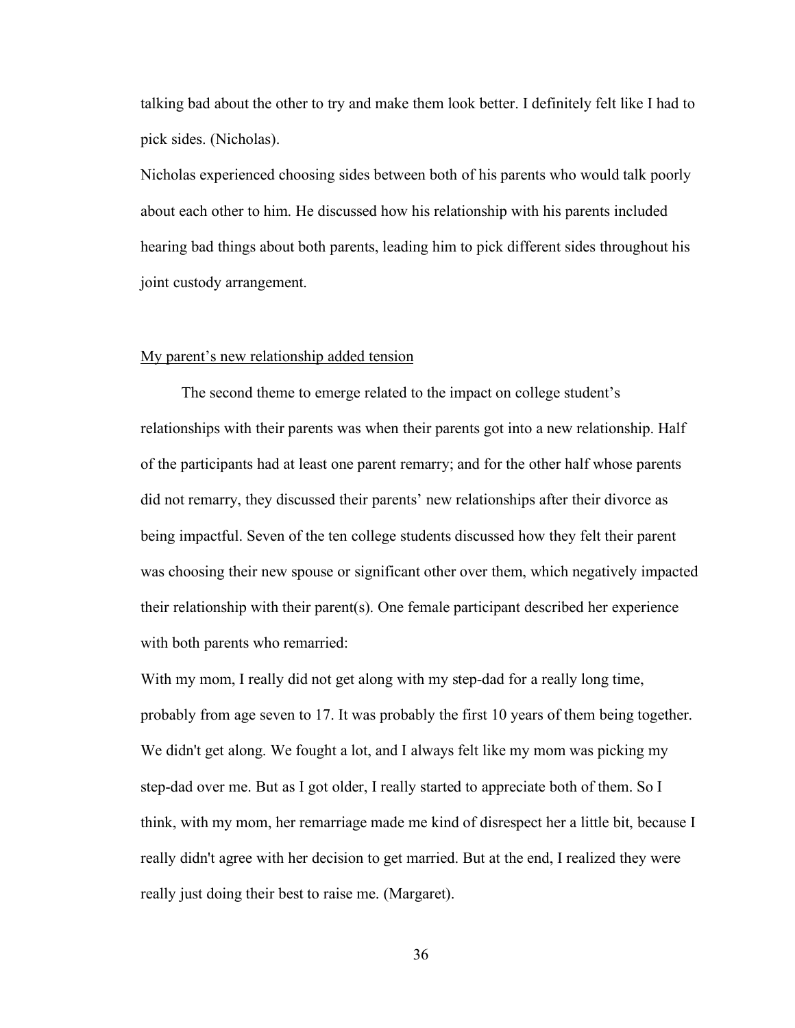talking bad about the other to try and make them look better. I definitely felt like I had to pick sides. (Nicholas).

Nicholas experienced choosing sides between both of his parents who would talk poorly about each other to him. He discussed how his relationship with his parents included hearing bad things about both parents, leading him to pick different sides throughout his joint custody arrangement.

### My parent's new relationship added tension

The second theme to emerge related to the impact on college student's relationships with their parents was when their parents got into a new relationship. Half of the participants had at least one parent remarry; and for the other half whose parents did not remarry, they discussed their parents' new relationships after their divorce as being impactful. Seven of the ten college students discussed how they felt their parent was choosing their new spouse or significant other over them, which negatively impacted their relationship with their parent(s). One female participant described her experience with both parents who remarried:

With my mom, I really did not get along with my step-dad for a really long time, probably from age seven to 17. It was probably the first 10 years of them being together. We didn't get along. We fought a lot, and I always felt like my mom was picking my step-dad over me. But as I got older, I really started to appreciate both of them. So I think, with my mom, her remarriage made me kind of disrespect her a little bit, because I really didn't agree with her decision to get married. But at the end, I realized they were really just doing their best to raise me. (Margaret).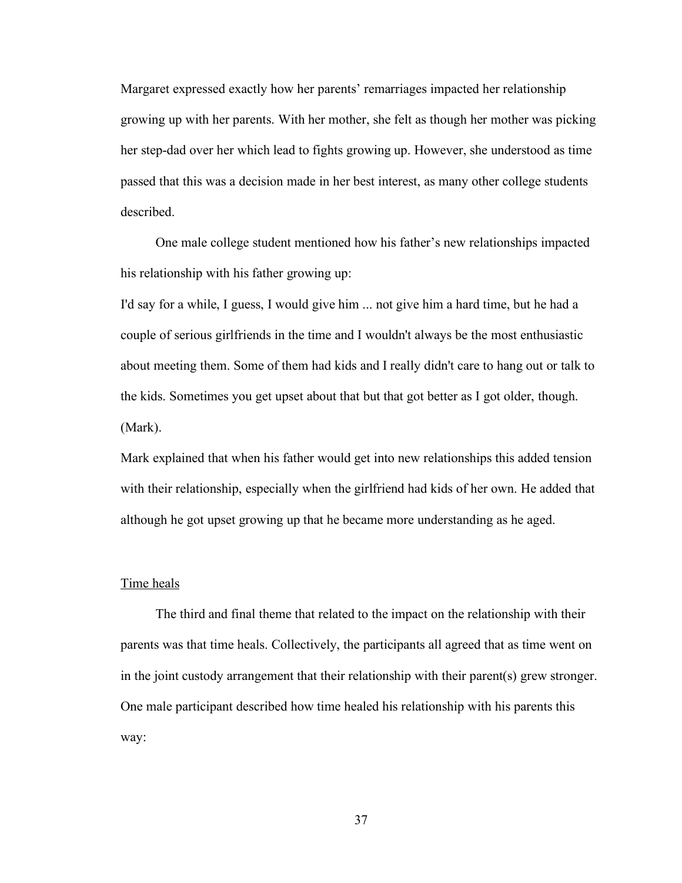Margaret expressed exactly how her parents' remarriages impacted her relationship growing up with her parents. With her mother, she felt as though her mother was picking her step-dad over her which lead to fights growing up. However, she understood as time passed that this was a decision made in her best interest, as many other college students described.

One male college student mentioned how his father's new relationships impacted his relationship with his father growing up:

I'd say for a while, I guess, I would give him ... not give him a hard time, but he had a couple of serious girlfriends in the time and I wouldn't always be the most enthusiastic about meeting them. Some of them had kids and I really didn't care to hang out or talk to the kids. Sometimes you get upset about that but that got better as I got older, though. (Mark).

Mark explained that when his father would get into new relationships this added tension with their relationship, especially when the girlfriend had kids of her own. He added that although he got upset growing up that he became more understanding as he aged.

<u>Time heals</u>

The third and final theme that related to the impact on the relationship with their parents was that time heals. Collectively, the participants all agreed that as time went on in the joint custody arrangement that their relationship with their parent(s) grew stronger. One male participant described how time healed his relationship with his parents this way: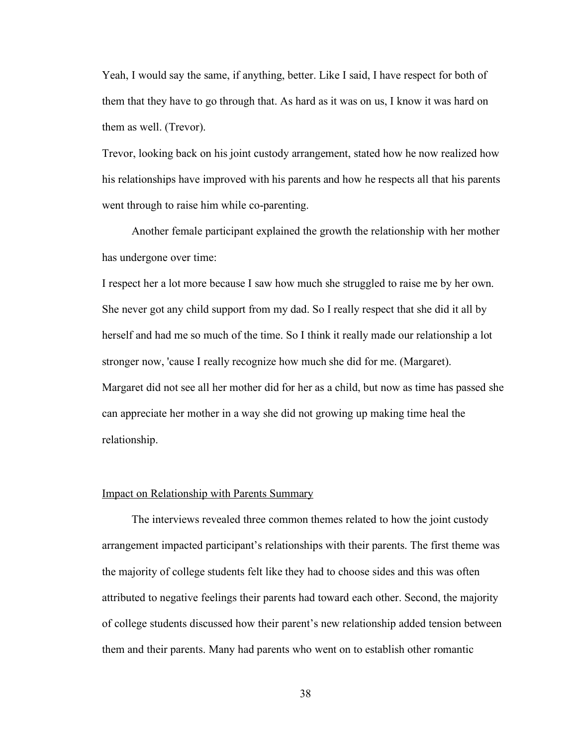Yeah, I would say the same, if anything, better. Like I said, I have respect for both of them that they have to go through that. As hard as it was on us, I know it was hard on them as well. (Trevor).

Trevor, looking back on his joint custody arrangement, stated how he now realized how his relationships have improved with his parents and how he respects all that his parents went through to raise him while co-parenting.

Another female participant explained the growth the relationship with her mother has undergone over time:

I respect her a lot more because I saw how much she struggled to raise me by her own. She never got any child support from my dad. So I really respect that she did it all by herself and had me so much of the time. So I think it really made our relationship a lot stronger now, 'cause I really recognize how much she did for me. (Margaret).

Margaret did not see all her mother did for her as a child, but now as time has passed she can appreciate her mother in a way she did not growing up making time heal the relationship.

<u>Impact on Relationship with Parents Summary</u>

The interviews revealed three common themes related to how the joint custody arrangement impacted participant's relationships with their parents. The first theme was the majority of college students felt like they had to choose sides and this was often attributed to negative feelings their parents had toward each other. Second, the majority of college students discussed how their parent's new relationship added tension between them and their parents. Many had parents who went on to establish other romantic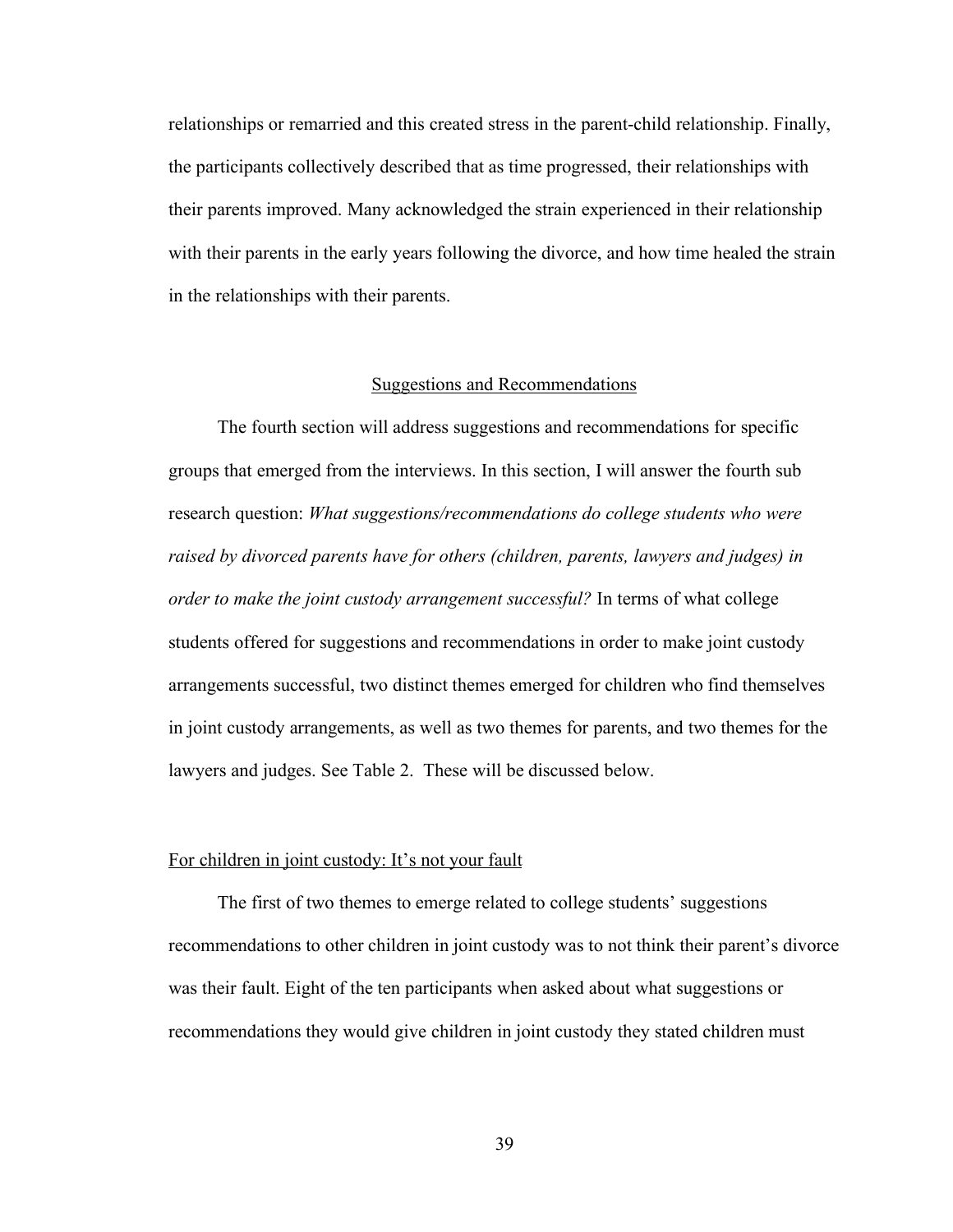relationships or remarried and this created stress in the parent-child relationship. Finally, the participants collectively described that as time progressed, their relationships with their parents improved. Many acknowledged the strain experienced in their relationship with their parents in the early years following the divorce, and how time healed the strain in the relationships with their parents.

## Suggestions and Recommendations

The fourth section will address suggestions and recommendations for specific groups that emerged from the interviews. In this section, I will answer the fourth sub research question: *What suggestions/recommendations do college students who were raised by divorced parents have for others (children, parents, lawyers and judges) in order to make the joint custody arrangement successful?* In terms of what college students offered for suggestions and recommendations in order to make joint custody arrangements successful, two distinct themes emerged for children who find themselves in joint custody arrangements, as well as two themes for parents, and two themes for the lawyers and judges. See Table 2. These will be discussed below.

### For children in joint custody: It's not your fault

The first of two themes to emerge related to college students' suggestions recommendations to other children in joint custody was to not think their parent's divorce was their fault. Eight of the ten participants when asked about what suggestions or recommendations they would give children in joint custody they stated children must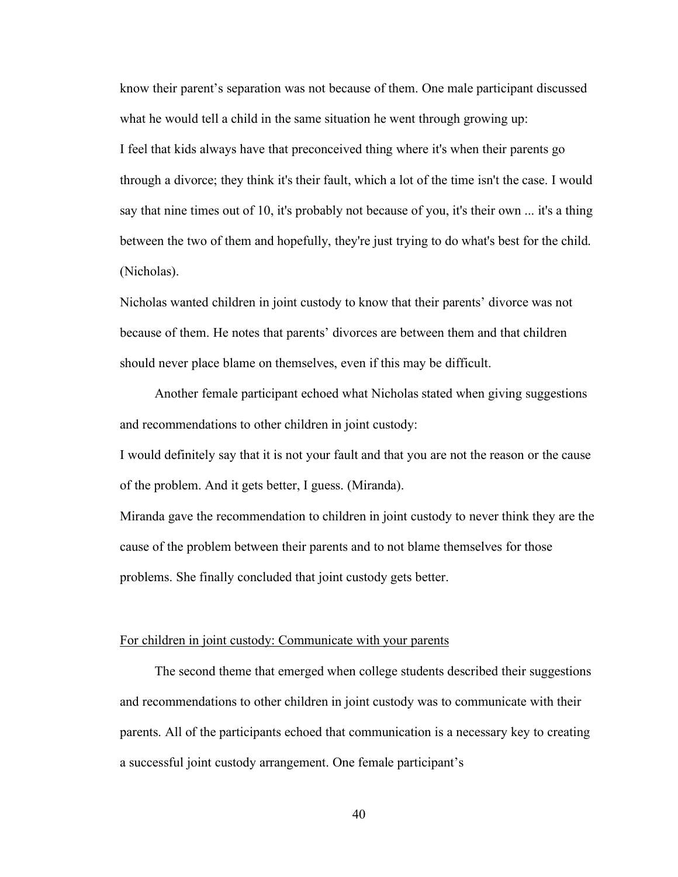know their parent's separation was not because of them. One male participant discussed what he would tell a child in the same situation he went through growing up:

I feel that kids always have that preconceived thing where it's when their parents go through a divorce; they think it's their fault, which a lot of the time isn't the case. I would say that nine times out of 10, it's probably not because of you, it's their own ... it's a thing between the two of them and hopefully, they're just trying to do what's best for the child. (Nicholas).

Nicholas wanted children in joint custody to know that their parents' divorce was not because of them. He notes that parents' divorces are between them and that children should never place blame on themselves, even if this may be difficult.

Another female participant echoed what Nicholas stated when giving suggestions and recommendations to other children in joint custody:

I would definitely say that it is not your fault and that you are not the reason or the cause of the problem. And it gets better, I guess. (Miranda).

Miranda gave the recommendation to children in joint custody to never think they are the cause of the problem between their parents and to not blame themselves for those problems. She finally concluded that joint custody gets better.

<u>For children in joint custody: Communicate with your parents</u>

The second theme that emerged when college students described their suggestions and recommendations to other children in joint custody was to communicate with their parents. All of the participants echoed that communication is a necessary key to creating a successful joint custody arrangement. One female participant's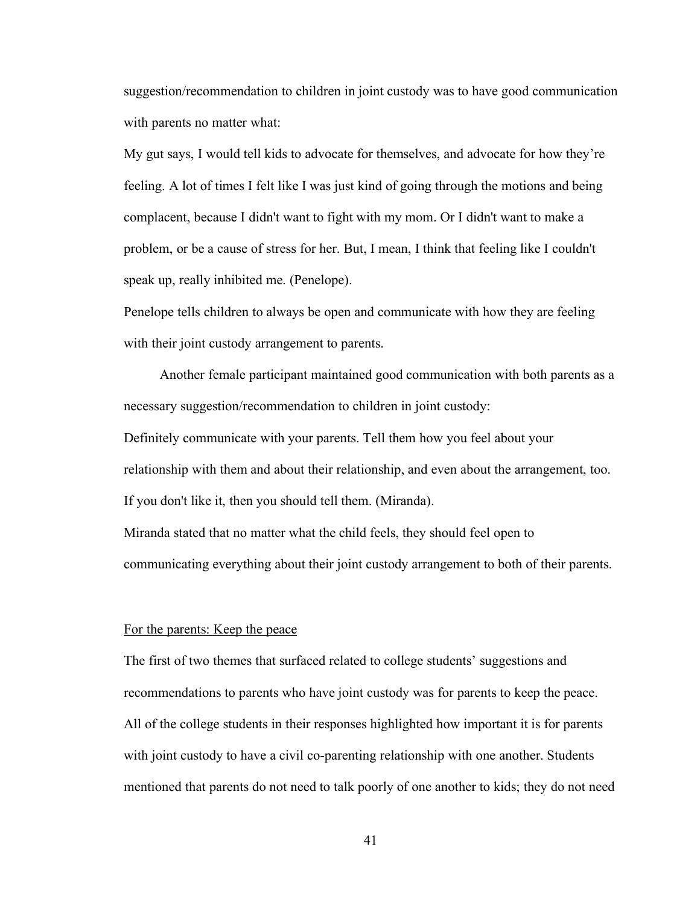suggestion/recommendation to children in joint custody was to have good communication with parents no matter what:

My gut says, I would tell kids to advocate for themselves, and advocate for how they're feeling. A lot of times I felt like I was just kind of going through the motions and being complacent, because I didn't want to fight with my mom. Or I didn't want to make a problem, or be a cause of stress for her. But, I mean, I think that feeling like I couldn't speak up, really inhibited me. (Penelope).

Penelope tells children to always be open and communicate with how they are feeling with their joint custody arrangement to parents.

Another female participant maintained good communication with both parents as a necessary suggestion/recommendation to children in joint custody:

Definitely communicate with your parents. Tell them how you feel about your relationship with them and about their relationship, and even about the arrangement, too. If you don't like it, then you should tell them. (Miranda).

Miranda stated that no matter what the child feels, they should feel open to communicating everything about their joint custody arrangement to both of their parents.

<u>For the parents: Keep the peace</u>

The first of two themes that surfaced related to college students' suggestions and recommendations to parents who have joint custody was for parents to keep the peace. All of the college students in their responses highlighted how important it is for parents with joint custody to have a civil co-parenting relationship with one another. Students mentioned that parents do not need to talk poorly of one another to kids; they do not need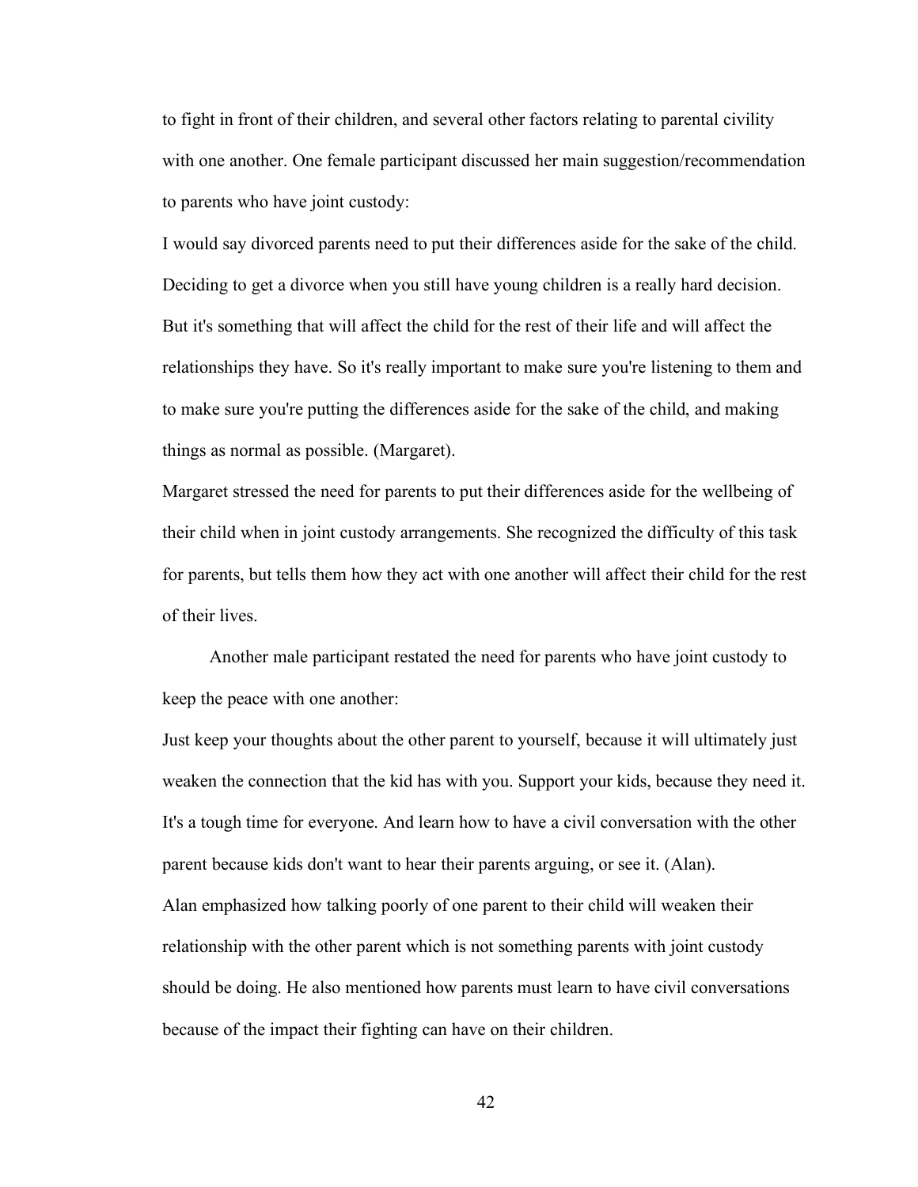to fight in front of their children, and several other factors relating to parental civility with one another. One female participant discussed her main suggestion/recommendation to parents who have joint custody:

I would say divorced parents need to put their differences aside for the sake of the child. Deciding to get a divorce when you still have young children is a really hard decision. But it's something that will affect the child for the rest of their life and will affect the relationships they have. So it's really important to make sure you're listening to them and to make sure you're putting the differences aside for the sake of the child, and making things as normal as possible. (Margaret).

Margaret stressed the need for parents to put their differences aside for the wellbeing of their child when in joint custody arrangements. She recognized the difficulty of this task for parents, but tells them how they act with one another will affect their child for the rest of their lives.

Another male participant restated the need for parents who have joint custody to keep the peace with one another:

Just keep your thoughts about the other parent to yourself, because it will ultimately just weaken the connection that the kid has with you. Support your kids, because they need it. It's a tough time for everyone. And learn how to have a civil conversation with the other parent because kids don't want to hear their parents arguing, or see it. (Alan).

Alan emphasized how talking poorly of one parent to their child will weaken their relationship with the other parent which is not something parents with joint custody should be doing. He also mentioned how parents must learn to have civil conversations because of the impact their fighting can have on their children.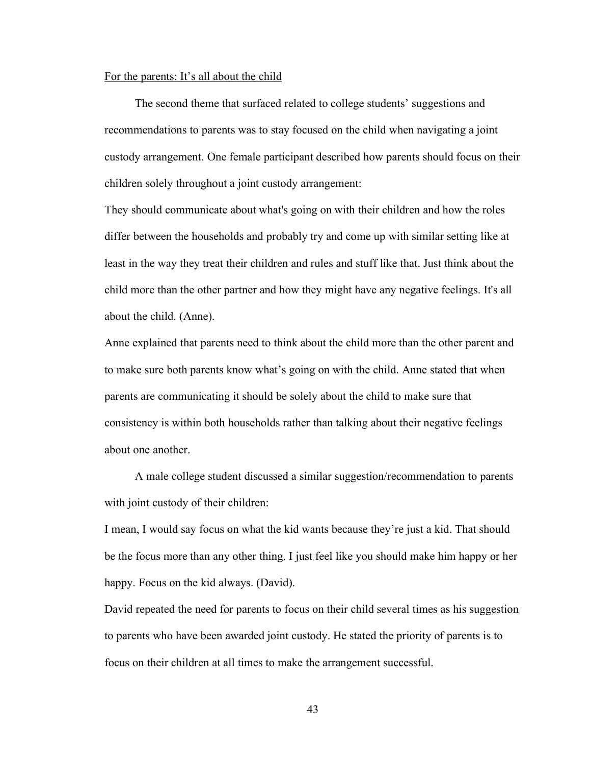For the parents: It's all about the child

The second theme that surfaced related to college students' suggestions and recommendations to parents was to stay focused on the child when navigating a joint custody arrangement. One female participant described how parents should focus on their children solely throughout a joint custody arrangement:

They should communicate about what's going on with their children and how the roles differ between the households and probably try and come up with similar setting like at least in the way they treat their children and rules and stuff like that. Just think about the child more than the other partner and how they might have any negative feelings. It's all about the child. (Anne).

Anne explained that parents need to think about the child more than the other parent and to make sure both parents know what's going on with the child. Anne stated that when parents are communicating it should be solely about the child to make sure that consistency is within both households rather than talking about their negative feelings about one another.

A male college student discussed a similar suggestion/recommendation to parents with joint custody of their children:

I mean, I would say focus on what the kid wants because they're just a kid. That should be the focus more than any other thing. I just feel like you should make him happy or her happy. Focus on the kid always. (David).

David repeated the need for parents to focus on their child several times as his suggestion to parents who have been awarded joint custody. He stated the priority of parents is to focus on their children at all times to make the arrangement successful.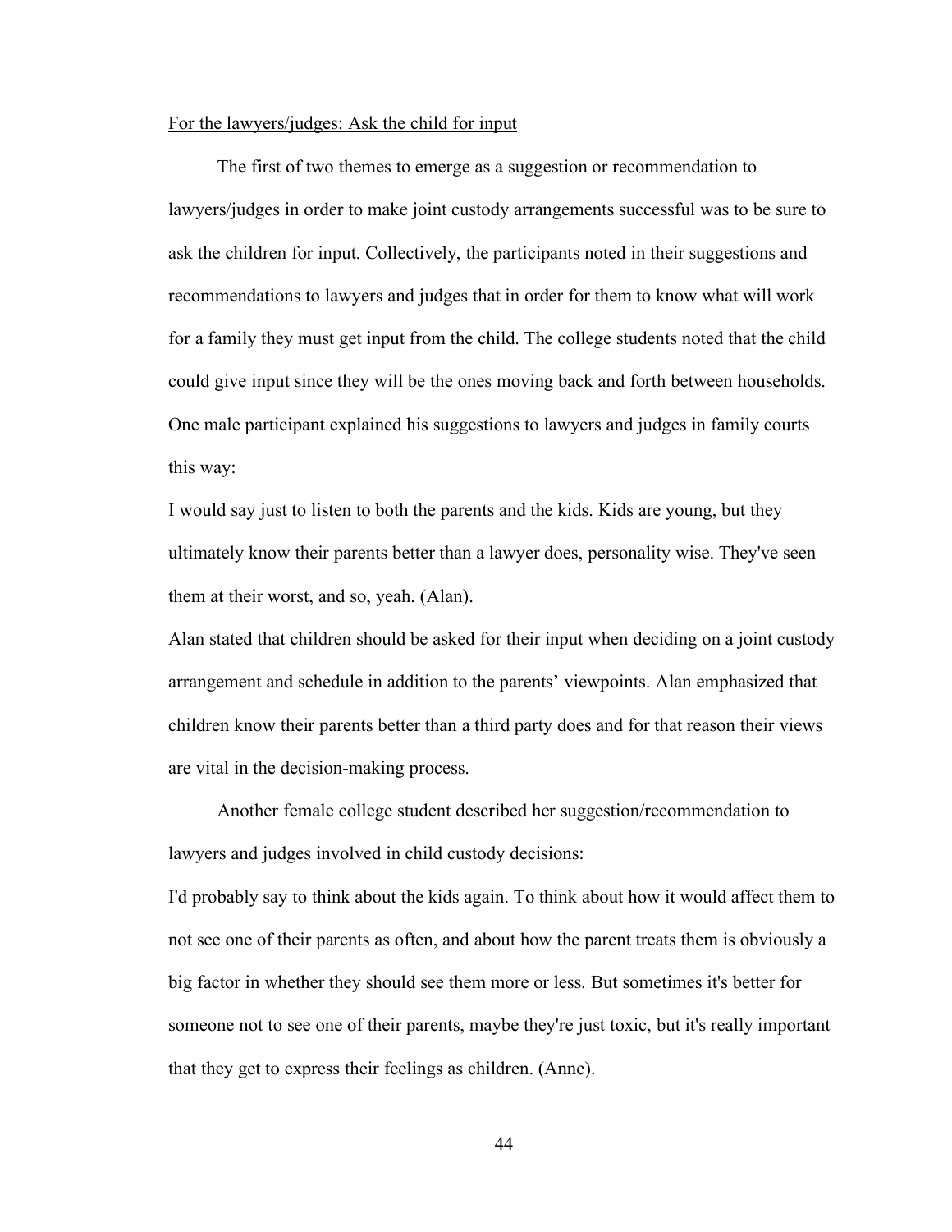For the lawyers/judges: Ask the child for input

The first of two themes to emerge as a suggestion or recommendation to lawyers/judges in order to make joint custody arrangements successful was to be sure to ask the children for input. Collectively, the participants noted in their suggestions and recommendations to lawyers and judges that in order for them to know what will work for a family they must get input from the child. The college students noted that the child could give input since they will be the ones moving back and forth between households. One male participant explained his suggestions to lawyers and judges in family courts this way:

I would say just to listen to both the parents and the kids. Kids are young, but they ultimately know their parents better than a lawyer does, personality wise. They've seen them at their worst, and so, yeah. (Alan).

Alan stated that children should be asked for their input when deciding on a joint custody arrangement and schedule in addition to the parents' viewpoints. Alan emphasized that children know their parents better than a third party does and for that reason their views are vital in the decision-making process.

Another female college student described her suggestion/recommendation to lawyers and judges involved in child custody decisions:

I'd probably say to think about the kids again. To think about how it would affect them to not see one of their parents as often, and about how the parent treats them is obviously a big factor in whether they should see them more or less. But sometimes it's better for someone not to see one of their parents, maybe they're just toxic, but it's really important that they get to express their feelings as children. (Anne).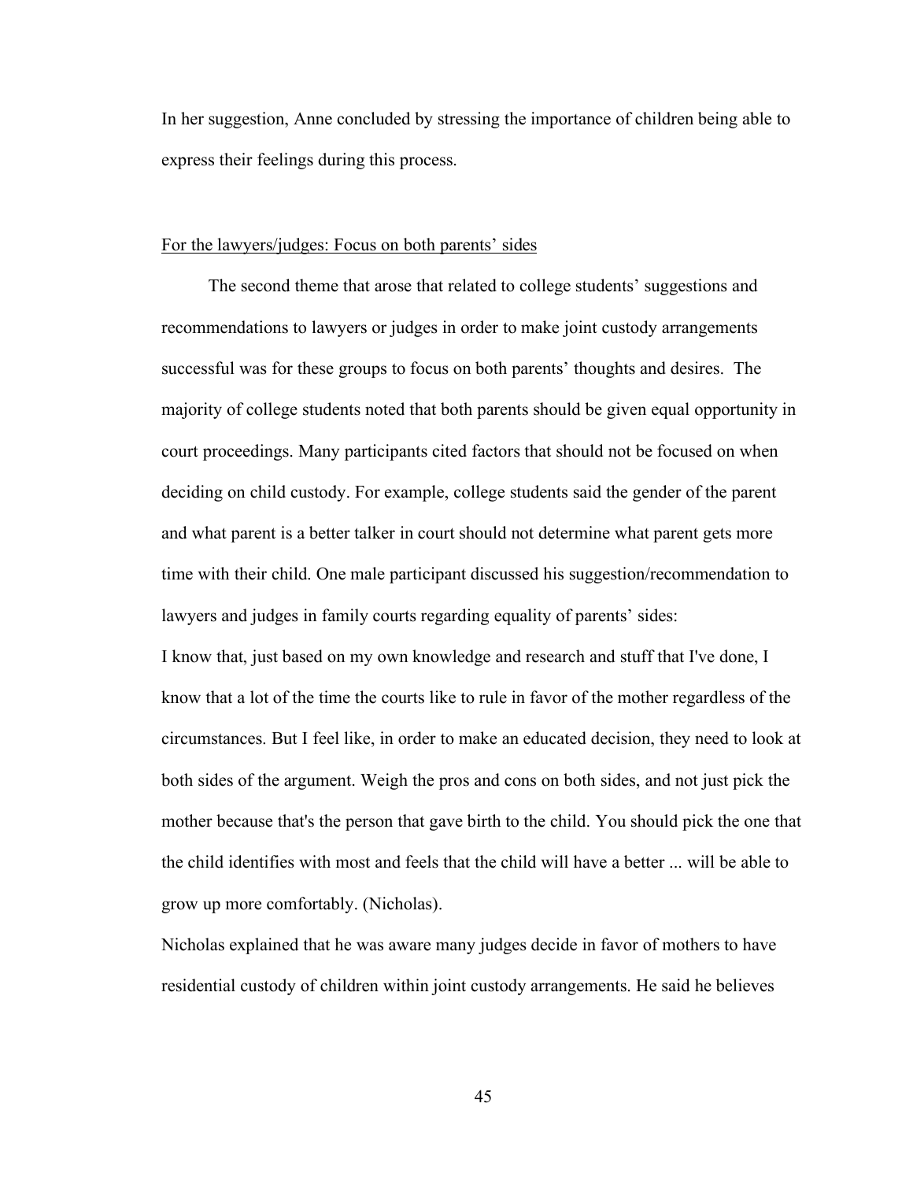In her suggestion, Anne concluded by stressing the importance of children being able to express their feelings during this process.

<u>For the lawyers/judges: Focus on both parents' sides</u>

The second theme that arose that related to college students' suggestions and recommendations to lawyers or judges in order to make joint custody arrangements successful was for these groups to focus on both parents' thoughts and desires. The majority of college students noted that both parents should be given equal opportunity in court proceedings. Many participants cited factors that should not be focused on when deciding on child custody. For example, college students said the gender of the parent and what parent is a better talker in court should not determine what parent gets more time with their child. One male participant discussed his suggestion/recommendation to lawyers and judges in family courts regarding equality of parents' sides:

I know that, just based on my own knowledge and research and stuff that I've done, I know that a lot of the time the courts like to rule in favor of the mother regardless of the circumstances. But I feel like, in order to make an educated decision, they need to look at both sides of the argument. Weigh the pros and cons on both sides, and not just pick the mother because that's the person that gave birth to the child. You should pick the one that the child identifies with most and feels that the child will have a better ... will be able to grow up more comfortably. (Nicholas).

Nicholas explained that he was aware many judges decide in favor of mothers to have residential custody of children within joint custody arrangements. He said he believes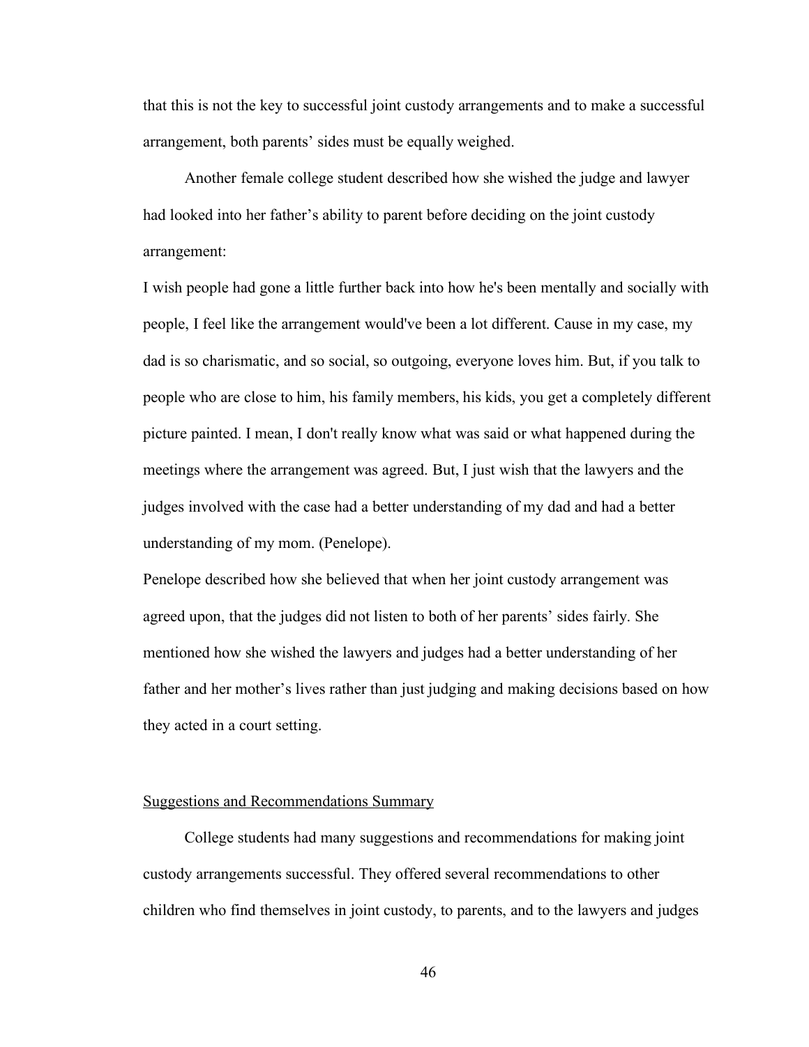that this is not the key to successful joint custody arrangements and to make a successful arrangement, both parents' sides must be equally weighed.

Another female college student described how she wished the judge and lawyer had looked into her father's ability to parent before deciding on the joint custody arrangement:

> I wish people had gone a little further back into how he's been mentally and socially with people, I feel like the arrangement would've been a lot different. Cause in my case, my dad is so charismatic, and so social, so outgoing, everyone loves him. But, if you talk to people who are close to him, his family members, his kids, you get a completely different picture painted. I mean, I don't really know what was said or what happened during the meetings where the arrangement was agreed. But, I just wish that the lawyers and the judges involved with the case had a better understanding of my dad and had a better understanding of my mom. (Penelope).

Penelope described how she believed that when her joint custody arrangement was agreed upon, that the judges did not listen to both of her parents' sides fairly. She mentioned how she wished the lawyers and judges had a better understanding of her father and her mother's lives rather than just judging and making decisions based on how they acted in a court setting.

## Suggestions and Recommendations Summary

College students had many suggestions and recommendations for making joint custody arrangements successful. They offered several recommendations to other children who find themselves in joint custody, to parents, and to the lawyers and judges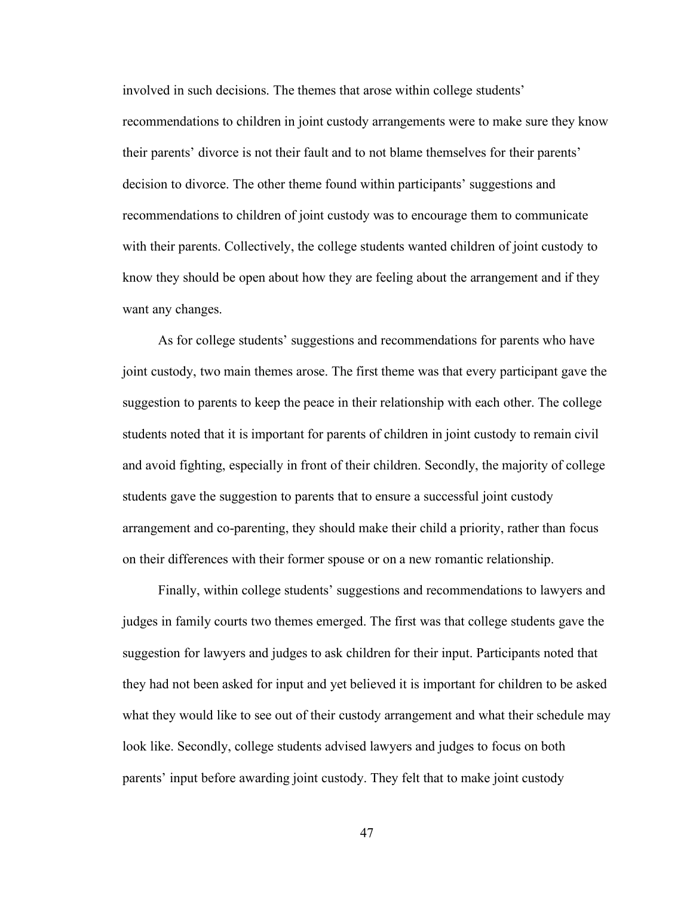involved in such decisions. The themes that arose within college students' recommendations to children in joint custody arrangements were to make sure they know their parents' divorce is not their fault and to not blame themselves for their parents' decision to divorce. The other theme found within participants' suggestions and recommendations to children of joint custody was to encourage them to communicate with their parents. Collectively, the college students wanted children of joint custody to know they should be open about how they are feeling about the arrangement and if they want any changes.

As for college students' suggestions and recommendations for parents who have joint custody, two main themes arose. The first theme was that every participant gave the suggestion to parents to keep the peace in their relationship with each other. The college students noted that it is important for parents of children in joint custody to remain civil and avoid fighting, especially in front of their children. Secondly, the majority of college students gave the suggestion to parents that to ensure a successful joint custody arrangement and co-parenting, they should make their child a priority, rather than focus on their differences with their former spouse or on a new romantic relationship.

Finally, within college students' suggestions and recommendations to lawyers and judges in family courts two themes emerged. The first was that college students gave the suggestion for lawyers and judges to ask children for their input. Participants noted that they had not been asked for input and yet believed it is important for children to be asked what they would like to see out of their custody arrangement and what their schedule may look like. Secondly, college students advised lawyers and judges to focus on both parents' input before awarding joint custody. They felt that to make joint custody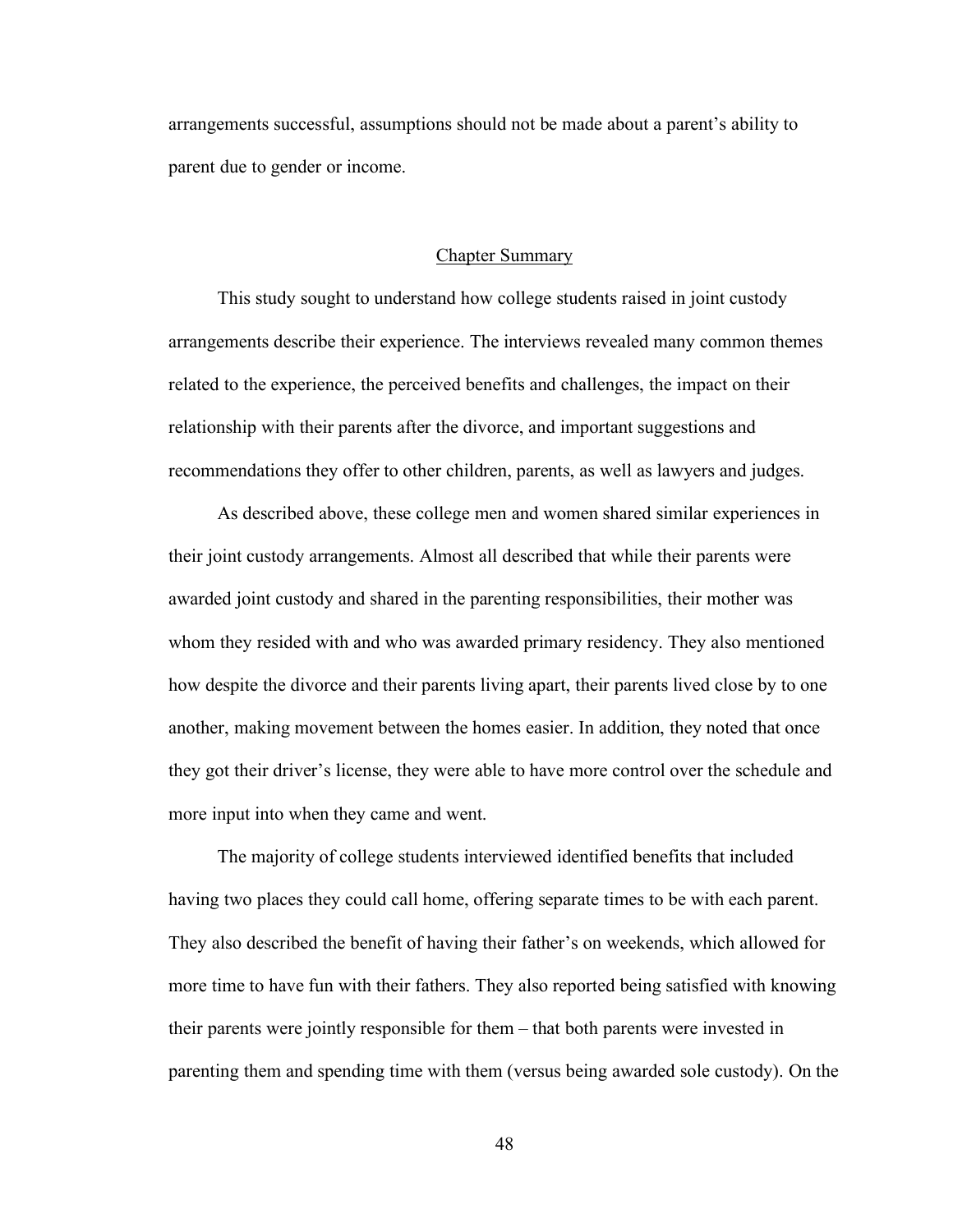arrangements successful, assumptions should not be made about a parent's ability to parent due to gender or income.

## Chapter Summary

This study sought to understand how college students raised in joint custody arrangements describe their experience. The interviews revealed many common themes related to the experience, the perceived benefits and challenges, the impact on their relationship with their parents after the divorce, and important suggestions and recommendations they offer to other children, parents, as well as lawyers and judges.

As described above, these college men and women shared similar experiences in their joint custody arrangements. Almost all described that while their parents were awarded joint custody and shared in the parenting responsibilities, their mother was whom they resided with and who was awarded primary residency. They also mentioned how despite the divorce and their parents living apart, their parents lived close by to one another, making movement between the homes easier. In addition, they noted that once they got their driver's license, they were able to have more control over the schedule and more input into when they came and went.

The majority of college students interviewed identified benefits that included having two places they could call home, offering separate times to be with each parent. They also described the benefit of having their father's on weekends, which allowed for more time to have fun with their fathers. They also reported being satisfied with knowing their parents were jointly responsible for them – that both parents were invested in parenting them and spending time with them (versus being awarded sole custody). On the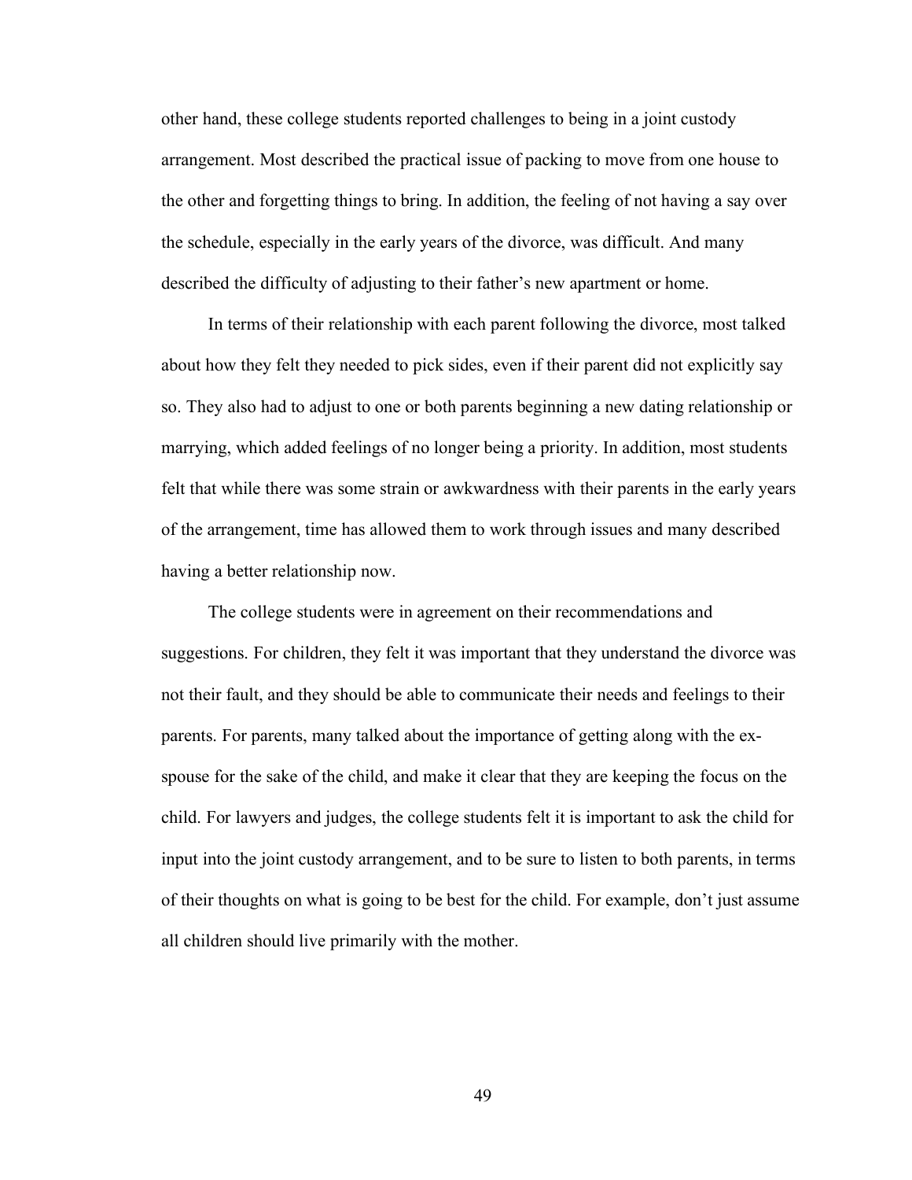other hand, these college students reported challenges to being in a joint custody arrangement. Most described the practical issue of packing to move from one house to the other and forgetting things to bring. In addition, the feeling of not having a say over the schedule, especially in the early years of the divorce, was difficult. And many described the difficulty of adjusting to their father's new apartment or home.

In terms of their relationship with each parent following the divorce, most talked about how they felt they needed to pick sides, even if their parent did not explicitly say so. They also had to adjust to one or both parents beginning a new dating relationship or marrying, which added feelings of no longer being a priority. In addition, most students felt that while there was some strain or awkwardness with their parents in the early years of the arrangement, time has allowed them to work through issues and many described having a better relationship now.

The college students were in agreement on their recommendations and suggestions. For children, they felt it was important that they understand the divorce was not their fault, and they should be able to communicate their needs and feelings to their parents. For parents, many talked about the importance of getting along with the ex-spouse for the sake of the child, and make it clear that they are keeping the focus on the child. For lawyers and judges, the college students felt it is important to ask the child for input into the joint custody arrangement, and to be sure to listen to both parents, in terms of their thoughts on what is going to be best for the child. For example, don't just assume all children should live primarily with the mother.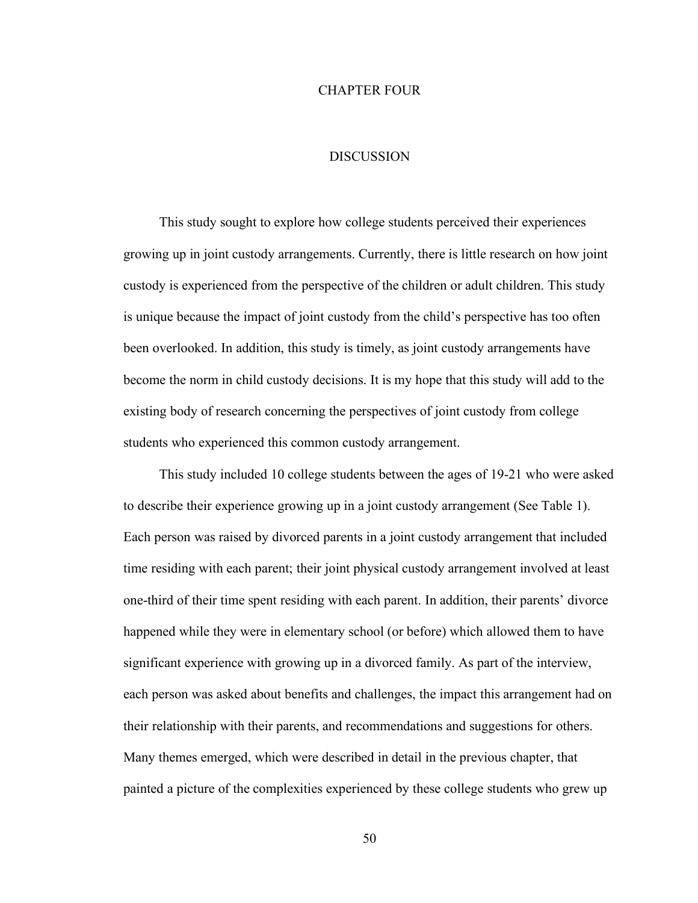# CHAPTER FOUR

## DISCUSSION

This study sought to explore how college students perceived their experiences growing up in joint custody arrangements. Currently, there is little research on how joint custody is experienced from the perspective of the children or adult children. This study is unique because the impact of joint custody from the child's perspective has too often been overlooked. In addition, this study is timely, as joint custody arrangements have become the norm in child custody decisions. It is my hope that this study will add to the existing body of research concerning the perspectives of joint custody from college students who experienced this common custody arrangement.

This study included 10 college students between the ages of 19-21 who were asked to describe their experience growing up in a joint custody arrangement (See Table 1). Each person was raised by divorced parents in a joint custody arrangement that included time residing with each parent; their joint physical custody arrangement involved at least one-third of their time spent residing with each parent. In addition, their parents' divorce happened while they were in elementary school (or before) which allowed them to have significant experience with growing up in a divorced family. As part of the interview, each person was asked about benefits and challenges, the impact this arrangement had on their relationship with their parents, and recommendations and suggestions for others. Many themes emerged, which were described in detail in the previous chapter, that painted a picture of the complexities experienced by these college students who grew up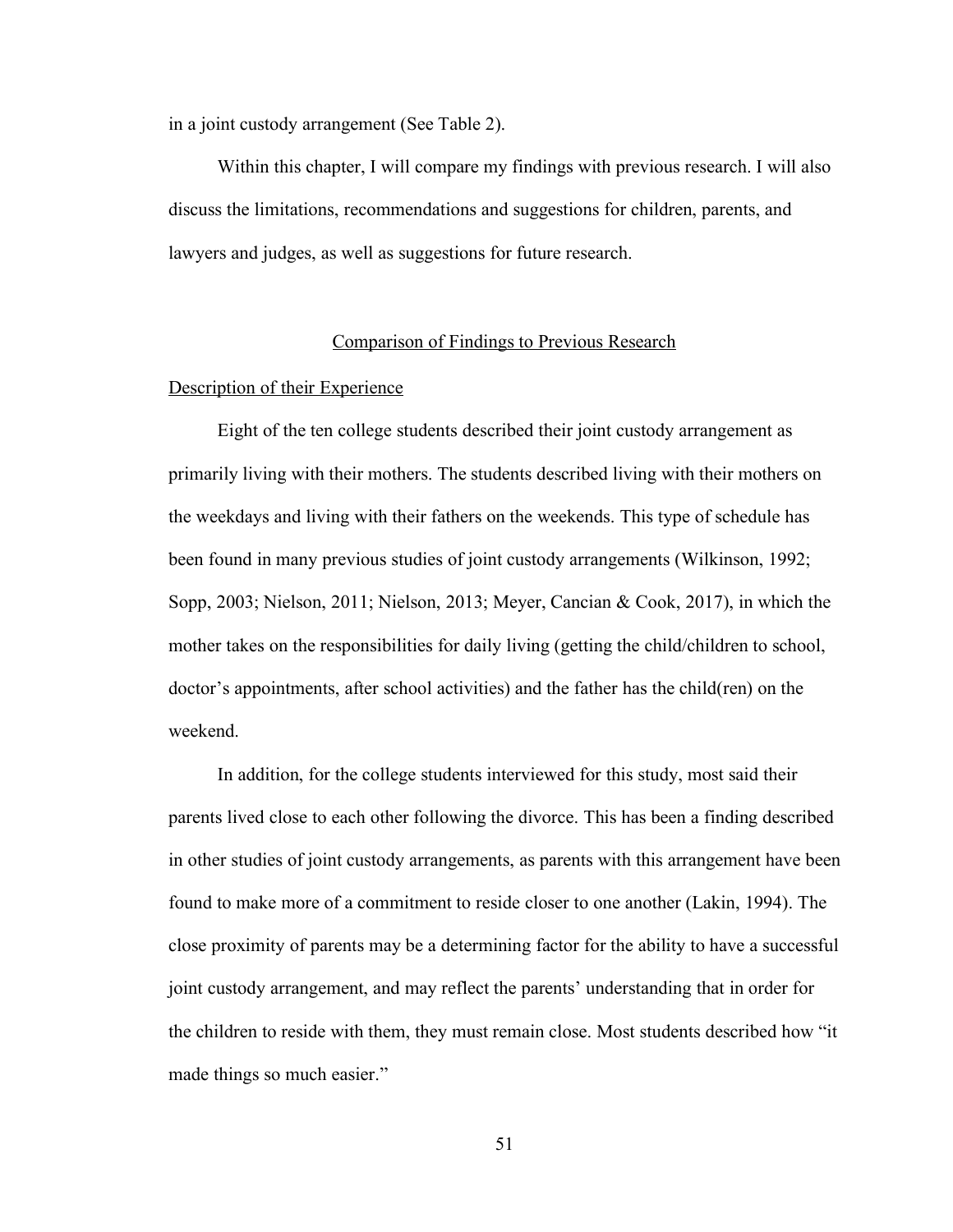in a joint custody arrangement (See Table 2).

Within this chapter, I will compare my findings with previous research. I will also discuss the limitations, recommendations and suggestions for children, parents, and lawyers and judges, as well as suggestions for future research.

## Comparison of Findings to Previous Research

### Description of their Experience

Eight of the ten college students described their joint custody arrangement as primarily living with their mothers. The students described living with their mothers on the weekdays and living with their fathers on the weekends. This type of schedule has been found in many previous studies of joint custody arrangements (Wilkinson, 1992; Sopp, 2003; Nielson, 2011; Nielson, 2013; Meyer, Cancian & Cook, 2017), in which the mother takes on the responsibilities for daily living (getting the child/children to school, doctor's appointments, after school activities) and the father has the child(ren) on the weekend.

In addition, for the college students interviewed for this study, most said their parents lived close to each other following the divorce. This has been a finding described in other studies of joint custody arrangements, as parents with this arrangement have been found to make more of a commitment to reside closer to one another (Lakin, 1994). The close proximity of parents may be a determining factor for the ability to have a successful joint custody arrangement, and may reflect the parents' understanding that in order for the children to reside with them, they must remain close. Most students described how "it made things so much easier."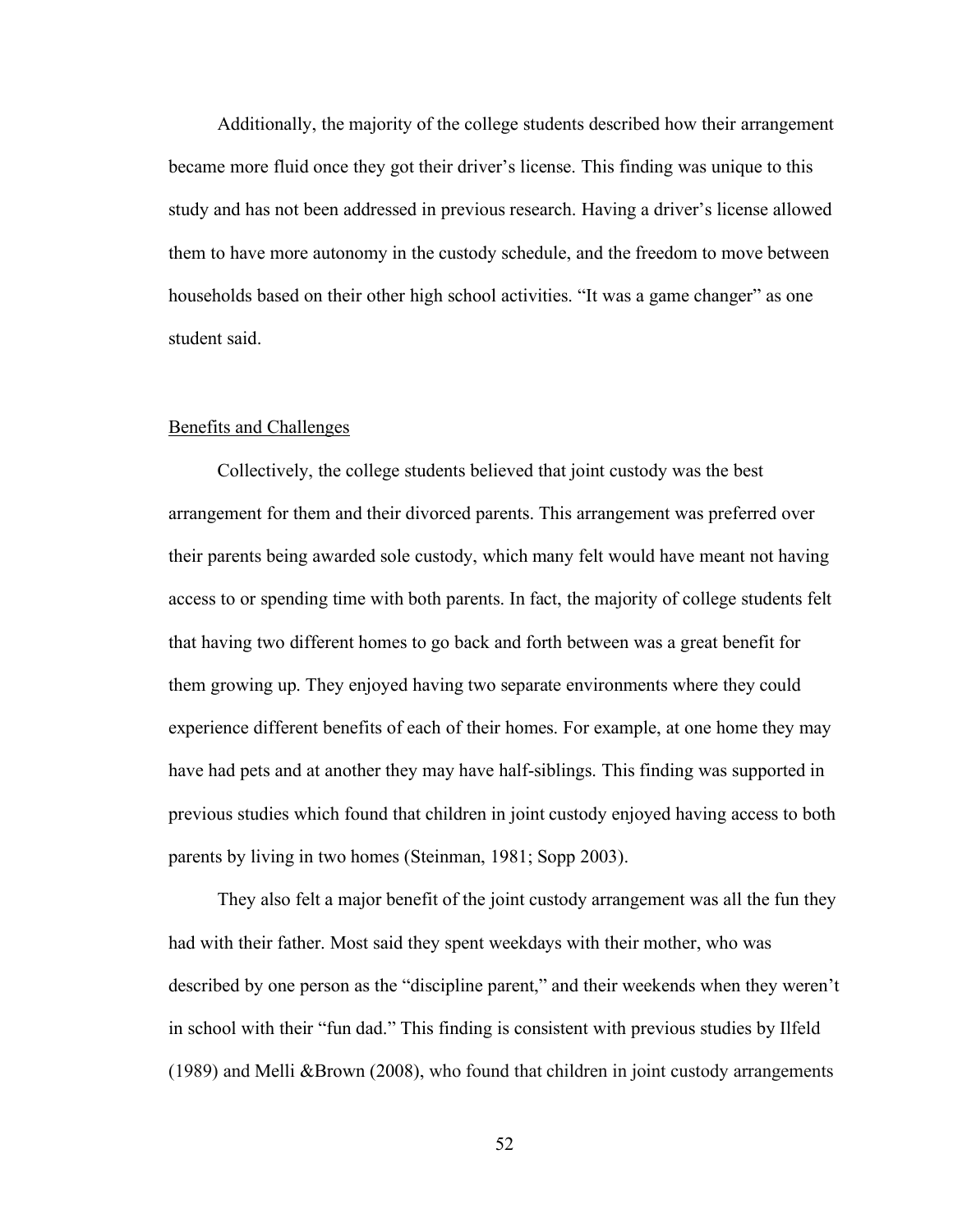Additionally, the majority of the college students described how their arrangement became more fluid once they got their driver's license. This finding was unique to this study and has not been addressed in previous research. Having a driver's license allowed them to have more autonomy in the custody schedule, and the freedom to move between households based on their other high school activities. "It was a game changer" as one student said.

## Benefits and Challenges

Collectively, the college students believed that joint custody was the best arrangement for them and their divorced parents. This arrangement was preferred over their parents being awarded sole custody, which many felt would have meant not having access to or spending time with both parents. In fact, the majority of college students felt that having two different homes to go back and forth between was a great benefit for them growing up. They enjoyed having two separate environments where they could experience different benefits of each of their homes. For example, at one home they may have had pets and at another they may have half-siblings. This finding was supported in previous studies which found that children in joint custody enjoyed having access to both parents by living in two homes (Steinman, 1981; Sopp 2003).

They also felt a major benefit of the joint custody arrangement was all the fun they had with their father. Most said they spent weekdays with their mother, who was described by one person as the "discipline parent," and their weekends when they weren't in school with their "fun dad." This finding is consistent with previous studies by Ilfeld (1989) and Melli &Brown (2008), who found that children in joint custody arrangements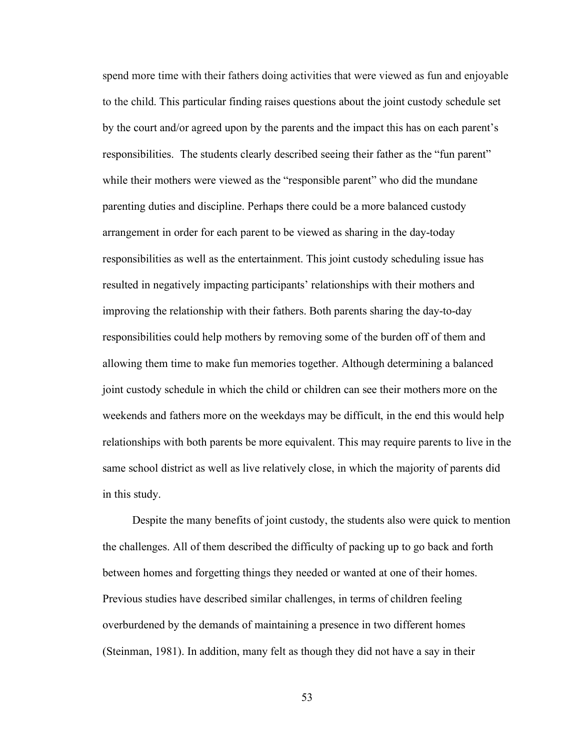spend more time with their fathers doing activities that were viewed as fun and enjoyable to the child. This particular finding raises questions about the joint custody schedule set by the court and/or agreed upon by the parents and the impact this has on each parent's responsibilities. The students clearly described seeing their father as the "fun parent" while their mothers were viewed as the "responsible parent" who did the mundane parenting duties and discipline. Perhaps there could be a more balanced custody arrangement in order for each parent to be viewed as sharing in the day-today responsibilities as well as the entertainment. This joint custody scheduling issue has resulted in negatively impacting participants' relationships with their mothers and improving the relationship with their fathers. Both parents sharing the day-to-day responsibilities could help mothers by removing some of the burden off of them and allowing them time to make fun memories together. Although determining a balanced joint custody schedule in which the child or children can see their mothers more on the weekends and fathers more on the weekdays may be difficult, in the end this would help relationships with both parents be more equivalent. This may require parents to live in the same school district as well as live relatively close, in which the majority of parents did in this study.

Despite the many benefits of joint custody, the students also were quick to mention the challenges. All of them described the difficulty of packing up to go back and forth between homes and forgetting things they needed or wanted at one of their homes. Previous studies have described similar challenges, in terms of children feeling overburdened by the demands of maintaining a presence in two different homes (Steinman, 1981). In addition, many felt as though they did not have a say in their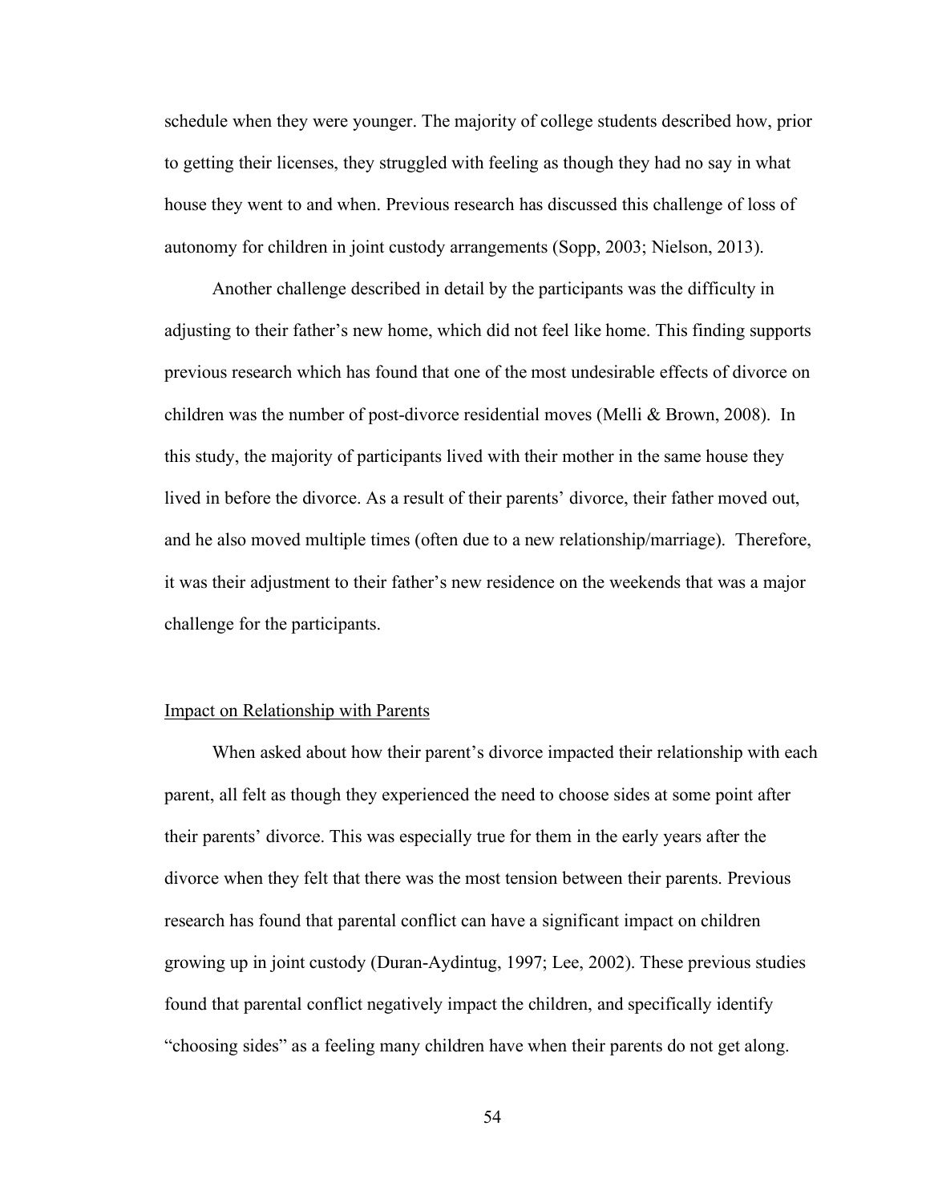schedule when they were younger. The majority of college students described how, prior to getting their licenses, they struggled with feeling as though they had no say in what house they went to and when. Previous research has discussed this challenge of loss of autonomy for children in joint custody arrangements (Sopp, 2003; Nielson, 2013).

Another challenge described in detail by the participants was the difficulty in adjusting to their father's new home, which did not feel like home. This finding supports previous research which has found that one of the most undesirable effects of divorce on children was the number of post-divorce residential moves (Melli & Brown, 2008). In this study, the majority of participants lived with their mother in the same house they lived in before the divorce. As a result of their parents' divorce, their father moved out, and he also moved multiple times (often due to a new relationship/marriage). Therefore, it was their adjustment to their father's new residence on the weekends that was a major challenge for the participants.

<u>Impact on Relationship with Parents</u>

When asked about how their parent's divorce impacted their relationship with each parent, all felt as though they experienced the need to choose sides at some point after their parents' divorce. This was especially true for them in the early years after the divorce when they felt that there was the most tension between their parents. Previous research has found that parental conflict can have a significant impact on children growing up in joint custody (Duran-Aydintug, 1997; Lee, 2002). These previous studies found that parental conflict negatively impact the children, and specifically identify "choosing sides" as a feeling many children have when their parents do not get along.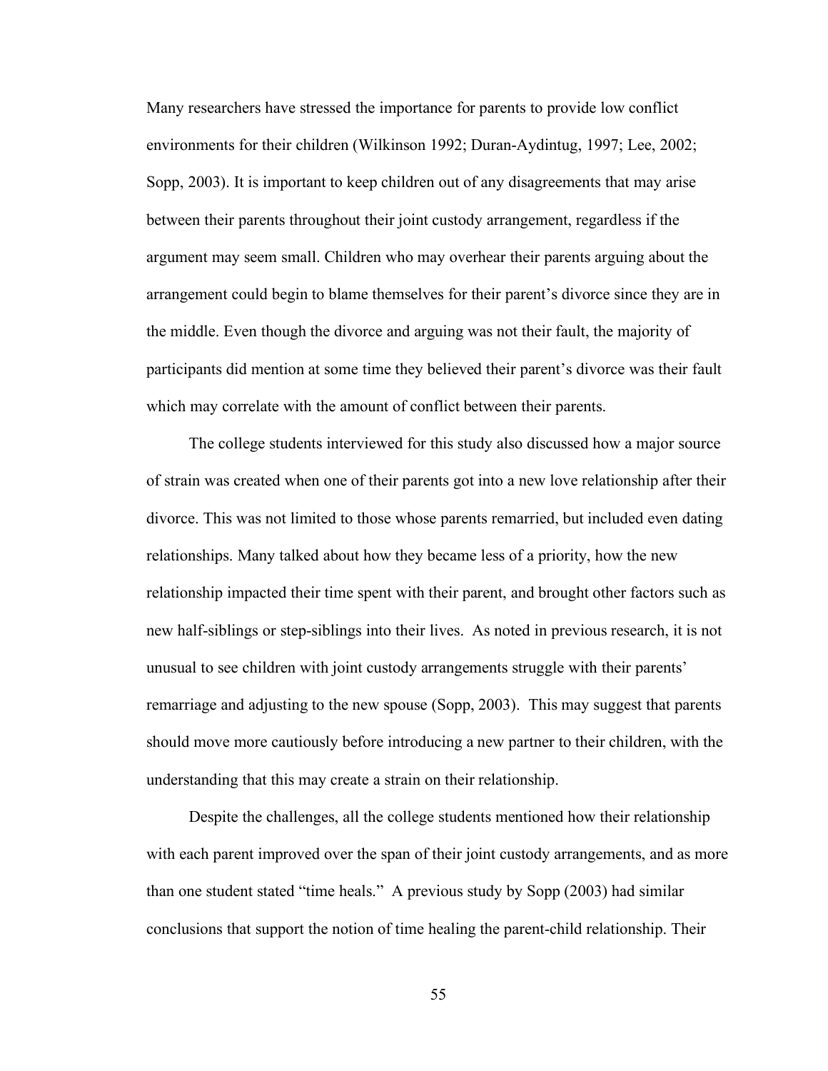Many researchers have stressed the importance for parents to provide low conflict environments for their children (Wilkinson 1992; Duran-Aydintug, 1997; Lee, 2002; Sopp, 2003). It is important to keep children out of any disagreements that may arise between their parents throughout their joint custody arrangement, regardless if the argument may seem small. Children who may overhear their parents arguing about the arrangement could begin to blame themselves for their parent's divorce since they are in the middle. Even though the divorce and arguing was not their fault, the majority of participants did mention at some time they believed their parent's divorce was their fault which may correlate with the amount of conflict between their parents.

The college students interviewed for this study also discussed how a major source of strain was created when one of their parents got into a new love relationship after their divorce. This was not limited to those whose parents remarried, but included even dating relationships. Many talked about how they became less of a priority, how the new relationship impacted their time spent with their parent, and brought other factors such as new half-siblings or step-siblings into their lives. As noted in previous research, it is not unusual to see children with joint custody arrangements struggle with their parents' remarriage and adjusting to the new spouse (Sopp, 2003). This may suggest that parents should move more cautiously before introducing a new partner to their children, with the understanding that this may create a strain on their relationship.

Despite the challenges, all the college students mentioned how their relationship with each parent improved over the span of their joint custody arrangements, and as more than one student stated "time heals." A previous study by Sopp (2003) had similar conclusions that support the notion of time healing the parent-child relationship. Their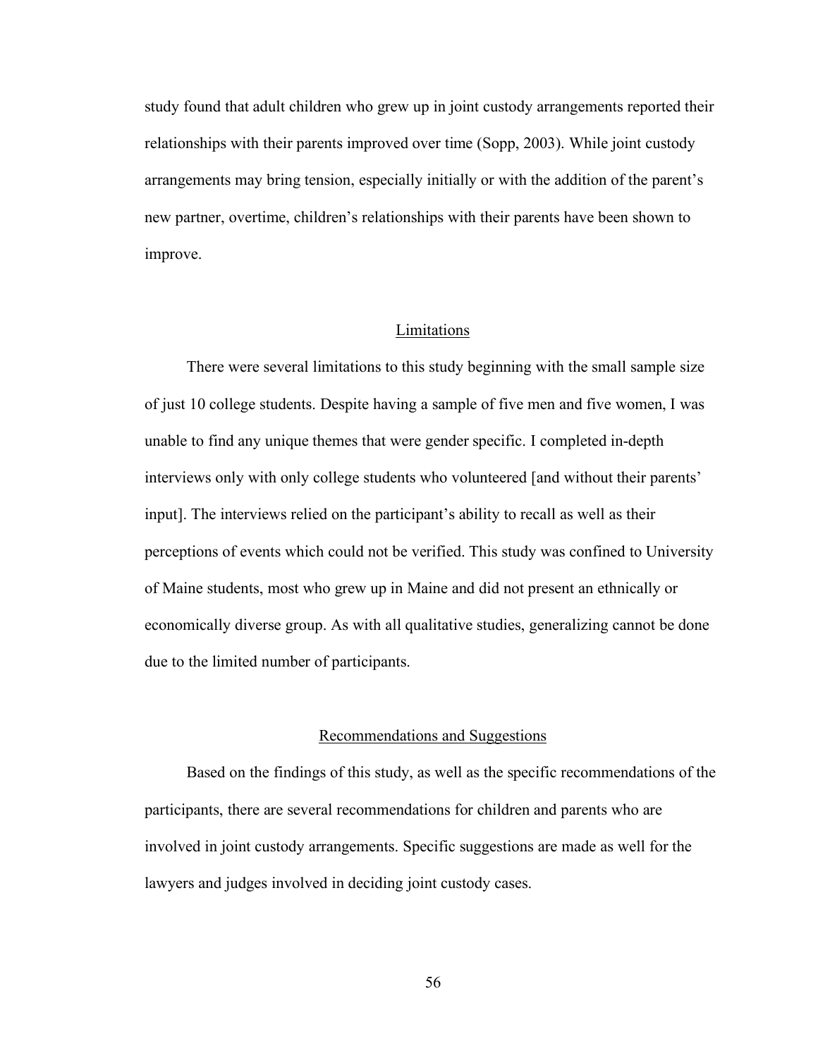study found that adult children who grew up in joint custody arrangements reported their relationships with their parents improved over time (Sopp, 2003). While joint custody arrangements may bring tension, especially initially or with the addition of the parent's new partner, overtime, children's relationships with their parents have been shown to improve.

## Limitations

There were several limitations to this study beginning with the small sample size of just 10 college students. Despite having a sample of five men and five women, I was unable to find any unique themes that were gender specific. I completed in-depth interviews only with only college students who volunteered [and without their parents' input]. The interviews relied on the participant's ability to recall as well as their perceptions of events which could not be verified. This study was confined to University of Maine students, most who grew up in Maine and did not present an ethnically or economically diverse group. As with all qualitative studies, generalizing cannot be done due to the limited number of participants.

## Recommendations and Suggestions

Based on the findings of this study, as well as the specific recommendations of the participants, there are several recommendations for children and parents who are involved in joint custody arrangements. Specific suggestions are made as well for the lawyers and judges involved in deciding joint custody cases.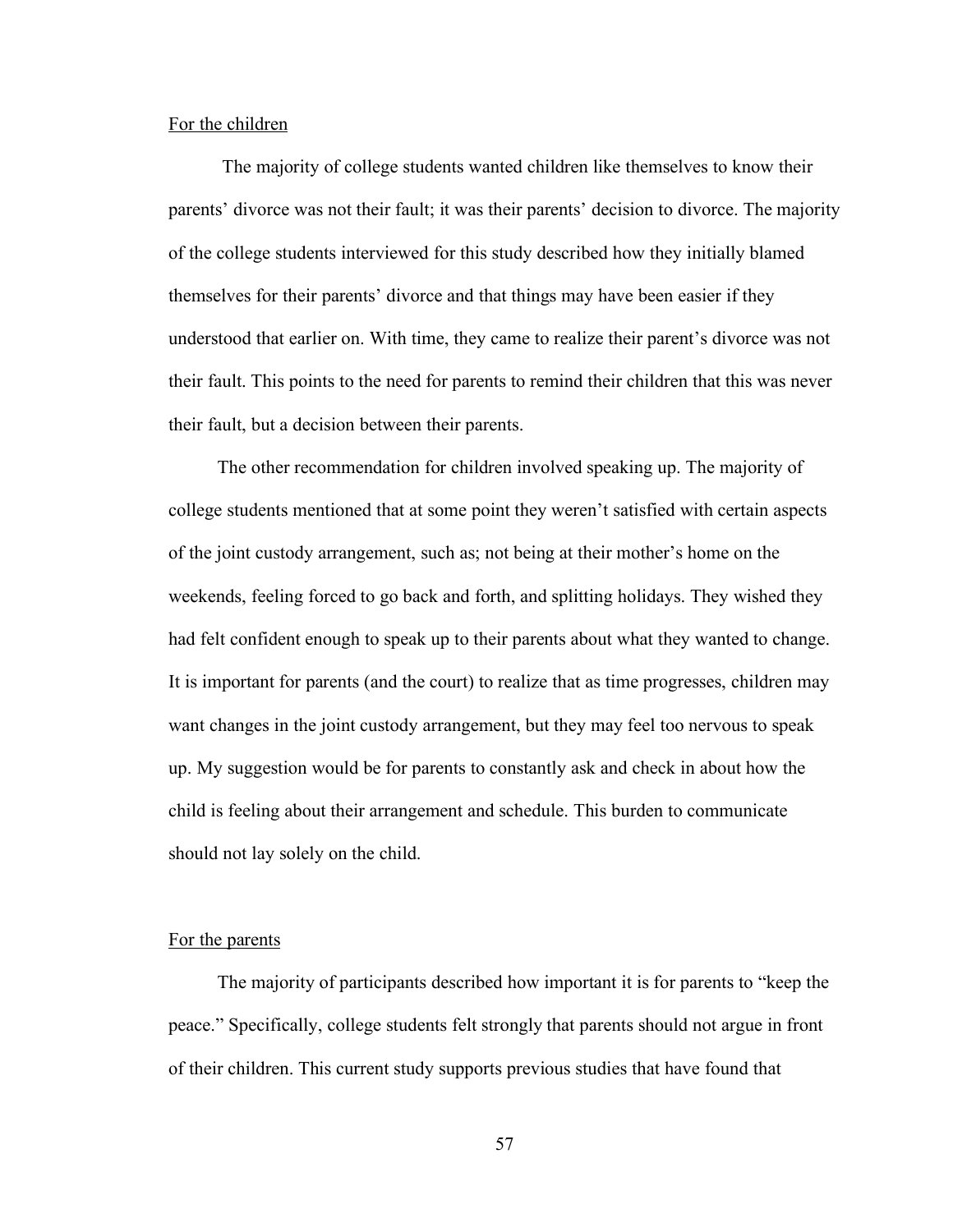<u>For the children</u>

The majority of college students wanted children like themselves to know their parents' divorce was not their fault; it was their parents' decision to divorce. The majority of the college students interviewed for this study described how they initially blamed themselves for their parents' divorce and that things may have been easier if they understood that earlier on. With time, they came to realize their parent's divorce was not their fault. This points to the need for parents to remind their children that this was never their fault, but a decision between their parents.

The other recommendation for children involved speaking up. The majority of college students mentioned that at some point they weren't satisfied with certain aspects of the joint custody arrangement, such as; not being at their mother's home on the weekends, feeling forced to go back and forth, and splitting holidays. They wished they had felt confident enough to speak up to their parents about what they wanted to change. It is important for parents (and the court) to realize that as time progresses, children may want changes in the joint custody arrangement, but they may feel too nervous to speak up. My suggestion would be for parents to constantly ask and check in about how the child is feeling about their arrangement and schedule. This burden to communicate should not lay solely on the child.

<u>For the parents</u>

The majority of participants described how important it is for parents to "keep the peace." Specifically, college students felt strongly that parents should not argue in front of their children. This current study supports previous studies that have found that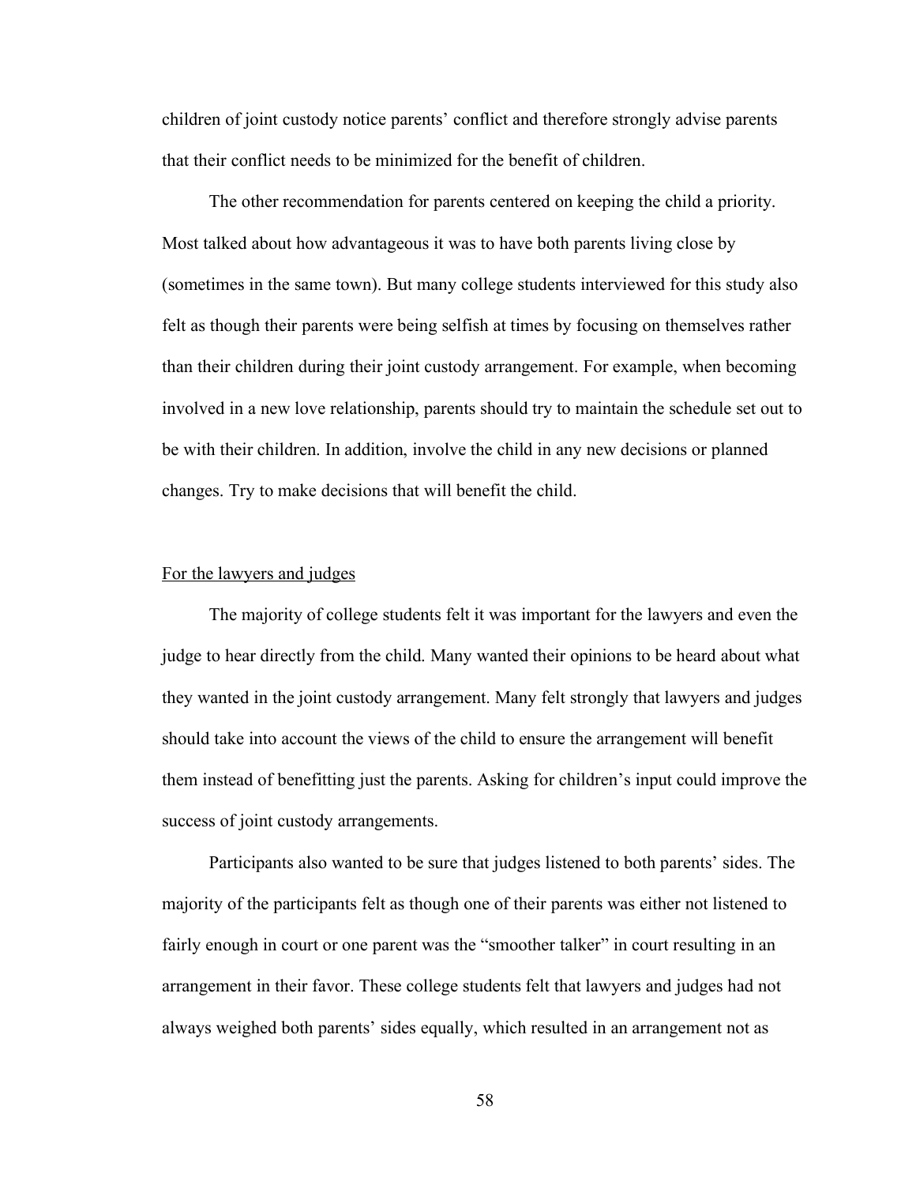children of joint custody notice parents' conflict and therefore strongly advise parents that their conflict needs to be minimized for the benefit of children.

The other recommendation for parents centered on keeping the child a priority. Most talked about how advantageous it was to have both parents living close by (sometimes in the same town). But many college students interviewed for this study also felt as though their parents were being selfish at times by focusing on themselves rather than their children during their joint custody arrangement. For example, when becoming involved in a new love relationship, parents should try to maintain the schedule set out to be with their children. In addition, involve the child in any new decisions or planned changes. Try to make decisions that will benefit the child.

<u>For the lawyers and judges</u>

The majority of college students felt it was important for the lawyers and even the judge to hear directly from the child. Many wanted their opinions to be heard about what they wanted in the joint custody arrangement. Many felt strongly that lawyers and judges should take into account the views of the child to ensure the arrangement will benefit them instead of benefitting just the parents. Asking for children's input could improve the success of joint custody arrangements.

Participants also wanted to be sure that judges listened to both parents' sides. The majority of the participants felt as though one of their parents was either not listened to fairly enough in court or one parent was the "smoother talker" in court resulting in an arrangement in their favor. These college students felt that lawyers and judges had not always weighed both parents' sides equally, which resulted in an arrangement not as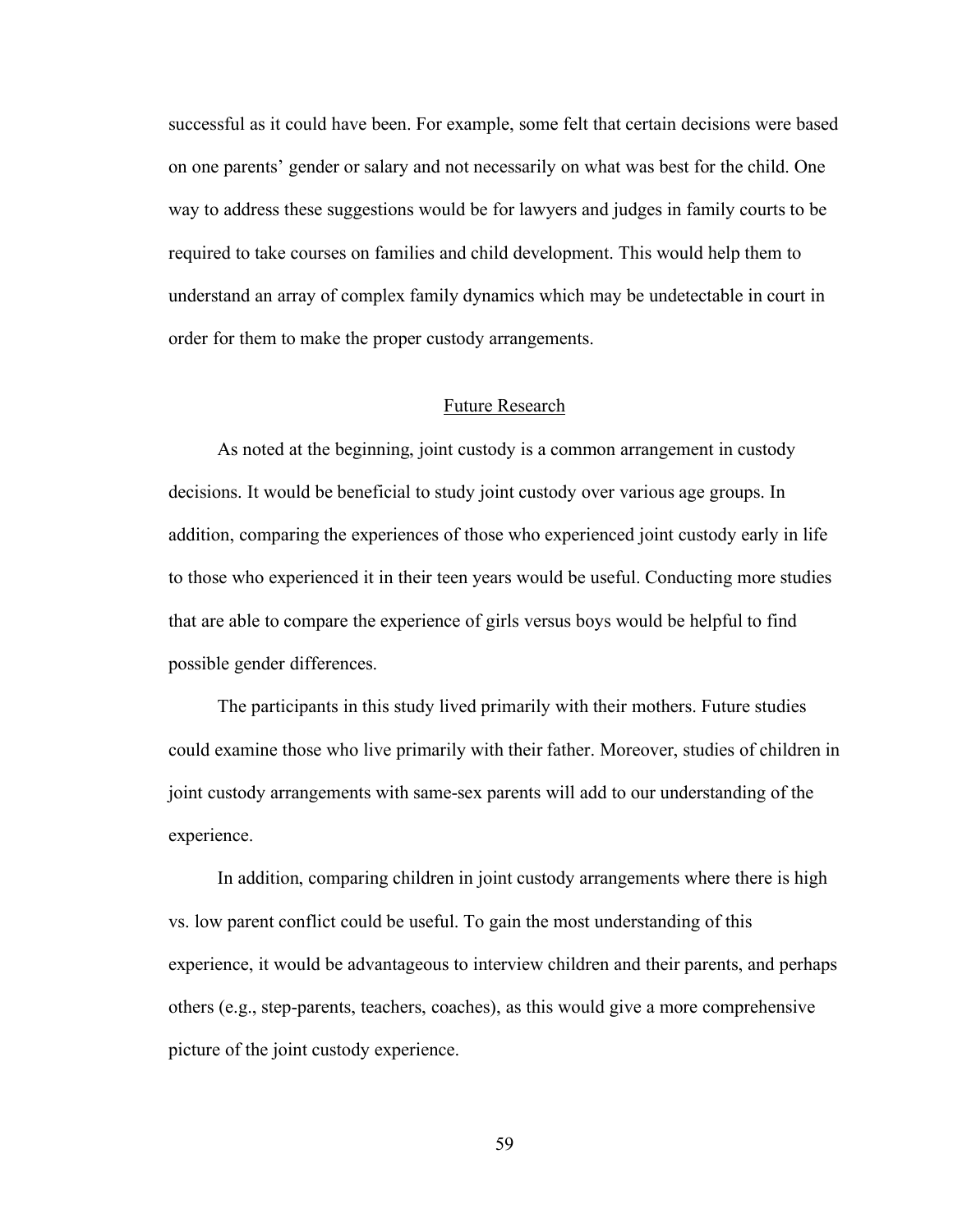successful as it could have been. For example, some felt that certain decisions were based on one parents' gender or salary and not necessarily on what was best for the child. One way to address these suggestions would be for lawyers and judges in family courts to be required to take courses on families and child development. This would help them to understand an array of complex family dynamics which may be undetectable in court in order for them to make the proper custody arrangements.

## Future Research

As noted at the beginning, joint custody is a common arrangement in custody decisions. It would be beneficial to study joint custody over various age groups. In addition, comparing the experiences of those who experienced joint custody early in life to those who experienced it in their teen years would be useful. Conducting more studies that are able to compare the experience of girls versus boys would be helpful to find possible gender differences.

The participants in this study lived primarily with their mothers. Future studies could examine those who live primarily with their father. Moreover, studies of children in joint custody arrangements with same-sex parents will add to our understanding of the experience.

In addition, comparing children in joint custody arrangements where there is high vs. low parent conflict could be useful. To gain the most understanding of this experience, it would be advantageous to interview children and their parents, and perhaps others (e.g., step-parents, teachers, coaches), as this would give a more comprehensive picture of the joint custody experience.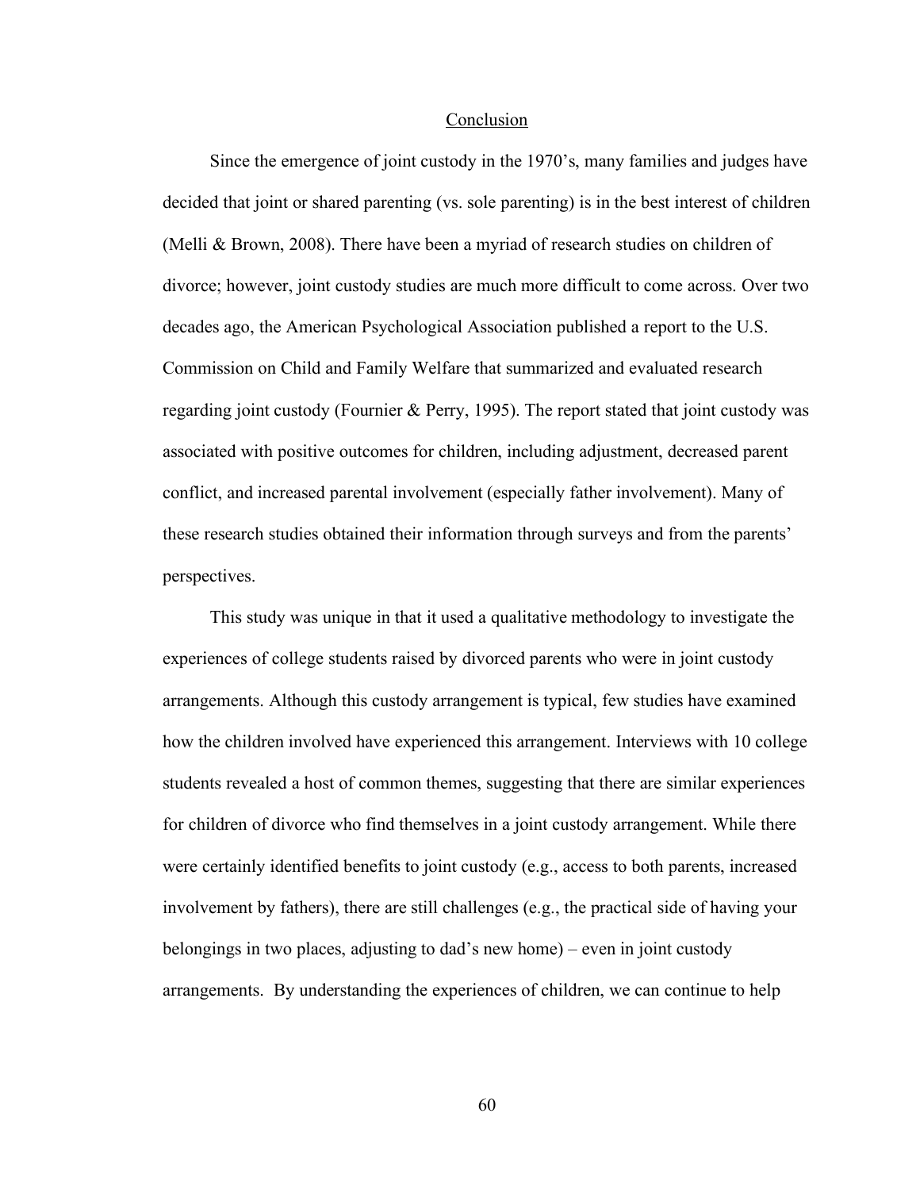## Conclusion

Since the emergence of joint custody in the 1970's, many families and judges have decided that joint or shared parenting (vs. sole parenting) is in the best interest of children (Melli & Brown, 2008). There have been a myriad of research studies on children of divorce; however, joint custody studies are much more difficult to come across. Over two decades ago, the American Psychological Association published a report to the U.S. Commission on Child and Family Welfare that summarized and evaluated research regarding joint custody (Fournier & Perry, 1995). The report stated that joint custody was associated with positive outcomes for children, including adjustment, decreased parent conflict, and increased parental involvement (especially father involvement). Many of these research studies obtained their information through surveys and from the parents' perspectives.

This study was unique in that it used a qualitative methodology to investigate the experiences of college students raised by divorced parents who were in joint custody arrangements. Although this custody arrangement is typical, few studies have examined how the children involved have experienced this arrangement. Interviews with 10 college students revealed a host of common themes, suggesting that there are similar experiences for children of divorce who find themselves in a joint custody arrangement. While there were certainly identified benefits to joint custody (e.g., access to both parents, increased involvement by fathers), there are still challenges (e.g., the practical side of having your belongings in two places, adjusting to dad's new home) – even in joint custody arrangements. By understanding the experiences of children, we can continue to help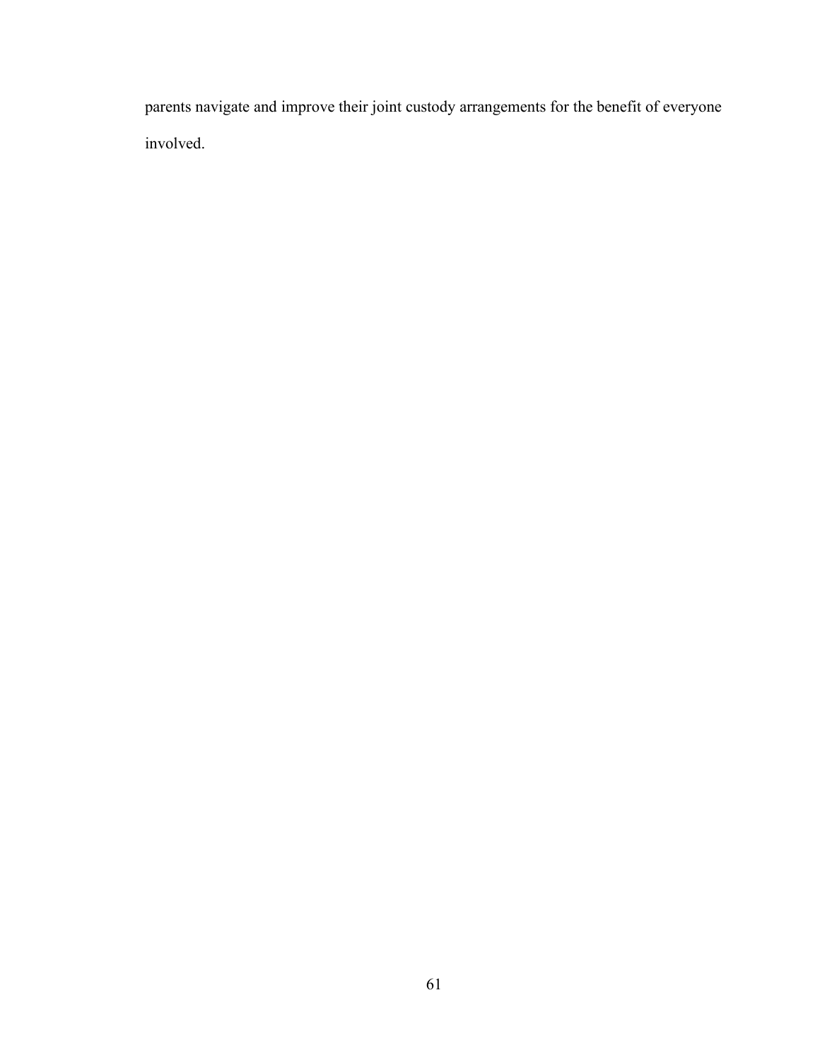parents navigate and improve their joint custody arrangements for the benefit of everyone involved.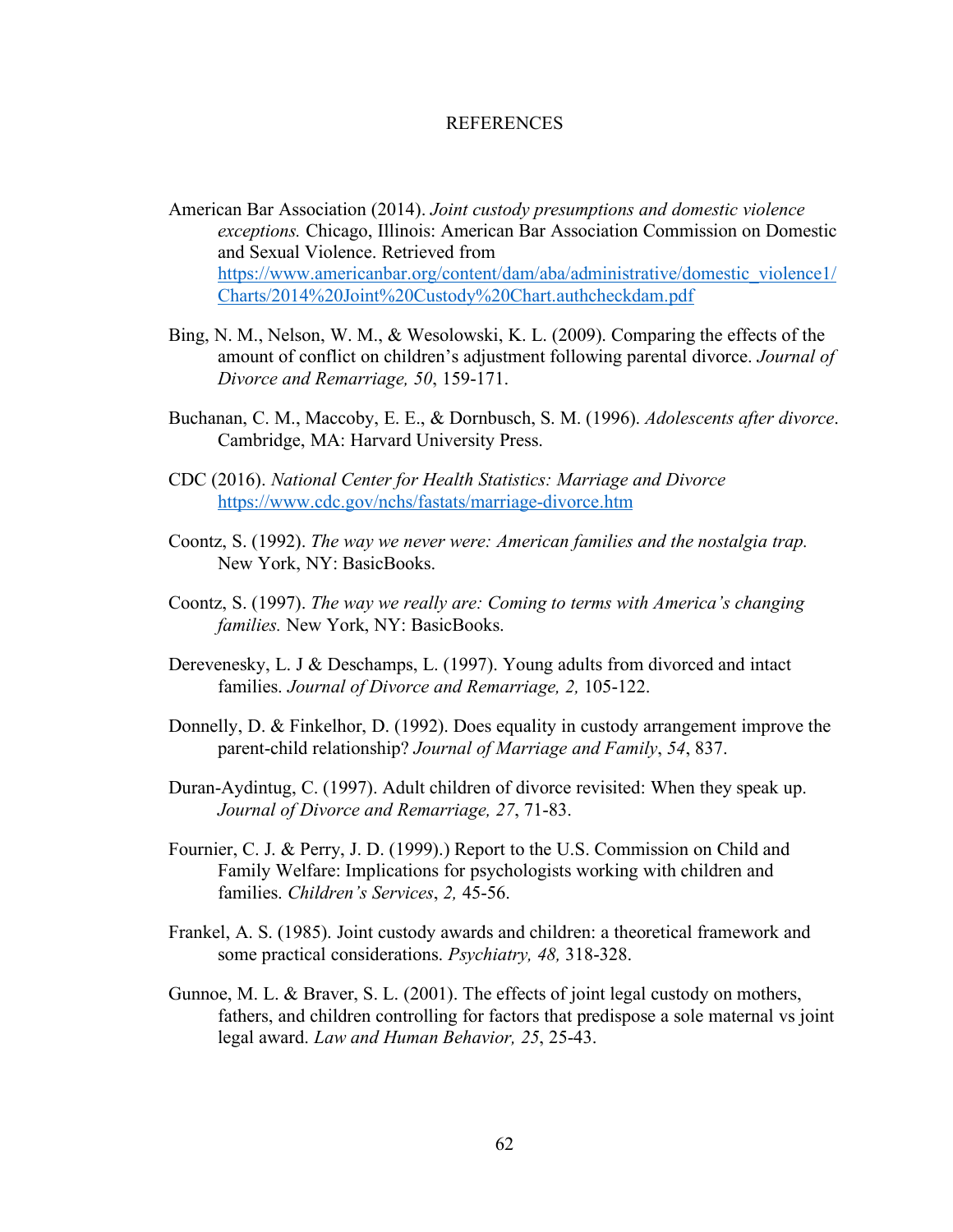# REFERENCES

American Bar Association (2014). *Joint custody presumptions and domestic violence exceptions.* Chicago, Illinois: American Bar Association Commission on Domestic and Sexual Violence. Retrieved from https://www.americanbar.org/content/dam/aba/administrative/domestic_violence1/Charts/2014%20Joint%20Custody%20Chart.authcheckdam.pdf

Bing, N. M., Nelson, W. M., & Wesolowski, K. L. (2009). Comparing the effects of the amount of conflict on children's adjustment following parental divorce. *Journal of Divorce and Remarriage, 50*, 159-171.

Buchanan, C. M., Maccoby, E. E., & Dornbusch, S. M. (1996). *Adolescents after divorce*. Cambridge, MA: Harvard University Press.

CDC (2016). *National Center for Health Statistics: Marriage and Divorce* https://www.cdc.gov/nchs/fastats/marriage-divorce.htm

Coontz, S. (1992). *The way we never were: American families and the nostalgia trap.* New York, NY: BasicBooks.

Coontz, S. (1997). *The way we really are: Coming to terms with America's changing families.* New York, NY: BasicBooks.

Derevenesky, L. J & Deschamps, L. (1997). Young adults from divorced and intact families. *Journal of Divorce and Remarriage, 2,* 105-122.

Donnelly, D. & Finkelhor, D. (1992). Does equality in custody arrangement improve the parent-child relationship? *Journal of Marriage and Family*, *54*, 837.

Duran-Aydintug, C. (1997). Adult children of divorce revisited: When they speak up. *Journal of Divorce and Remarriage, 27*, 71-83.

Fournier, C. J. & Perry, J. D. (1999).) Report to the U.S. Commission on Child and Family Welfare: Implications for psychologists working with children and families. *Children's Services*, *2,* 45-56.

Frankel, A. S. (1985). Joint custody awards and children: a theoretical framework and some practical considerations. *Psychiatry, 48,* 318-328.

Gunnoe, M. L. & Braver, S. L. (2001). The effects of joint legal custody on mothers, fathers, and children controlling for factors that predispose a sole maternal vs joint legal award. *Law and Human Behavior, 25*, 25-43.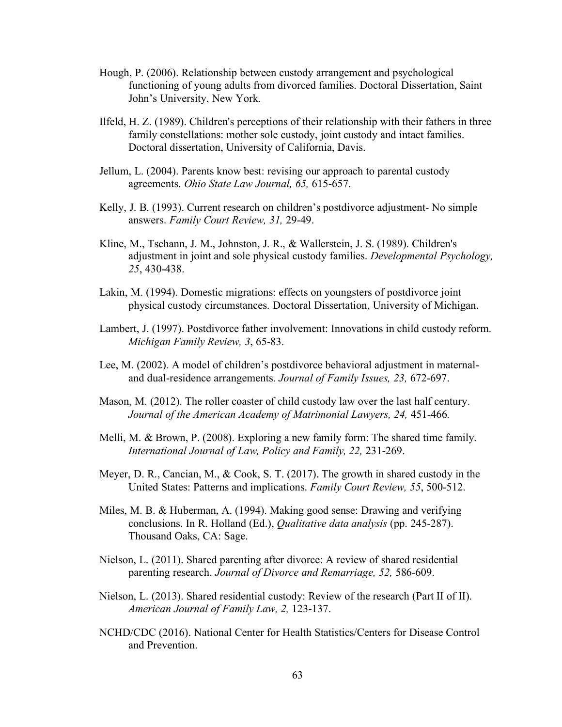Hough, P. (2006). Relationship between custody arrangement and psychological functioning of young adults from divorced families. Doctoral Dissertation, Saint John's University, New York.

Ilfeld, H. Z. (1989). Children's perceptions of their relationship with their fathers in three family constellations: mother sole custody, joint custody and intact families. Doctoral dissertation, University of California, Davis.

Jellum, L. (2004). Parents know best: revising our approach to parental custody agreements. *Ohio State Law Journal, 65,* 615-657.

Kelly, J. B. (1993). Current research on children's postdivorce adjustment- No simple answers. *Family Court Review, 31,* 29-49.

Kline, M., Tschann, J. M., Johnston, J. R., & Wallerstein, J. S. (1989). Children's adjustment in joint and sole physical custody families. *Developmental Psychology, 25*, 430-438.

Lakin, M. (1994). Domestic migrations: effects on youngsters of postdivorce joint physical custody circumstances. Doctoral Dissertation, University of Michigan.

Lambert, J. (1997). Postdivorce father involvement: Innovations in child custody reform. *Michigan Family Review, 3*, 65-83.

Lee, M. (2002). A model of children's postdivorce behavioral adjustment in maternal- and dual-residence arrangements. *Journal of Family Issues, 23,* 672-697.

Mason, M. (2012). The roller coaster of child custody law over the last half century. *Journal of the American Academy of Matrimonial Lawyers, 24,* 451-466*.*

Melli, M. & Brown, P. (2008). Exploring a new family form: The shared time family. *International Journal of Law, Policy and Family, 22,* 231-269.

Meyer, D. R., Cancian, M., & Cook, S. T. (2017). The growth in shared custody in the United States: Patterns and implications. *Family Court Review, 55*, 500-512.

Miles, M. B. & Huberman, A. (1994). Making good sense: Drawing and verifying conclusions. In R. Holland (Ed.), *Qualitative data analysis* (pp. 245-287). Thousand Oaks, CA: Sage.

Nielson, L. (2011). Shared parenting after divorce: A review of shared residential parenting research. *Journal of Divorce and Remarriage, 52,* 586-609.

Nielson, L. (2013). Shared residential custody: Review of the research (Part II of II). *American Journal of Family Law, 2,* 123-137.

NCHD/CDC (2016). National Center for Health Statistics/Centers for Disease Control and Prevention.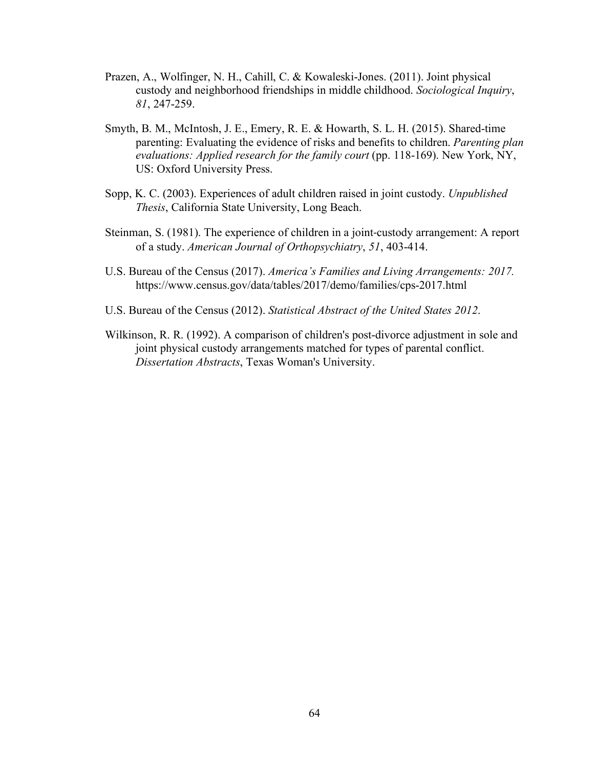Prazen, A., Wolfinger, N. H., Cahill, C. & Kowaleski-Jones. (2011). Joint physical custody and neighborhood friendships in middle childhood. *Sociological Inquiry*, *81*, 247-259.

Smyth, B. M., McIntosh, J. E., Emery, R. E. & Howarth, S. L. H. (2015). Shared-time parenting: Evaluating the evidence of risks and benefits to children. *Parenting plan evaluations: Applied research for the family court* (pp. 118-169). New York, NY, US: Oxford University Press.

Sopp, K. C. (2003). Experiences of adult children raised in joint custody. *Unpublished Thesis*, California State University, Long Beach.

Steinman, S. (1981). The experience of children in a joint-custody arrangement: A report of a study. *American Journal of Orthopsychiatry*, *51*, 403-414.

U.S. Bureau of the Census (2017). *America's Families and Living Arrangements: 2017.* https://www.census.gov/data/tables/2017/demo/families/cps-2017.html

U.S. Bureau of the Census (2012). *Statistical Abstract of the United States 2012*.

Wilkinson, R. R. (1992). A comparison of children's post-divorce adjustment in sole and joint physical custody arrangements matched for types of parental conflict. *Dissertation Abstracts*, Texas Woman's University.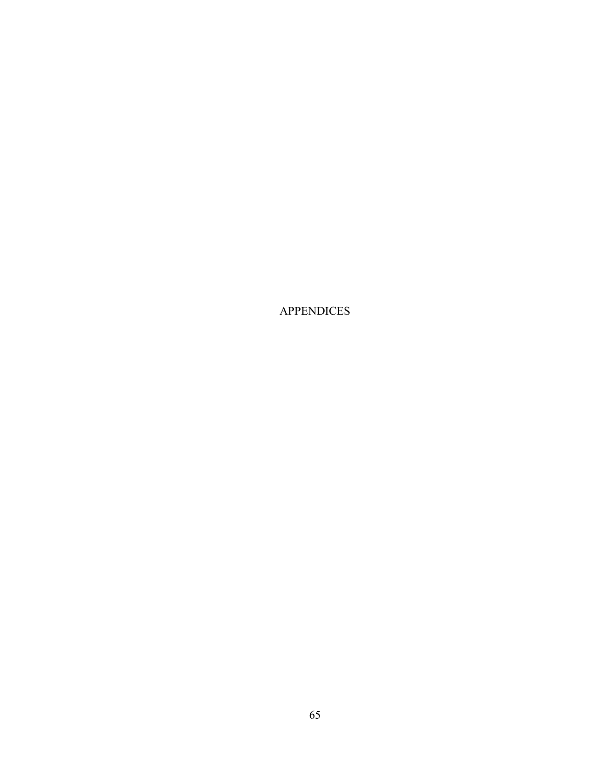# APPENDICES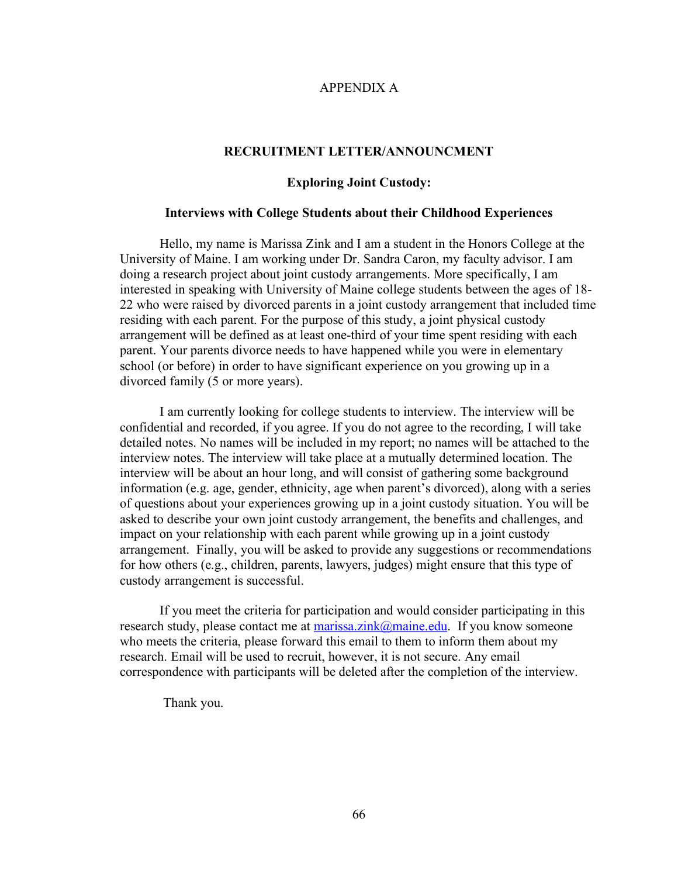# APPENDIX A

## RECRUITMENT LETTER/ANNOUNCMENT

### Exploring Joint Custody:

### Interviews with College Students about their Childhood Experiences

Hello, my name is Marissa Zink and I am a student in the Honors College at the University of Maine. I am working under Dr. Sandra Caron, my faculty advisor. I am doing a research project about joint custody arrangements. More specifically, I am interested in speaking with University of Maine college students between the ages of 18-22 who were raised by divorced parents in a joint custody arrangement that included time residing with each parent. For the purpose of this study, a joint physical custody arrangement will be defined as at least one-third of your time spent residing with each parent. Your parents divorce needs to have happened while you were in elementary school (or before) in order to have significant experience on you growing up in a divorced family (5 or more years).

I am currently looking for college students to interview. The interview will be confidential and recorded, if you agree. If you do not agree to the recording, I will take detailed notes. No names will be included in my report; no names will be attached to the interview notes. The interview will take place at a mutually determined location. The interview will be about an hour long, and will consist of gathering some background information (e.g. age, gender, ethnicity, age when parent's divorced), along with a series of questions about your experiences growing up in a joint custody situation. You will be asked to describe your own joint custody arrangement, the benefits and challenges, and impact on your relationship with each parent while growing up in a joint custody arrangement. Finally, you will be asked to provide any suggestions or recommendations for how others (e.g., children, parents, lawyers, judges) might ensure that this type of custody arrangement is successful.

If you meet the criteria for participation and would consider participating in this research study, please contact me at marissa.zink@maine.edu. If you know someone who meets the criteria, please forward this email to them to inform them about my research. Email will be used to recruit, however, it is not secure. Any email correspondence with participants will be deleted after the completion of the interview.

Thank you.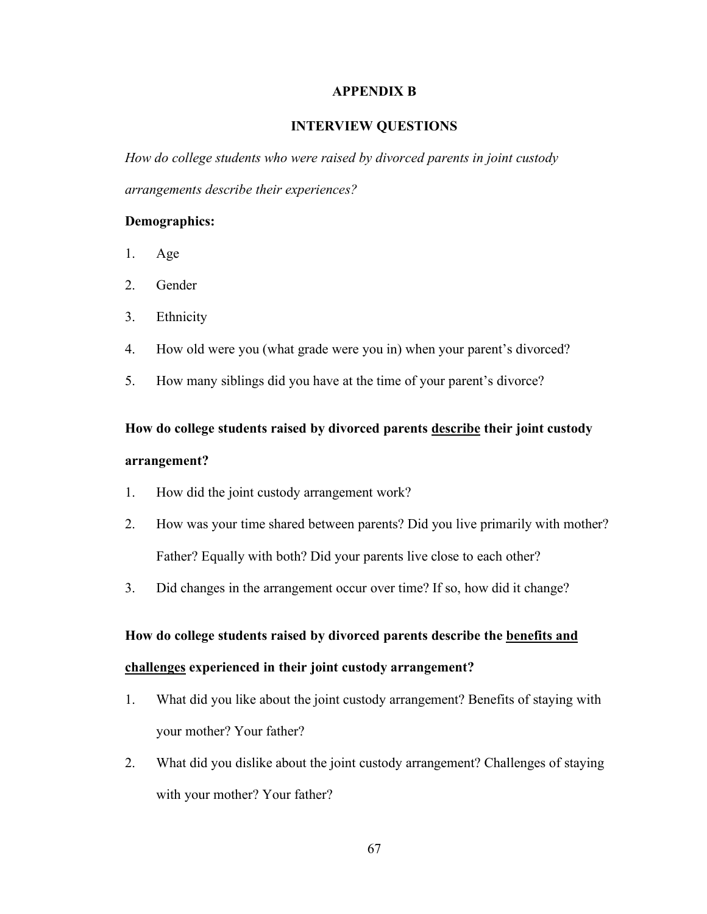# APPENDIX B

## INTERVIEW QUESTIONS

*How do college students who were raised by divorced parents in joint custody arrangements describe their experiences?*

**Demographics:**

1. Age
2. Gender
3. Ethnicity
4. How old were you (what grade were you in) when your parent's divorced?
5. How many siblings did you have at the time of your parent's divorce?

**How do college students raised by divorced parents <u>describe</u> their joint custody arrangement?**

1. How did the joint custody arrangement work?
2. How was your time shared between parents? Did you live primarily with mother? Father? Equally with both? Did your parents live close to each other?
3. Did changes in the arrangement occur over time? If so, how did it change?

**How do college students raised by divorced parents describe the <u>benefits and challenges</u> experienced in their joint custody arrangement?**

1. What did you like about the joint custody arrangement? Benefits of staying with your mother? Your father?
2. What did you dislike about the joint custody arrangement? Challenges of staying with your mother? Your father?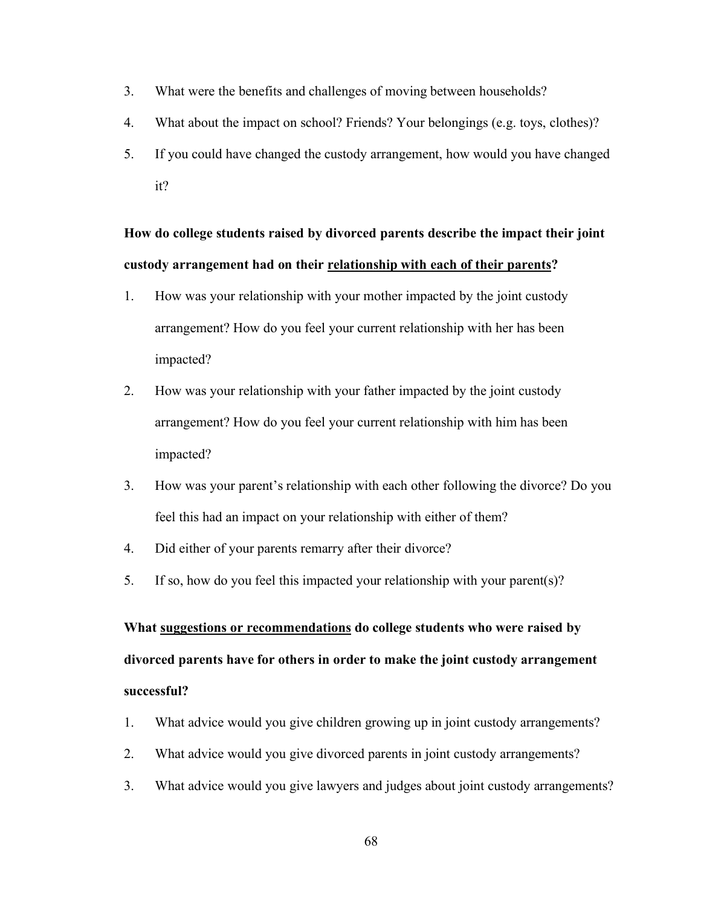3. What were the benefits and challenges of moving between households?
4. What about the impact on school? Friends? Your belongings (e.g. toys, clothes)?
5. If you could have changed the custody arrangement, how would you have changed it?

**How do college students raised by divorced parents describe the impact their joint custody arrangement had on their <u>relationship with each of their parents</u>?**

1. How was your relationship with your mother impacted by the joint custody arrangement? How do you feel your current relationship with her has been impacted?
2. How was your relationship with your father impacted by the joint custody arrangement? How do you feel your current relationship with him has been impacted?
3. How was your parent's relationship with each other following the divorce? Do you feel this had an impact on your relationship with either of them?
4. Did either of your parents remarry after their divorce?
5. If so, how do you feel this impacted your relationship with your parent(s)?

**What <u>suggestions or recommendations</u> do college students who were raised by divorced parents have for others in order to make the joint custody arrangement successful?**

1. What advice would you give children growing up in joint custody arrangements?
2. What advice would you give divorced parents in joint custody arrangements?
3. What advice would you give lawyers and judges about joint custody arrangements?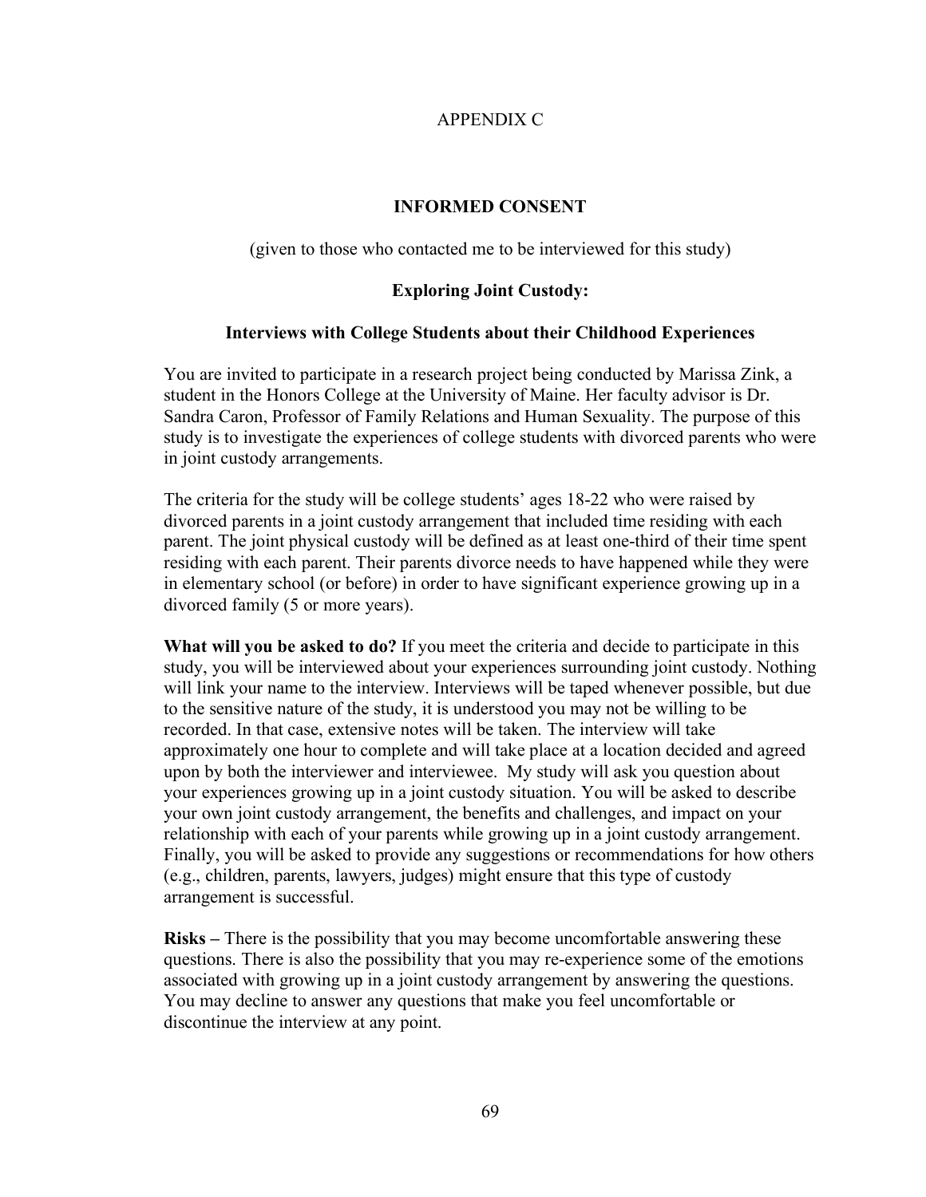APPENDIX C

## INFORMED CONSENT

(given to those who contacted me to be interviewed for this study)

### Exploring Joint Custody:

### Interviews with College Students about their Childhood Experiences

You are invited to participate in a research project being conducted by Marissa Zink, a student in the Honors College at the University of Maine. Her faculty advisor is Dr. Sandra Caron, Professor of Family Relations and Human Sexuality. The purpose of this study is to investigate the experiences of college students with divorced parents who were in joint custody arrangements.

The criteria for the study will be college students' ages 18-22 who were raised by divorced parents in a joint custody arrangement that included time residing with each parent. The joint physical custody will be defined as at least one-third of their time spent residing with each parent. Their parents divorce needs to have happened while they were in elementary school (or before) in order to have significant experience growing up in a divorced family (5 or more years).

**What will you be asked to do?** If you meet the criteria and decide to participate in this study, you will be interviewed about your experiences surrounding joint custody. Nothing will link your name to the interview. Interviews will be taped whenever possible, but due to the sensitive nature of the study, it is understood you may not be willing to be recorded. In that case, extensive notes will be taken. The interview will take approximately one hour to complete and will take place at a location decided and agreed upon by both the interviewer and interviewee. My study will ask you question about your experiences growing up in a joint custody situation. You will be asked to describe your own joint custody arrangement, the benefits and challenges, and impact on your relationship with each of your parents while growing up in a joint custody arrangement. Finally, you will be asked to provide any suggestions or recommendations for how others (e.g., children, parents, lawyers, judges) might ensure that this type of custody arrangement is successful.

**Risks –** There is the possibility that you may become uncomfortable answering these questions. There is also the possibility that you may re-experience some of the emotions associated with growing up in a joint custody arrangement by answering the questions. You may decline to answer any questions that make you feel uncomfortable or discontinue the interview at any point.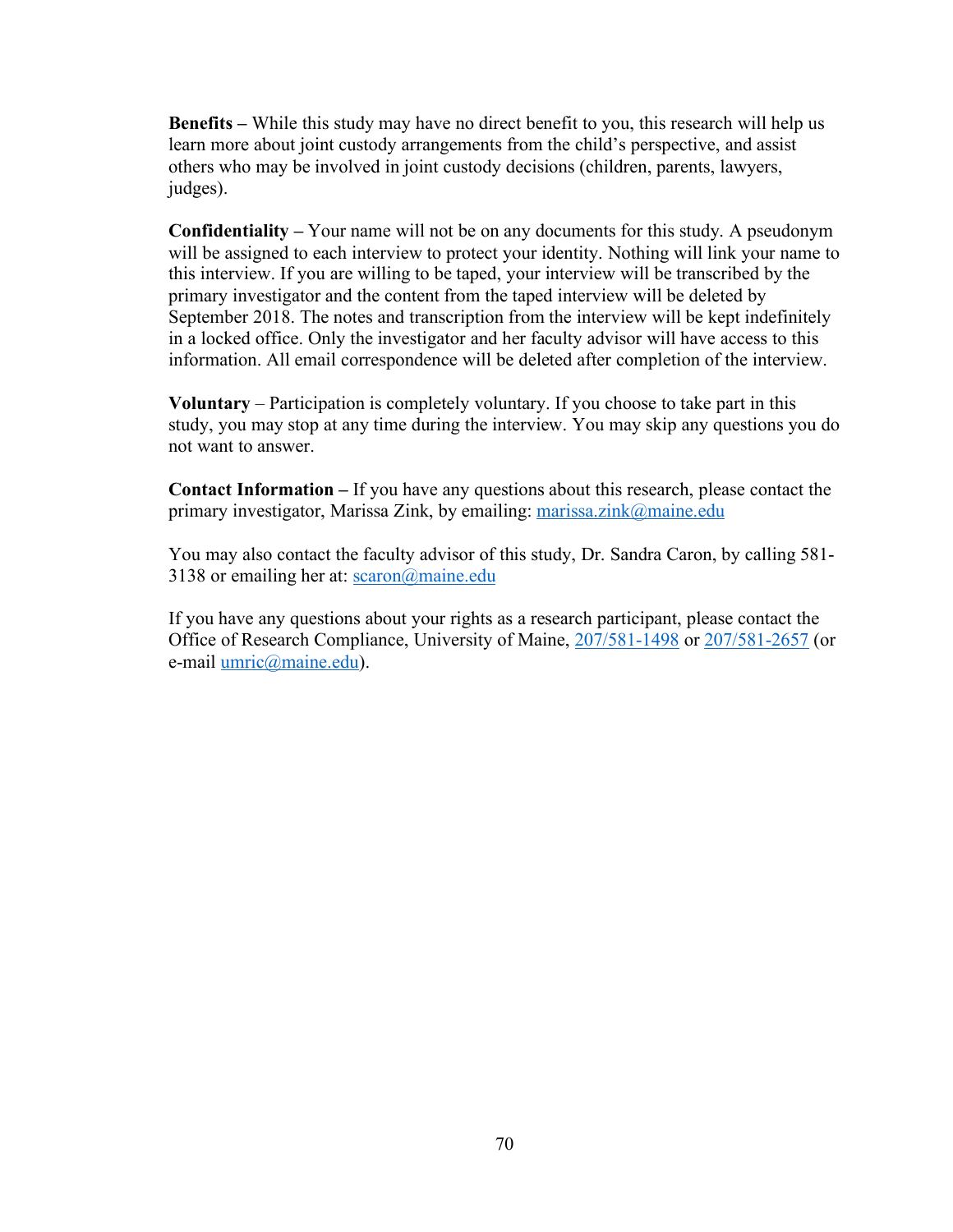**Benefits –** While this study may have no direct benefit to you, this research will help us learn more about joint custody arrangements from the child's perspective, and assist others who may be involved in joint custody decisions (children, parents, lawyers, judges).

**Confidentiality –** Your name will not be on any documents for this study. A pseudonym will be assigned to each interview to protect your identity. Nothing will link your name to this interview. If you are willing to be taped, your interview will be transcribed by the primary investigator and the content from the taped interview will be deleted by September 2018. The notes and transcription from the interview will be kept indefinitely in a locked office. Only the investigator and her faculty advisor will have access to this information. All email correspondence will be deleted after completion of the interview.

**Voluntary** – Participation is completely voluntary. If you choose to take part in this study, you may stop at any time during the interview. You may skip any questions you do not want to answer.

**Contact Information –** If you have any questions about this research, please contact the primary investigator, Marissa Zink, by emailing: marissa.zink@maine.edu

You may also contact the faculty advisor of this study, Dr. Sandra Caron, by calling 581-3138 or emailing her at: scaron@maine.edu

If you have any questions about your rights as a research participant, please contact the Office of Research Compliance, University of Maine, 207/581-1498 or 207/581-2657 (or e-mail umric@maine.edu).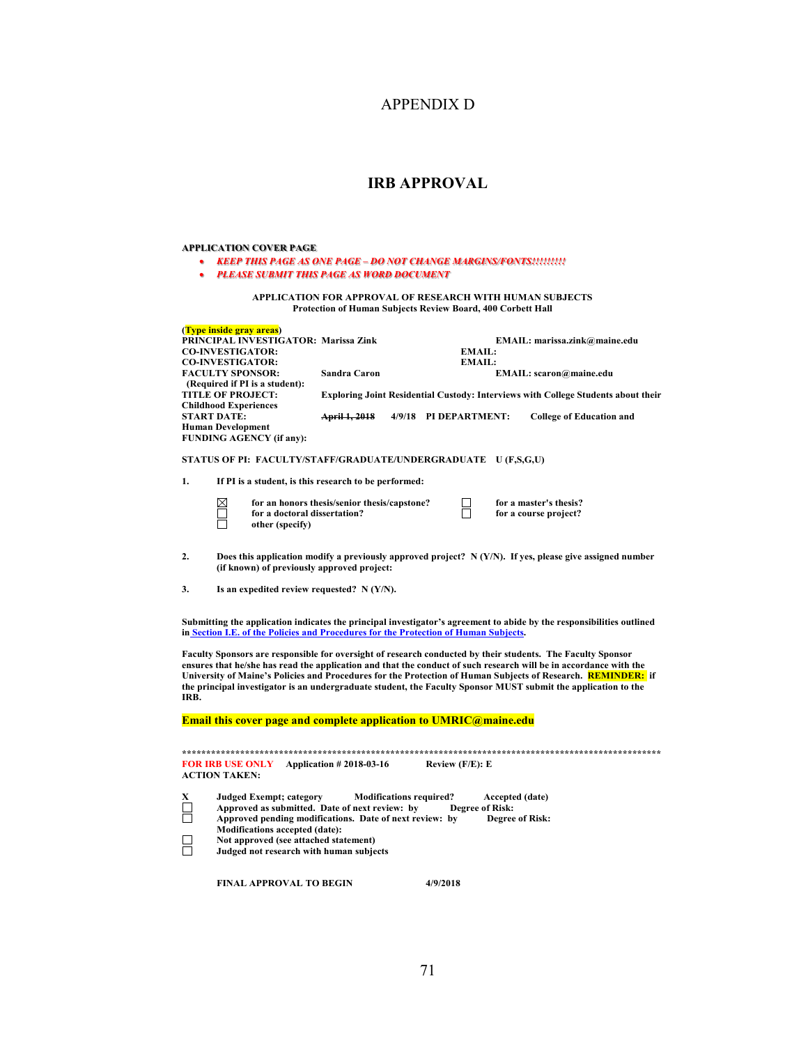# APPENDIX D

## IRB APPROVAL

**APPLICATION COVER PAGE**

- ***KEEP THIS PAGE AS ONE PAGE – DO NOT CHANGE MARGINS/FONTS!!!!!!!!!***
- ***PLEASE SUBMIT THIS PAGE AS WORD DOCUMENT***

**APPLICATION FOR APPROVAL OF RESEARCH WITH HUMAN SUBJECTS**
**Protection of Human Subjects Review Board, 400 Corbett Hall**

**(Type inside gray areas)**
**PRINCIPAL INVESTIGATOR: Marissa Zink EMAIL: marissa.zink@maine.edu**
**CO-INVESTIGATOR: EMAIL:**
**CO-INVESTIGATOR: EMAIL:**
**FACULTY SPONSOR: Sandra Caron EMAIL: scaron@maine.edu**
**(Required if PI is a student):**
**TITLE OF PROJECT: Exploring Joint Residential Custody: Interviews with College Students about their Childhood Experiences**
**START DATE: ~~April 1, 2018~~ 4/9/18 PI DEPARTMENT: College of Education and Human Development**
**FUNDING AGENCY (if any):**

**STATUS OF PI: FACULTY/STAFF/GRADUATE/UNDERGRADUATE U (F,S,G,U)**

**1. If PI is a student, is this research to be performed:**

- ☒ **for an honors thesis/senior thesis/capstone?**
- ☐ **for a master's thesis?**
- ☐ **for a doctoral dissertation?**
- ☐ **for a course project?**
- ☐ **other (specify)**

**2. Does this application modify a previously approved project? N (Y/N). If yes, please give assigned number (if known) of previously approved project:**

**3. Is an expedited review requested? N (Y/N).**

**Submitting the application indicates the principal investigator's agreement to abide by the responsibilities outlined in Section I.E. of the Policies and Procedures for the Protection of Human Subjects.**

**Faculty Sponsors are responsible for oversight of research conducted by their students. The Faculty Sponsor ensures that he/she has read the application and that the conduct of such research will be in accordance with the University of Maine's Policies and Procedures for the Protection of Human Subjects of Research. REMINDER: if the principal investigator is an undergraduate student, the Faculty Sponsor MUST submit the application to the IRB.**

**Email this cover page and complete application to UMRIC@maine.edu**

******************************************************************************************************

**FOR IRB USE ONLY Application # 2018-03-16 Review (F/E): E**
**ACTION TAKEN:**

- **X Judged Exempt; category Modifications required? Accepted (date)**
- ☐ **Approved as submitted. Date of next review: by Degree of Risk:**
- ☐ **Approved pending modifications. Date of next review: by Degree of Risk:**
  **Modifications accepted (date):**
- ☐ **Not approved (see attached statement)**
- ☐ **Judged not research with human subjects**

**FINAL APPROVAL TO BEGIN 4/9/2018**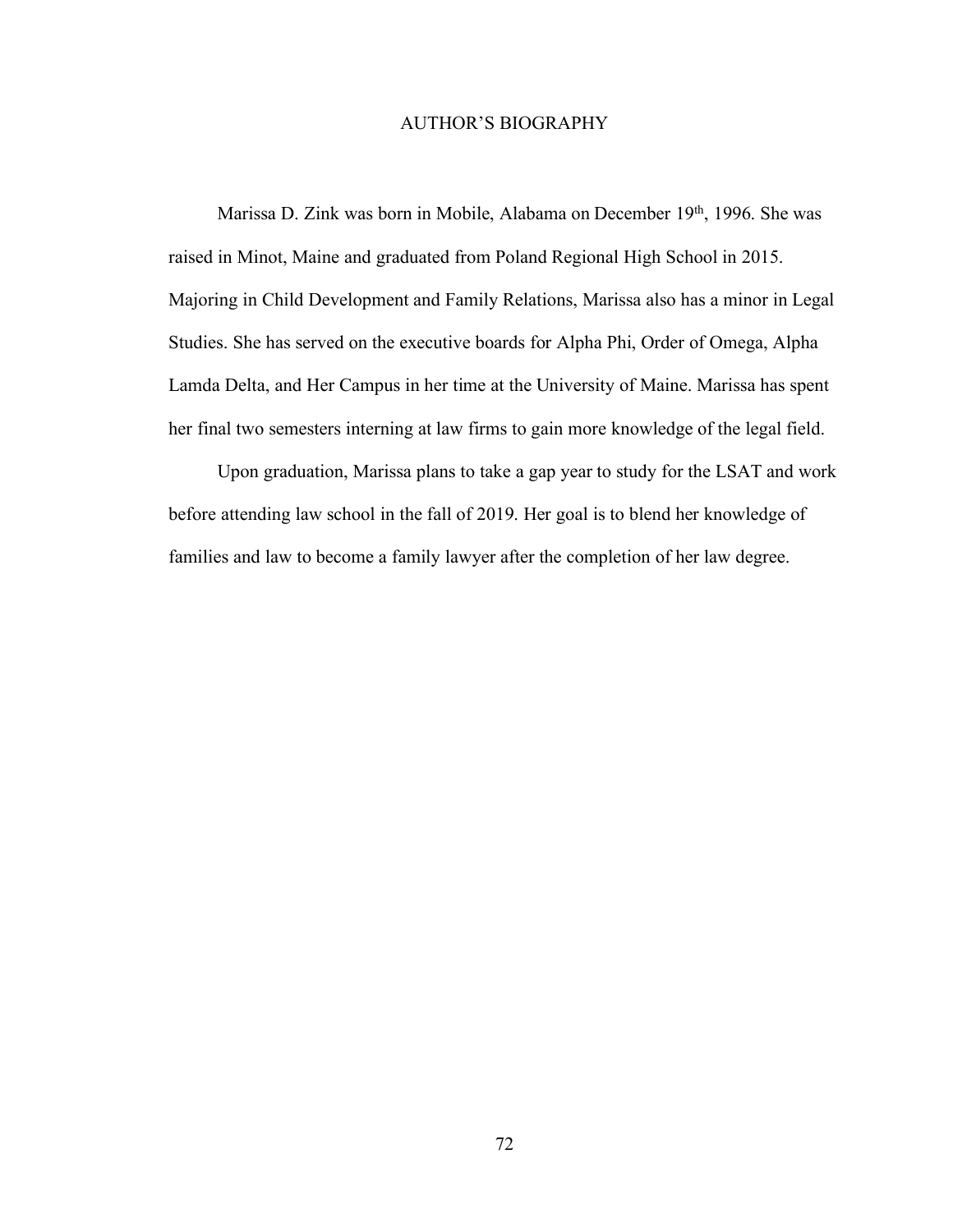# AUTHOR'S BIOGRAPHY

Marissa D. Zink was born in Mobile, Alabama on December 19th, 1996. She was raised in Minot, Maine and graduated from Poland Regional High School in 2015. Majoring in Child Development and Family Relations, Marissa also has a minor in Legal Studies. She has served on the executive boards for Alpha Phi, Order of Omega, Alpha Lamda Delta, and Her Campus in her time at the University of Maine. Marissa has spent her final two semesters interning at law firms to gain more knowledge of the legal field.

Upon graduation, Marissa plans to take a gap year to study for the LSAT and work before attending law school in the fall of 2019. Her goal is to blend her knowledge of families and law to become a family lawyer after the completion of her law degree.